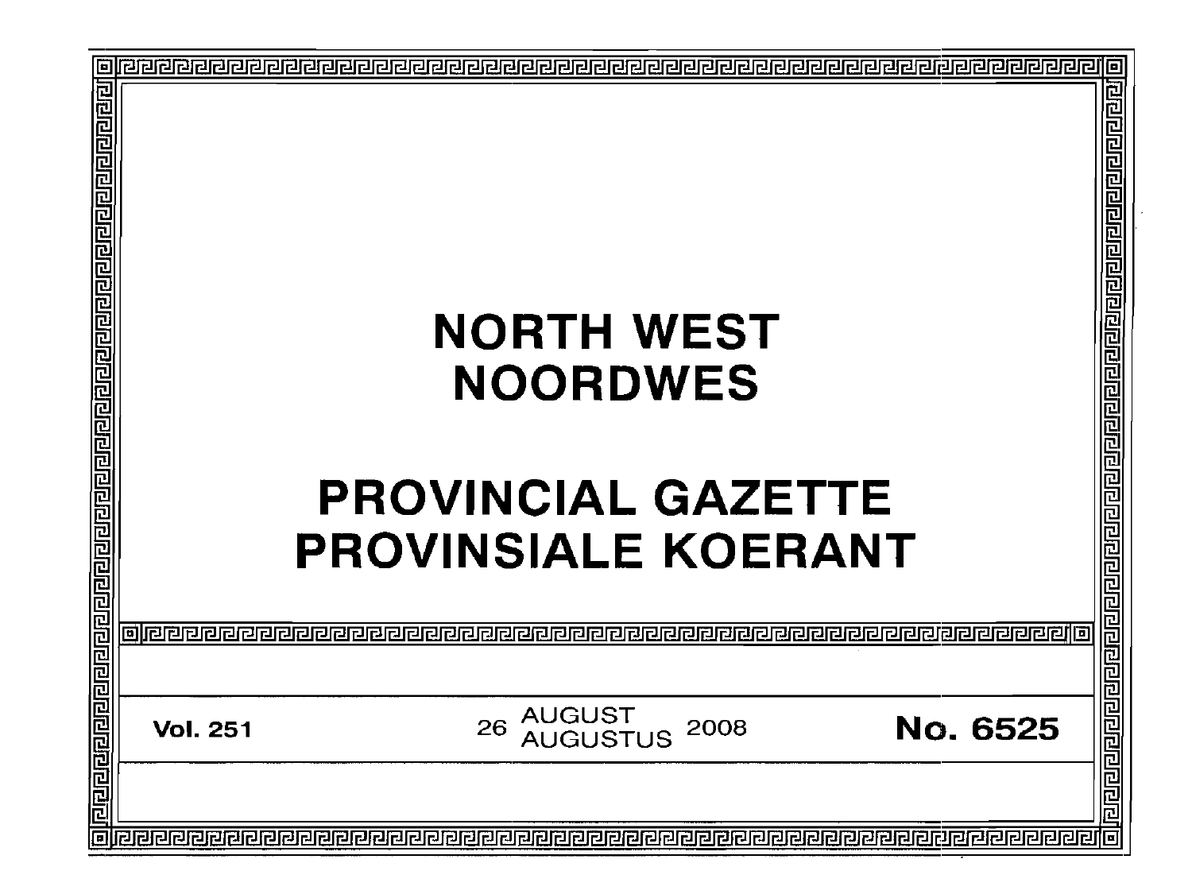# NORTH WEST
# NOORDWES

# PROVINCIAL GAZETTE
# PROVINSIALE KOERANT

**Vol. 251** | 26 AUGUST / AUGUSTUS 2008 | **No. 6525**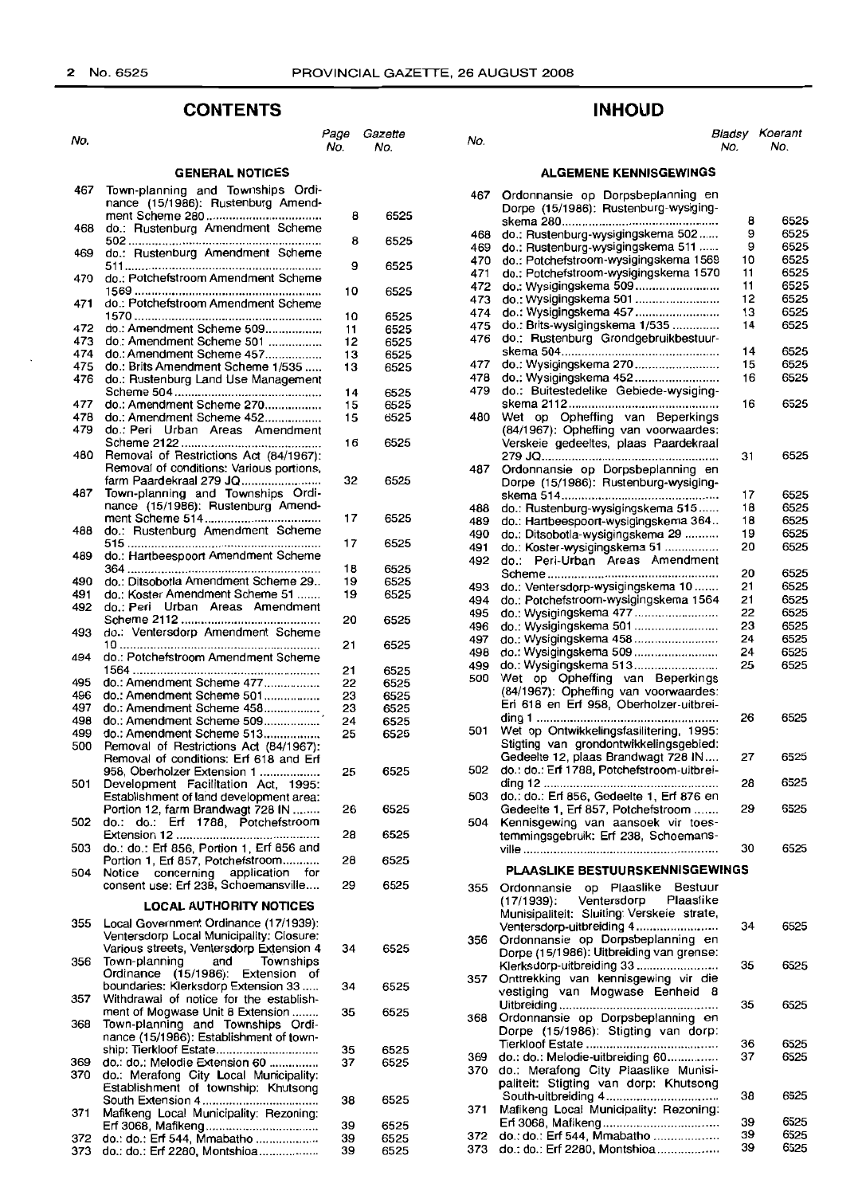# CONTENTS

| No. | | Page No. | Gazette No. |
|---|---|---|---|
| | **GENERAL NOTICES** | | |
| 467 | Town-planning and Townships Ordinance (15/1986): Rustenburg Amendment Scheme 280 | 8 | 6525 |
| 468 | do.: Rustenburg Amendment Scheme 502 | 8 | 6525 |
| 469 | do.: Rustenburg Amendment Scheme 511 | 9 | 6525 |
| 470 | do.: Potchefstroom Amendment Scheme 1569 | 10 | 6525 |
| 471 | do.: Potchefstroom Amendment Scheme 1570 | 10 | 6525 |
| 472 | do.: Amendment Scheme 509 | 11 | 6525 |
| 473 | do.: Amendment Scheme 501 | 12 | 6525 |
| 474 | do.: Amendment Scheme 457 | 13 | 6525 |
| 475 | do.: Brits Amendment Scheme 1/535 | 13 | 6525 |
| 476 | do.: Rustenburg Land Use Management Scheme 504 | 14 | 6525 |
| 477 | do.: Amendment Scheme 270 | 15 | 6525 |
| 478 | do.: Amendment Scheme 452 | 15 | 6525 |
| 479 | do.: Peri Urban Areas Amendment Scheme 2122 | 16 | 6525 |
| 480 | Removal of Restrictions Act (84/1967): Removal of conditions: Various portions, farm Paardekraal 279 JQ | 32 | 6525 |
| 487 | Town-planning and Townships Ordinance (15/1986): Rustenburg Amendment Scheme 514 | 17 | 6525 |
| 488 | do.: Rustenburg Amendment Scheme 515 | 17 | 6525 |
| 489 | do.: Hartbeespoort Amendment Scheme 364 | 18 | 6525 |
| 490 | do.: Ditsobotla Amendment Scheme 29 | 19 | 6525 |
| 491 | do.: Koster Amendment Scheme 51 | 19 | 6525 |
| 492 | do.: Peri Urban Areas Amendment Scheme 2112 | 20 | 6525 |
| 493 | do.: Ventersdorp Amendment Scheme 10 | 21 | 6525 |
| 494 | do.: Potchefstroom Amendment Scheme 1564 | 21 | 6525 |
| 495 | do.: Amendment Scheme 477 | 22 | 6525 |
| 496 | do.: Amendment Scheme 501 | 23 | 6525 |
| 497 | do.: Amendment Scheme 458 | 23 | 6525 |
| 498 | do.: Amendment Scheme 509 | 24 | 6525 |
| 499 | do.: Amendment Scheme 513 | 25 | 6525 |
| 500 | Removal of Restrictions Act (84/1967): Removal of conditions: Erf 618 and Erf 958, Oberholzer Extension 1 | 25 | 6525 |
| 501 | Development Facilitation Act, 1995: Establishment of land development area: Portion 12, farm Brandwagt 728 IN | 26 | 6525 |
| 502 | do.: do.: Erf 1788, Potchefstroom Extension 12 | 28 | 6525 |
| 503 | do.: do.: Erf 856, Portion 1, Erf 856 and Portion 1, Erf 857, Potchefstroom | 28 | 6525 |
| 504 | Notice concerning application for consent use: Erf 238, Schoemansville | 29 | 6525 |
| | **LOCAL AUTHORITY NOTICES** | | |
| 355 | Local Government Ordinance (17/1939): Ventersdorp Local Municipality: Closure: Various streets, Ventersdorp Extension 4 | 34 | 6525 |
| 356 | Town-planning and Townships Ordinance (15/1986): Extension of boundaries: Klerksdorp Extension 33 | 34 | 6525 |
| 357 | Withdrawal of notice for the establishment of Mogwase Unit 8 Extension | 35 | 6525 |
| 368 | Town-planning and Townships Ordinance (15/1986): Establishment of township: Tierkloof Estate | 35 | 6525 |
| 369 | do.: do.: Melodie Extension 60 | 37 | 6525 |
| 370 | do.: Merafong City Local Municipality: Establishment of township: Khutsong South Extension 4 | 38 | 6525 |
| 371 | Mafikeng Local Municipality: Rezoning: Erf 3068, Mafikeng | 39 | 6525 |
| 372 | do.: do.: Erf 544, Mmabatho | 39 | 6525 |
| 373 | do.: do.: Erf 2280, Montshioa | 39 | 6525 |

# INHOUD

| No. | | Bladsy No. | Koerant No. |
|---|---|---|---|
| | **ALGEMENE KENNISGEWINGS** | | |
| 467 | Ordonnansie op Dorpsbeplanning en Dorpe (15/1986): Rustenburg-wysigingskema 280 | 8 | 6525 |
| 468 | do.: Rustenburg-wysigingskema 502 | 9 | 6525 |
| 469 | do.: Rustenburg-wysigingskema 511 | 9 | 6525 |
| 470 | do.: Potchefstroom-wysigingskema 1569 | 10 | 6525 |
| 471 | do.: Potchefstroom-wysigingskema 1570 | 11 | 6525 |
| 472 | do.: Wysigingskema 509 | 11 | 6525 |
| 473 | do.: Wysigingskema 501 | 12 | 6525 |
| 474 | do.: Wysigingskema 457 | 13 | 6525 |
| 475 | do.: Brits-wysigingskema 1/535 | 14 | 6525 |
| 476 | do.: Rustenburg Grondgebruikbestuurskema 504 | 14 | 6525 |
| 477 | do.: Wysigingskema 270 | 15 | 6525 |
| 478 | do.: Wysigingskema 452 | 16 | 6525 |
| 479 | do.: Buitestedelike Gebiede-wysigingskema 2112 | 16 | 6525 |
| 480 | Wet op Opheffing van Beperkings (84/1967): Opheffing van voorwaardes: Verskeie gedeeltes, plaas Paardekraal 279 JQ | 31 | 6525 |
| 487 | Ordonnansie op Dorpsbeplanning en Dorpe (15/1986): Rustenburg-wysigingskema 514 | 17 | 6525 |
| 488 | do.: Rustenburg-wysigingskema 515 | 18 | 6525 |
| 489 | do.: Hartbeespoort-wysigingskema 364 | 18 | 6525 |
| 490 | do.: Ditsobotla-wysigingskema 29 | 19 | 6525 |
| 491 | do.: Koster-wysigingskema 51 | 20 | 6525 |
| 492 | do.: Peri-Urban Areas Amendment Scheme | 20 | 6525 |
| 493 | do.: Ventersdorp-wysigingskema 10 | 21 | 6525 |
| 494 | do.: Potchefstroom-wysigingskema 1564 | 21 | 6525 |
| 495 | do.: Wysigingskema 477 | 22 | 6525 |
| 496 | do.: Wysigingskema 501 | 23 | 6525 |
| 497 | do.: Wysigingskema 458 | 24 | 6525 |
| 498 | do.: Wysigingskema 509 | 24 | 6525 |
| 499 | do.: Wysigingskema 513 | 25 | 6525 |
| 500 | Wet op Opheffing van Beperkings (84/1967): Opheffing van voorwaardes: Erf 618 en Erf 958, Oberholzer-uitbreiding 1 | 26 | 6525 |
| 501 | Wet op Ontwikkelingsfasilitering, 1995: Stigting van grondontwikkelingsgebied: Gedeelte 12, plaas Brandwagt 728 IN | 27 | 6525 |
| 502 | do.: do.: Erf 1788, Potchefstroom-uitbreiding 12 | 28 | 6525 |
| 503 | do.: do.: Erf 856, Gedeelte 1, Erf 876 en Gedeelte 1, Erf 857, Potchefstroom | 29 | 6525 |
| 504 | Kennisgewing van aansoek vir toestemmingsgebruik: Erf 238, Schoemansville | 30 | 6525 |
| | **PLAASLIKE BESTUURSKENNISGEWINGS** | | |
| 355 | Ordonnansie op Plaaslike Bestuur (17/1939): Ventersdorp Plaaslike Munisipaliteit: Sluiting: Verskeie strate, Ventersdorp-uitbreiding 4 | 34 | 6525 |
| 356 | Ordonnansie op Dorpsbeplanning en Dorpe (15/1986): Uitbreiding van grense: Klerksdorp-uitbreiding 33 | 35 | 6525 |
| 357 | Onttrekking van kennisgewing vir die vestiging van Mogwase Eenheid 8 Uitbreiding | 35 | 6525 |
| 368 | Ordonnansie op Dorpsbeplanning en Dorpe (15/1986): Stigting van dorp: Tierkloof Estate | 36 | 6525 |
| 369 | do.: do.: Melodie-uitbreiding 60 | 37 | 6525 |
| 370 | do.: Merafong City Plaaslike Munisipaliteit: Stigting van dorp: Khutsong South-uitbreiding 4 | 38 | 6525 |
| 371 | Mafikeng Local Municipality: Rezoning: Erf 3068, Mafikeng | 39 | 6525 |
| 372 | do.: do.: Erf 544, Mmabatho | 39 | 6525 |
| 373 | do.: do.: Erf 2280, Montshioa | 39 | 6525 |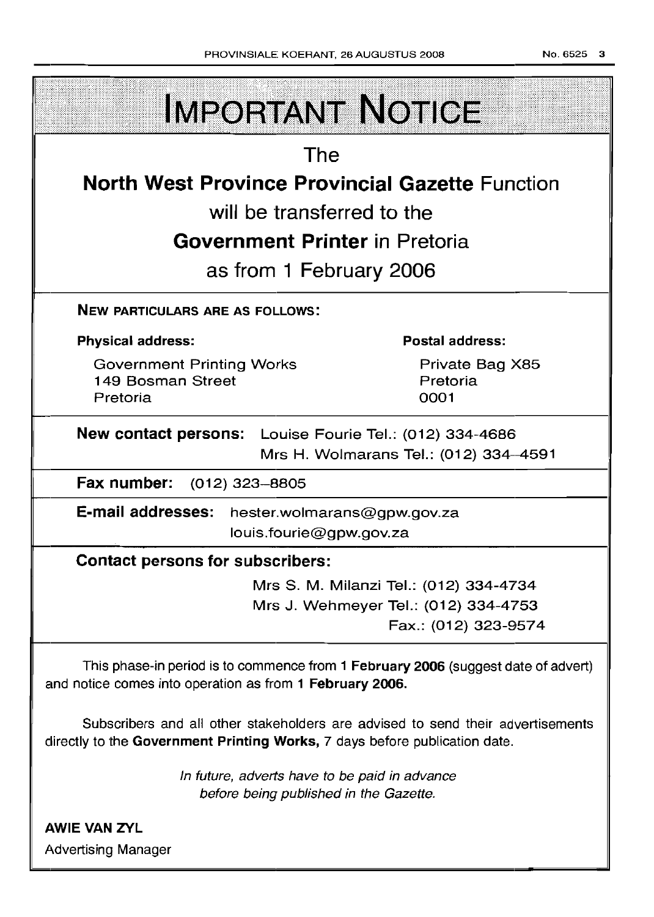# IMPORTANT NOTICE

The

**North West Province Provincial Gazette** Function

will be transferred to the

**Government Printer** in Pretoria

as from 1 February 2006

**NEW PARTICULARS ARE AS FOLLOWS:**

**Physical address:**

Government Printing Works
149 Bosman Street
Pretoria

**Postal address:**

Private Bag X85
Pretoria
0001

**New contact persons:** Louise Fourie Tel.: (012) 334-4686
Mrs H. Wolmarans Tel.: (012) 334–4591

**Fax number:** (012) 323–8805

**E-mail addresses:** hester.wolmarans@gpw.gov.za
louis.fourie@gpw.gov.za

**Contact persons for subscribers:**

Mrs S. M. Milanzi Tel.: (012) 334-4734
Mrs J. Wehmeyer Tel.: (012) 334-4753
Fax.: (012) 323-9574

This phase-in period is to commence from **1 February 2006** (suggest date of advert) and notice comes into operation as from **1 February 2006.**

Subscribers and all other stakeholders are advised to send their advertisements directly to the **Government Printing Works,** 7 days before publication date.

*In future, adverts have to be paid in advance before being published in the Gazette.*

**AWIE VAN ZYL**
Advertising Manager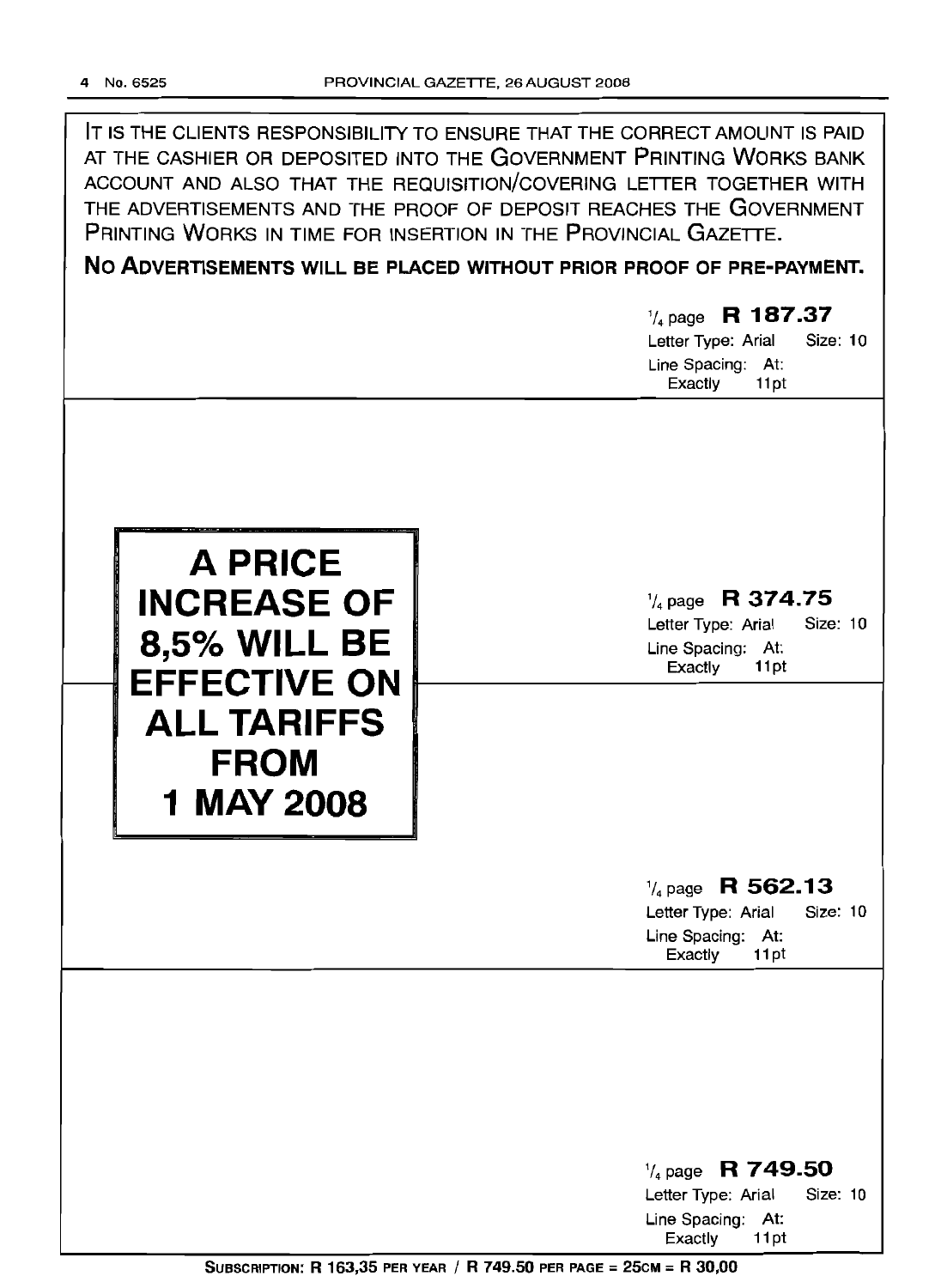IT IS THE CLIENTS RESPONSIBILITY TO ENSURE THAT THE CORRECT AMOUNT IS PAID AT THE CASHIER OR DEPOSITED INTO THE GOVERNMENT PRINTING WORKS BANK ACCOUNT AND ALSO THAT THE REQUISITION/COVERING LETTER TOGETHER WITH THE ADVERTISEMENTS AND THE PROOF OF DEPOSIT REACHES THE GOVERNMENT PRINTING WORKS IN TIME FOR INSERTION IN THE PROVINCIAL GAZETTE.

**NO ADVERTISEMENTS WILL BE PLACED WITHOUT PRIOR PROOF OF PRE-PAYMENT.**

1/4 page **R 187.37**
Letter Type: Arial Size: 10
Line Spacing: At: Exactly 11pt

**A PRICE INCREASE OF 8,5% WILL BE EFFECTIVE ON ALL TARIFFS FROM 1 MAY 2008**

1/4 page **R 374.75**
Letter Type: Arial Size: 10
Line Spacing: At: Exactly 11pt

1/4 page **R 562.13**
Letter Type: Arial Size: 10
Line Spacing: At: Exactly 11pt

1/4 page **R 749.50**
Letter Type: Arial Size: 10
Line Spacing: At: Exactly 11pt

**SUBSCRIPTION: R 163,35 PER YEAR / R 749.50 PER PAGE = 25CM = R 30,00**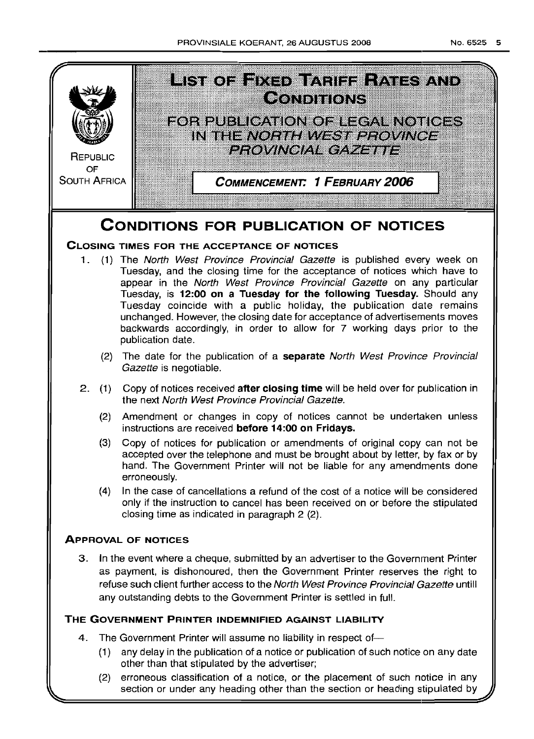# LIST OF FIXED TARIFF RATES AND CONDITIONS

## FOR PUBLICATION OF LEGAL NOTICES IN THE *NORTH WEST PROVINCE PROVINCIAL GAZETTE*

REPUBLIC OF SOUTH AFRICA

**COMMENCEMENT: 1 FEBRUARY 2006**

# CONDITIONS FOR PUBLICATION OF NOTICES

### CLOSING TIMES FOR THE ACCEPTANCE OF NOTICES

1. (1) The *North West Province Provincial Gazette* is published every week on Tuesday, and the closing time for the acceptance of notices which have to appear in the *North West Province Provincial Gazette* on any particular Tuesday, is **12:00 on a Tuesday for the following Tuesday.** Should any Tuesday coincide with a public holiday, the publication date remains unchanged. However, the closing date for acceptance of advertisements moves backwards accordingly, in order to allow for 7 working days prior to the publication date.

   (2) The date for the publication of a **separate** *North West Province Provincial Gazette* is negotiable.

2. (1) Copy of notices received **after closing time** will be held over for publication in the next *North West Province Provincial Gazette.*

   (2) Amendment or changes in copy of notices cannot be undertaken unless instructions are received **before 14:00 on Fridays.**

   (3) Copy of notices for publication or amendments of original copy can not be accepted over the telephone and must be brought about by letter, by fax or by hand. The Government Printer will not be liable for any amendments done erroneously.

   (4) In the case of cancellations a refund of the cost of a notice will be considered only if the instruction to cancel has been received on or before the stipulated closing time as indicated in paragraph 2 (2).

### APPROVAL OF NOTICES

3. In the event where a cheque, submitted by an advertiser to the Government Printer as payment, is dishonoured, then the Government Printer reserves the right to refuse such client further access to the *North West Province Provincial Gazette* untill any outstanding debts to the Government Printer is settled in full.

### THE GOVERNMENT PRINTER INDEMNIFIED AGAINST LIABILITY

4. The Government Printer will assume no liability in respect of—

   (1) any delay in the publication of a notice or publication of such notice on any date other than that stipulated by the advertiser;

   (2) erroneous classification of a notice, or the placement of such notice in any section or under any heading other than the section or heading stipulated by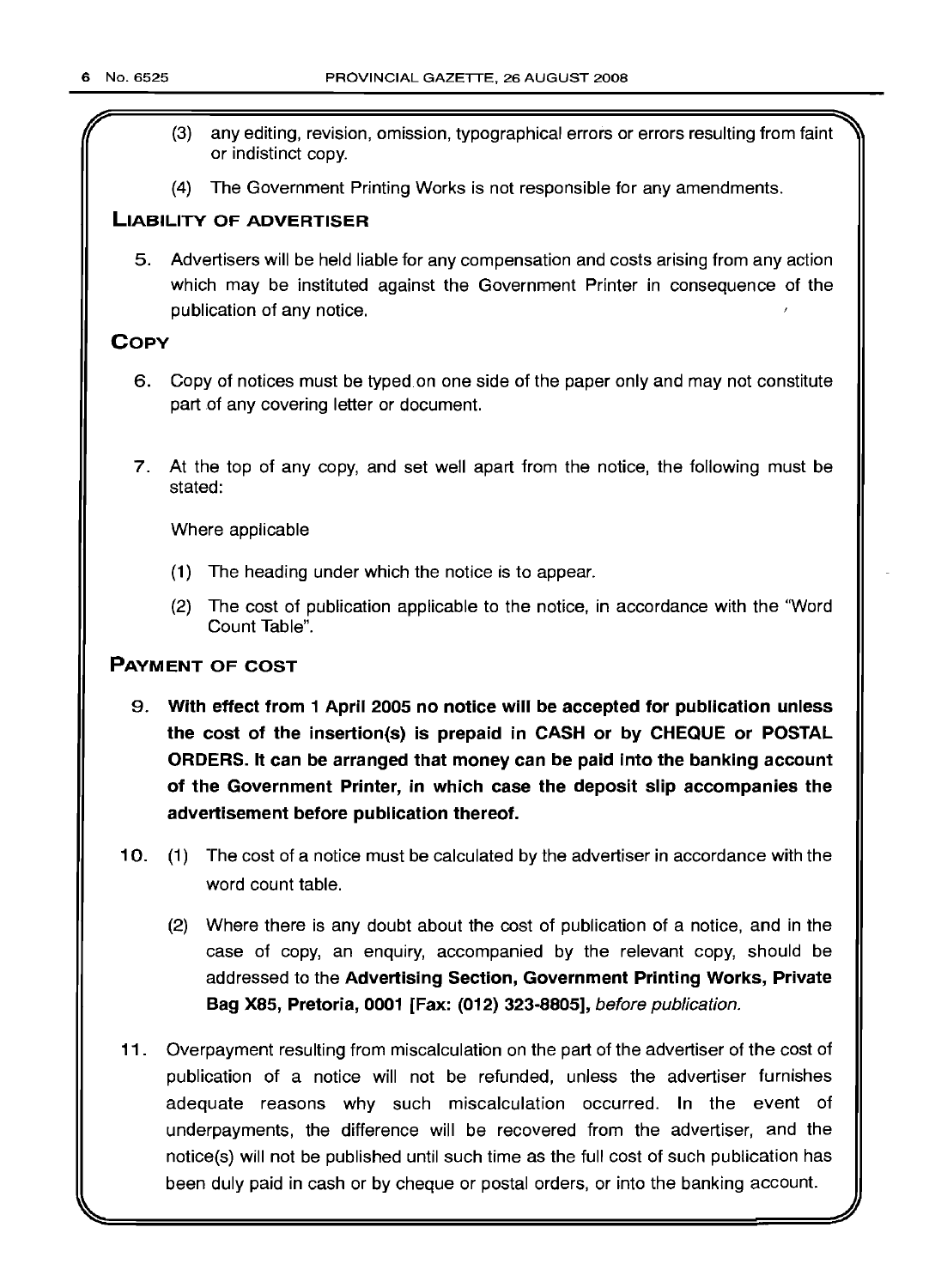(3) any editing, revision, omission, typographical errors or errors resulting from faint or indistinct copy.

(4) The Government Printing Works is not responsible for any amendments.

## LIABILITY OF ADVERTISER

5. Advertisers will be held liable for any compensation and costs arising from any action which may be instituted against the Government Printer in consequence of the publication of any notice.

## COPY

6. Copy of notices must be typed on one side of the paper only and may not constitute part of any covering letter or document.

7. At the top of any copy, and set well apart from the notice, the following must be stated:

   Where applicable

   (1) The heading under which the notice is to appear.

   (2) The cost of publication applicable to the notice, in accordance with the "Word Count Table".

## PAYMENT OF COST

9. **With effect from 1 April 2005 no notice will be accepted for publication unless the cost of the insertion(s) is prepaid in CASH or by CHEQUE or POSTAL ORDERS. It can be arranged that money can be paid into the banking account of the Government Printer, in which case the deposit slip accompanies the advertisement before publication thereof.**

10. (1) The cost of a notice must be calculated by the advertiser in accordance with the word count table.

    (2) Where there is any doubt about the cost of publication of a notice, and in the case of copy, an enquiry, accompanied by the relevant copy, should be addressed to the **Advertising Section, Government Printing Works, Private Bag X85, Pretoria, 0001 [Fax: (012) 323-8805],** *before publication.*

11. Overpayment resulting from miscalculation on the part of the advertiser of the cost of publication of a notice will not be refunded, unless the advertiser furnishes adequate reasons why such miscalculation occurred. In the event of underpayments, the difference will be recovered from the advertiser, and the notice(s) will not be published until such time as the full cost of such publication has been duly paid in cash or by cheque or postal orders, or into the banking account.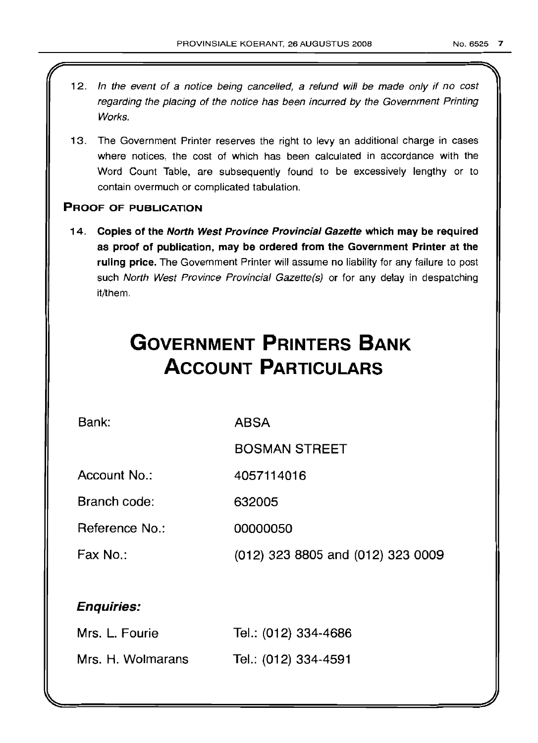12. *In the event of a notice being cancelled, a refund will be made only if no cost regarding the placing of the notice has been incurred by the Government Printing Works.*

13. The Government Printer reserves the right to levy an additional charge in cases where notices, the cost of which has been calculated in accordance with the Word Count Table, are subsequently found to be excessively lengthy or to contain overmuch or complicated tabulation.

**PROOF OF PUBLICATION**

14. **Copies of the *North West Province Provincial Gazette* which may be required as proof of publication, may be ordered from the Government Printer at the ruling price.** The Government Printer will assume no liability for any failure to post such *North West Province Provincial Gazette(s)* or for any delay in despatching it/them.

# GOVERNMENT PRINTERS BANK ACCOUNT PARTICULARS

| | |
|---|---|
| Bank: | ABSA |
| | BOSMAN STREET |
| Account No.: | 4057114016 |
| Branch code: | 632005 |
| Reference No.: | 00000050 |
| Fax No.: | (012) 323 8805 and (012) 323 0009 |

***Enquiries:***

| | |
|---|---|
| Mrs. L. Fourie | Tel.: (012) 334-4686 |
| Mrs. H. Wolmarans | Tel.: (012) 334-4591 |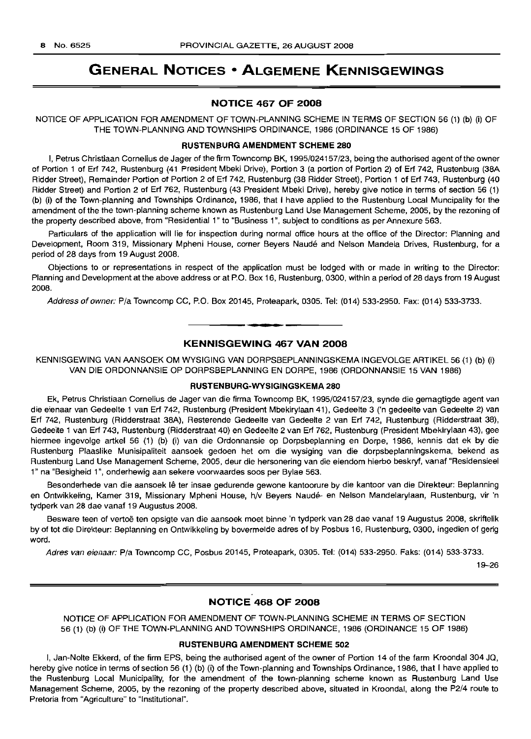# GENERAL NOTICES • ALGEMENE KENNISGEWINGS

## NOTICE 467 OF 2008

NOTICE OF APPLICATION FOR AMENDMENT OF TOWN-PLANNING SCHEME IN TERMS OF SECTION 56 (1) (b) (i) OF THE TOWN-PLANNING AND TOWNSHIPS ORDINANCE, 1986 (ORDINANCE 15 OF 1986)

### RUSTENBURG AMENDMENT SCHEME 280

I, Petrus Christiaan Cornelius de Jager of the firm Towncomp BK, 1995/024157/23, being the authorised agent of the owner of Portion 1 of Erf 742, Rustenburg (41 President Mbeki Drive), Portion 3 (a portion of Portion 2) of Erf 742, Rustenburg (38A Ridder Street), Remainder Portion of Portion 2 of Erf 742, Rustenburg (38 Ridder Street), Portion 1 of Erf 743, Rustenburg (40 Ridder Street) and Portion 2 of Erf 762, Rustenburg (43 President Mbeki Drive), hereby give notice in terms of section 56 (1) (b) (i) of the Town-planning and Townships Ordinance, 1986, that I have applied to the Rustenburg Local Muncipality for the amendment of the the town-planning scheme known as Rustenburg Land Use Management Scheme, 2005, by the rezoning of the property described above, from "Residential 1" to "Business 1", subject to conditions as per Annexure 563.

Particulars of the application will lie for inspection during normal office hours at the office of the Director: Planning and Development, Room 319, Missionary Mpheni House, corner Beyers Naudé and Nelson Mandela Drives, Rustenburg, for a period of 28 days from 19 August 2008.

Objections to or representations in respect of the application must be lodged with or made in writing to the Director: Planning and Development at the above address or at P.O. Box 16, Rustenburg, 0300, within a period of 28 days from 19 August 2008.

*Address of owner:* P/a Towncomp CC, P.O. Box 20145, Proteapark, 0305. Tel: (014) 533-2950. Fax: (014) 533-3733.

---

## KENNISGEWING 467 VAN 2008

KENNISGEWING VAN AANSOEK OM WYSIGING VAN DORPSBEPLANNINGSKEMA INGEVOLGE ARTIKEL 56 (1) (b) (i) VAN DIE ORDONNANSIE OP DORPSBEPLANNING EN DORPE, 1986 (ORDONNANSIE 15 VAN 1986)

### RUSTENBURG-WYSIGINGSKEMA 280

Ek, Petrus Christiaan Cornelius de Jager van die firma Towncomp BK, 1995/024157/23, synde die gemagtigde agent van die eienaar van Gedeelte 1 van Erf 742, Rustenburg (President Mbekirylaan 41), Gedeelte 3 ('n gedeelte van Gedeelte 2) van Erf 742, Rustenburg (Ridderstraat 38A), Resterende Gedeelte van Gedeelte 2 van Erf 742, Rustenburg (Ridderstraat 38), Gedeelte 1 van Erf 743, Rustenburg (Ridderstraat 40) en Gedeelte 2 van Erf 762, Rustenburg (President Mbekirylaan 43), gee hiermee ingevolge artkel 56 (1) (b) (i) van die Ordonnansie op Dorpsbeplanning en Dorpe, 1986, kennis dat ek by die Rustenburg Plaaslike Munisipaliteit aansoek gedoen het om die wysiging van die dorpsbeplanningskema, bekend as Rustenburg Land Use Management Scheme, 2005, deur die hersonering van die eiendom hierbo beskryf, vanaf "Residensieel 1" na "Besigheid 1", onderhewig aan sekere voorwaardes soos per Bylae 563.

Besonderhede van die aansoek lê ter insae gedurende gewone kantoorure by die kantoor van die Direkteur: Beplanning en Ontwikkeling, Kamer 319, Missionary Mpheni House, h/v Beyers Naudé- en Nelson Mandelarylaan, Rustenburg, vir 'n tydperk van 28 dae vanaf 19 Augustus 2008.

Besware teen of vertoë ten opsigte van die aansoek moet binne 'n tydperk van 28 dae vanaf 19 Augustus 2008, skriftelik by of tot die Direkteur: Beplanning en Ontwikkeling by bovermelde adres of by Posbus 16, Rustenburg, 0300, ingedien of gerig word.

*Adres van eienaar:* P/a Towncomp CC, Posbus 20145, Proteapark, 0305. Tel: (014) 533-2950. Faks: (014) 533-3733.

19–26

---

## NOTICE 468 OF 2008

NOTICE OF APPLICATION FOR AMENDMENT OF TOWN-PLANNING SCHEME IN TERMS OF SECTION 56 (1) (b) (i) OF THE TOWN-PLANNING AND TOWNSHIPS ORDINANCE, 1986 (ORDINANCE 15 OF 1986)

### RUSTENBURG AMENDMENT SCHEME 502

I, Jan-Nolte Ekkerd, of the firm EPS, being the authorised agent of the owner of Portion 14 of the farm Kroondal 304 JQ, hereby give notice in terms of section 56 (1) (b) (i) of the Town-planning and Townships Ordinance, 1986, that I have applied to the Rustenburg Local Municipality, for the amendment of the town-planning scheme known as Rustenburg Land Use Management Scheme, 2005, by the rezoning of the property described above, situated in Kroondal, along the P2/4 route to Pretoria from "Agriculture" to "Institutional".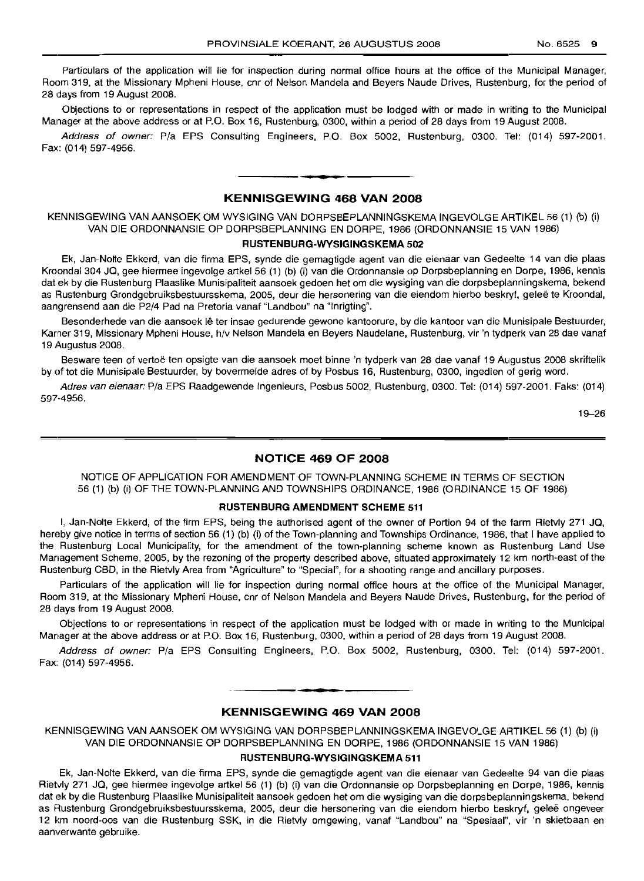Particulars of the application will lie for inspection during normal office hours at the office of the Municipal Manager, Room 319, at the Missionary Mpheni House, cnr of Nelson Mandela and Beyers Naude Drives, Rustenburg, for the period of 28 days from 19 August 2008.

Objections to or representations in respect of the application must be lodged with or made in writing to the Municipal Manager at the above address or at P.O. Box 16, Rustenburg, 0300, within a period of 28 days from 19 August 2008.

*Address of owner:* P/a EPS Consulting Engineers, P.O. Box 5002, Rustenburg, 0300. Tel: (014) 597-2001. Fax: (014) 597-4956.

## KENNISGEWING 468 VAN 2008

KENNISGEWING VAN AANSOEK OM WYSIGING VAN DORPSBEPLANNINGSKEMA INGEVOLGE ARTIKEL 56 (1) (b) (i) VAN DIE ORDONNANSIE OP DORPSBEPLANNING EN DORPE, 1986 (ORDONNANSIE 15 VAN 1986)

**RUSTENBURG-WYSIGINGSKEMA 502**

Ek, Jan-Nolte Ekkerd, van die firma EPS, synde die gemagtigde agent van die eienaar van Gedeelte 14 van die plaas Kroondal 304 JQ, gee hiermee ingevolge artkel 56 (1) (b) (i) van die Ordonnansie op Dorpsbeplanning en Dorpe, 1986, kennis dat ek by die Rustenburg Plaaslike Munisipaliteit aansoek gedoen het om die wysiging van die dorpsbeplanningskema, bekend as Rustenburg Grondgebruiksbestuursskema, 2005, deur die hersonering van die eiendom hierbo beskryf, geleë te Kroondal, aangrensend aan die P2/4 Pad na Pretoria vanaf "Landbou" na "Inrigting".

Besonderhede van die aansoek lê ter insae gedurende gewone kantoorure, by die kantoor van die Munisipale Bestuurder, Kamer 319, Missionary Mpheni House, h/v Nelson Mandela en Beyers Naudelane, Rustenburg, vir 'n tydperk van 28 dae vanaf 19 Augustus 2008.

Besware teen of vertoë ten opsigte van die aansoek moet binne 'n tydperk van 28 dae vanaf 19 Augustus 2008 skriftelik by of tot die Munisipale Bestuurder, by bovermelde adres of by Posbus 16, Rustenburg, 0300, ingedien of gerig word.

*Adres van eienaar:* P/a EPS Raadgewende Ingenieurs, Posbus 5002, Rustenburg, 0300. Tel: (014) 597-2001. Faks: (014) 597-4956.

19–26

## NOTICE 469 OF 2008

NOTICE OF APPLICATION FOR AMENDMENT OF TOWN-PLANNING SCHEME IN TERMS OF SECTION 56 (1) (b) (i) OF THE TOWN-PLANNING AND TOWNSHIPS ORDINANCE, 1986 (ORDINANCE 15 OF 1986)

**RUSTENBURG AMENDMENT SCHEME 511**

I, Jan-Nolte Ekkerd, of the firm EPS, being the authorised agent of the owner of Portion 94 of the farm Rietvly 271 JQ, hereby give notice in terms of section 56 (1) (b) (i) of the Town-planning and Townships Ordinance, 1986, that I have applied to the Rustenburg Local Municipality, for the amendment of the town-planning scheme known as Rustenburg Land Use Management Scheme, 2005, by the rezoning of the property described above, situated approximately 12 km north-east of the Rustenburg CBD, in the Rietvly Area from "Agriculture" to "Special", for a shooting range and ancillary purposes.

Particulars of the application will lie for inspection during normal office hours at the office of the Municipal Manager, Room 319, at the Missionary Mpheni House, cnr of Nelson Mandela and Beyers Naude Drives, Rustenburg, for the period of 28 days from 19 August 2008.

Objections to or representations in respect of the application must be lodged with or made in writing to the Municipal Manager at the above address or at P.O. Box 16, Rustenburg, 0300, within a period of 28 days from 19 August 2008.

*Address of owner:* P/a EPS Consulting Engineers, P.O. Box 5002, Rustenburg, 0300. Tel: (014) 597-2001. Fax: (014) 597-4956.

## KENNISGEWING 469 VAN 2008

KENNISGEWING VAN AANSOEK OM WYSIGING VAN DORPSBEPLANNINGSKEMA INGEVOLGE ARTIKEL 56 (1) (b) (i) VAN DIE ORDONNANSIE OP DORPSBEPLANNING EN DORPE, 1986 (ORDONNANSIE 15 VAN 1986)

**RUSTENBURG-WYSIGINGSKEMA 511**

Ek, Jan-Nolte Ekkerd, van die firma EPS, synde die gemagtigde agent van die eienaar van Gedeelte 94 van die plaas Rietvly 271 JQ, gee hiermee ingevolge artkel 56 (1) (b) (i) van die Ordonnansie op Dorpsbeplanning en Dorpe, 1986, kennis dat ek by die Rustenburg Plaaslike Munisipaliteit aansoek gedoen het om die wysiging van die dorpsbeplanningskema, bekend as Rustenburg Grondgebruiksbestuursskema, 2005, deur die hersonering van die eiendom hierbo beskryf, geleë ongeveer 12 km noord-oos van die Rustenburg SSK, in die Rietvly omgewing, vanaf "Landbou" na "Spesiaal", vir 'n skietbaan en aanverwante gebruike.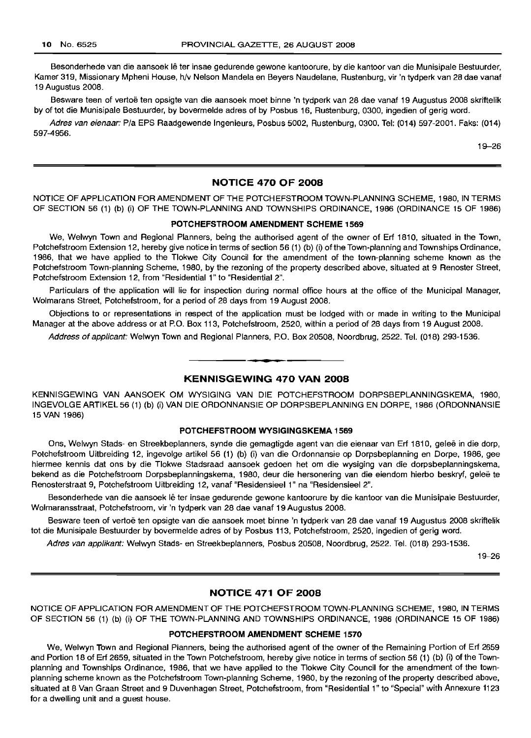Besonderhede van die aansoek lê ter insae gedurende gewone kantoorure, by die kantoor van die Munisipale Bestuurder, Kamer 319, Missionary Mpheni House, h/v Nelson Mandela en Beyers Naudelane, Rustenburg, vir 'n tydperk van 28 dae vanaf 19 Augustus 2008.

Besware teen of vertoë ten opsigte van die aansoek moet binne 'n tydperk van 28 dae vanaf 19 Augustus 2008 skriftelik by of tot die Munisipale Bestuurder, by bovermelde adres of by Posbus 16, Rustenburg, 0300, ingedien of gerig word.

*Adres van eienaar:* P/a EPS Raadgewende Ingenieurs, Posbus 5002, Rustenburg, 0300. Tel: (014) 597-2001. Faks: (014) 597-4956.

19–26

## NOTICE 470 OF 2008

NOTICE OF APPLICATION FOR AMENDMENT OF THE POTCHEFSTROOM TOWN-PLANNING SCHEME, 1980, IN TERMS OF SECTION 56 (1) (b) (i) OF THE TOWN-PLANNING AND TOWNSHIPS ORDINANCE, 1986 (ORDINANCE 15 OF 1986)

### POTCHEFSTROOM AMENDMENT SCHEME 1569

We, Welwyn Town and Regional Planners, being the authorised agent of the owner of Erf 1810, situated in the Town, Potchefstroom Extension 12, hereby give notice in terms of section 56 (1) (b) (i) of the Town-planning and Townships Ordinance, 1986, that we have applied to the Tlokwe City Council for the amendment of the town-planning scheme known as the Potchefstroom Town-planning Scheme, 1980, by the rezoning of the property described above, situated at 9 Renoster Street, Potchefstroom Extension 12, from "Residential 1" to "Residential 2".

Particulars of the application will lie for inspection during normal office hours at the office of the Municipal Manager, Wolmarans Street, Potchefstroom, for a period of 28 days from 19 August 2008.

Objections to or representations in respect of the application must be lodged with or made in writing to the Municipal Manager at the above address or at P.O. Box 113, Potchefstroom, 2520, within a period of 28 days from 19 August 2008.

*Address of applicant:* Welwyn Town and Regional Planners, P.O. Box 20508, Noordbrug, 2522. Tel. (018) 293-1536.

## KENNISGEWING 470 VAN 2008

KENNISGEWING VAN AANSOEK OM WYSIGING VAN DIE POTCHEFSTROOM DORPSBEPLANNINGSKEMA, 1980, INGEVOLGE ARTIKEL 56 (1) (b) (i) VAN DIE ORDONNANSIE OP DORPSBEPLANNING EN DORPE, 1986 (ORDONNANSIE 15 VAN 1986)

### POTCHEFSTROOM WYSIGINGSKEMA 1569

Ons, Welwyn Stads- en Streekbeplanners, synde die gemagtigde agent van die eienaar van Erf 1810, geleë in die dorp, Potchefstroom Uitbreiding 12, ingevolge artikel 56 (1) (b) (i) van die Ordonnansie op Dorpsbeplanning en Dorpe, 1986, gee hiermee kennis dat ons by die Tlokwe Stadsraad aansoek gedoen het om die wysiging van die dorpsbeplanningskema, bekend as die Potchefstroom Dorpsbeplanningskema, 1980, deur die hersonering van die eiendom hierbo beskryf, geleë te Renosterstraat 9, Potchefstroom Uitbreiding 12, vanaf "Residensieel 1" na "Residensieel 2".

Besonderhede van die aansoek lê ter insae gedurende gewone kantoorure by die kantoor van die Munisipale Bestuurder, Wolmaransstraat, Potchefstroom, vir 'n tydperk van 28 dae vanaf 19 Augustus 2008.

Besware teen of vertoë ten opsigte van die aansoek moet binne 'n tydperk van 28 dae vanaf 19 Augustus 2008 skriftelik tot die Munisipale Bestuurder by bovermelde adres of by Posbus 113, Potchefstroom, 2520, ingedien of gerig word.

*Adres van applikant:* Welwyn Stads- en Streekbeplanners, Posbus 20508, Noordbrug, 2522. Tel. (018) 293-1536.

19–26

## NOTICE 471 OF 2008

NOTICE OF APPLICATION FOR AMENDMENT OF THE POTCHEFSTROOM TOWN-PLANNING SCHEME, 1980, IN TERMS OF SECTION 56 (1) (b) (i) OF THE TOWN-PLANNING AND TOWNSHIPS ORDINANCE, 1986 (ORDINANCE 15 OF 1986)

### POTCHEFSTROOM AMENDMENT SCHEME 1570

We, Welwyn Town and Regional Planners, being the authorised agent of the owner of the Remaining Portion of Erf 2659 and Portion 18 of Erf 2659, situated in the Town Potchefstroom, hereby give notice in terms of section 56 (1) (b) (i) of the Town-planning and Townships Ordinance, 1986, that we have applied to the Tlokwe City Council for the amendment of the town-planning scheme known as the Potchefstroom Town-planning Scheme, 1980, by the rezoning of the property described above, situated at 8 Van Graan Street and 9 Duvenhagen Street, Potchefstroom, from "Residential 1" to "Special" with Annexure 1123 for a dwelling unit and a guest house.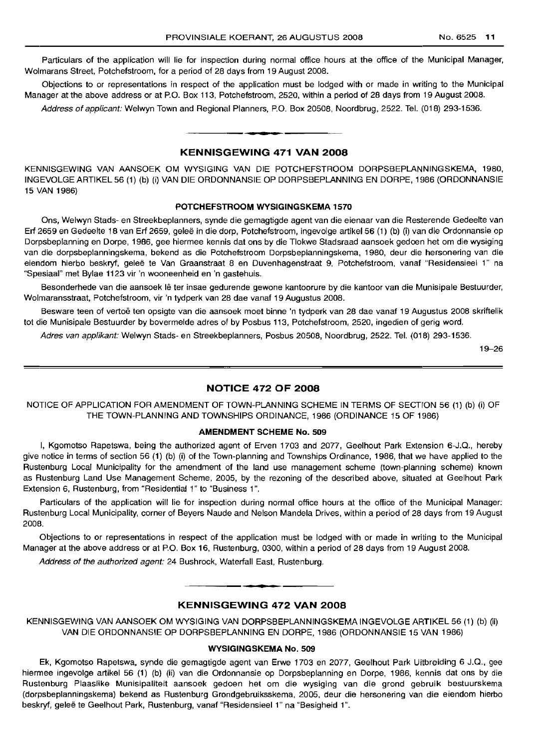Particulars of the application will lie for inspection during normal office hours at the office of the Municipal Manager, Wolmarans Street, Potchefstroom, for a period of 28 days from 19 August 2008.

Objections to or representations in respect of the application must be lodged with or made in writing to the Municipal Manager at the above address or at P.O. Box 113, Potchefstroom, 2520, within a period of 28 days from 19 August 2008.

*Address of applicant:* Welwyn Town and Regional Planners, P.O. Box 20508, Noordbrug, 2522. Tel. (018) 293-1536.

## KENNISGEWING 471 VAN 2008

KENNISGEWING VAN AANSOEK OM WYSIGING VAN DIE POTCHEFSTROOM DORPSBEPLANNINGSKEMA, 1980, INGEVOLGE ARTIKEL 56 (1) (b) (i) VAN DIE ORDONNANSIE OP DORPSBEPLANNING EN DORPE, 1986 (ORDONNANSIE 15 VAN 1986)

### POTCHEFSTROOM WYSIGINGSKEMA 1570

Ons, Welwyn Stads- en Streekbeplanners, synde die gemagtigde agent van die eienaar van die Resterende Gedeelte van Erf 2659 en Gedeelte 18 van Erf 2659, geleë in die dorp, Potchefstroom, ingevolge artikel 56 (1) (b) (i) van die Ordonnansie op Dorpsbeplanning en Dorpe, 1986, gee hiermee kennis dat ons by die Tlokwe Stadsraad aansoek gedoen het om die wysiging van die dorpsbeplanningskema, bekend as die Potchefstroom Dorpsbeplanningskema, 1980, deur die hersonering van die eiendom hierbo beskryf, geleë te Van Graanstraat 8 en Duvenhagenstraat 9, Potchefstroom, vanaf "Residensieel 1" na "Spesiaal" met Bylae 1123 vir 'n wooneenheid en 'n gastehuis.

Besonderhede van die aansoek lê ter insae gedurende gewone kantoorure by die kantoor van die Munisipale Bestuurder, Wolmaransstraat, Potchefstroom, vir 'n tydperk van 28 dae vanaf 19 Augustus 2008.

Besware teen of vertoë ten opsigte van die aansoek moet binne 'n tydperk van 28 dae vanaf 19 Augustus 2008 skriftelik tot die Munisipale Bestuurder by bovermelde adres of by Posbus 113, Potchefstroom, 2520, ingedien of gerig word.

*Adres van applikant:* Welwyn Stads- en Streekbeplanners, Posbus 20508, Noordbrug, 2522. Tel. (018) 293-1536.

19–26

## NOTICE 472 OF 2008

NOTICE OF APPLICATION FOR AMENDMENT OF TOWN-PLANNING SCHEME IN TERMS OF SECTION 56 (1) (b) (i) OF THE TOWN-PLANNING AND TOWNSHIPS ORDINANCE, 1986 (ORDINANCE 15 OF 1986)

### AMENDMENT SCHEME No. 509

I, Kgomotso Rapetswa, being the authorized agent of Erven 1703 and 2077, Geelhout Park Extension 6-J.Q., hereby give notice in terms of section 56 (1) (b) (i) of the Town-planning and Townships Ordinance, 1986, that we have applied to the Rustenburg Local Municipality for the amendment of the land use management scheme (town-planning scheme) known as Rustenburg Land Use Management Scheme, 2005, by the rezoning of the described above, situated at Geelhout Park Extension 6, Rustenburg, from "Residential 1" to "Business 1".

Particulars of the application will lie for inspection during normal office hours at the office of the Municipal Manager: Rustenburg Local Municipality, corner of Beyers Naude and Nelson Mandela Drives, within a period of 28 days from 19 August 2008.

Objections to or representations in respect of the application must be lodged with or made in writing to the Municipal Manager at the above address or at P.O. Box 16, Rustenburg, 0300, within a period of 28 days from 19 August 2008.

*Address of the authorized agent:* 24 Bushrock, Waterfall East, Rustenburg.

## KENNISGEWING 472 VAN 2008

KENNISGEWING VAN AANSOEK OM WYSIGING VAN DORPSBEPLANNINGSKEMA INGEVOLGE ARTIKEL 56 (1) (b) (ii) VAN DIE ORDONNANSIE OP DORPSBEPLANNING EN DORPE, 1986 (ORDONNANSIE 15 VAN 1986)

### WYSIGINGSKEMA No. 509

Ek, Kgomotso Rapetswa, synde die gemagtigde agent van Erwe 1703 en 2077, Geelhout Park Uitbreiding 6 J.Q., gee hiermee ingevolge artikel 56 (1) (b) (ii) van die Ordonnansie op Dorpsbeplanning en Dorpe, 1986, kennis dat ons by die Rustenburg Plaaslike Munisipaliteit aansoek gedoen het om die wysiging van die grond gebruik bestuurskema (dorpsbeplanningskema) bekend as Rustenburg Grondgebruiksskema, 2005, deur die hersonering van die eiendom hierbo beskryf, geleë te Geelhout Park, Rustenburg, vanaf "Residensieel 1" na "Besigheid 1".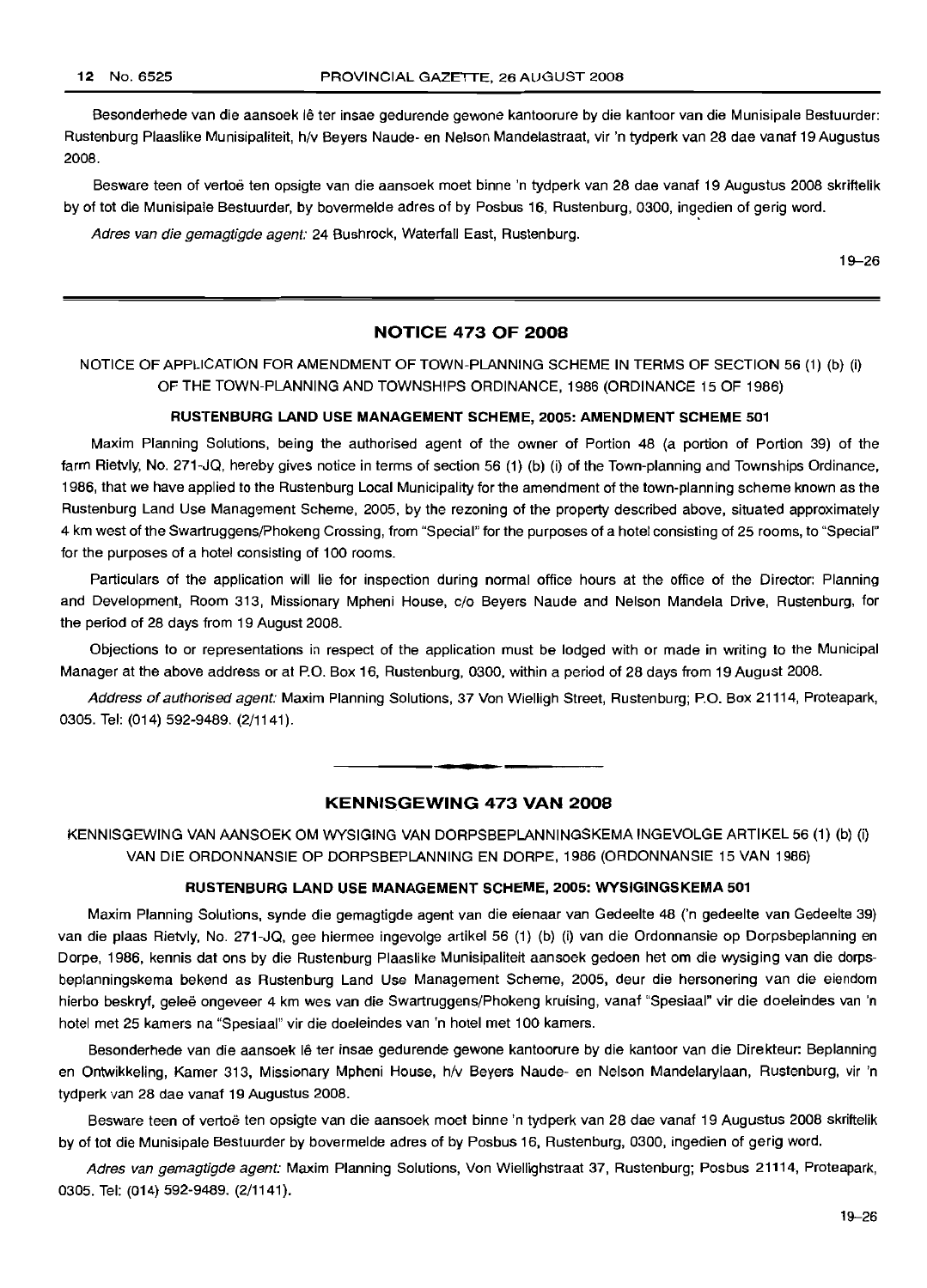Besonderhede van die aansoek lê ter insae gedurende gewone kantoorure by die kantoor van die Munisipale Bestuurder: Rustenburg Plaaslike Munisipaliteit, h/v Beyers Naude- en Nelson Mandelastraat, vir 'n tydperk van 28 dae vanaf 19 Augustus 2008.

Besware teen of vertoë ten opsigte van die aansoek moet binne 'n tydperk van 28 dae vanaf 19 Augustus 2008 skriftelik by of tot die Munisipale Bestuurder, by bovermelde adres of by Posbus 16, Rustenburg, 0300, ingedien of gerig word.

*Adres van die gemagtigde agent:* 24 Bushrock, Waterfall East, Rustenburg.

19–26

## NOTICE 473 OF 2008

NOTICE OF APPLICATION FOR AMENDMENT OF TOWN-PLANNING SCHEME IN TERMS OF SECTION 56 (1) (b) (i) OF THE TOWN-PLANNING AND TOWNSHIPS ORDINANCE, 1986 (ORDINANCE 15 OF 1986)

**RUSTENBURG LAND USE MANAGEMENT SCHEME, 2005: AMENDMENT SCHEME 501**

Maxim Planning Solutions, being the authorised agent of the owner of Portion 48 (a portion of Portion 39) of the farm Rietvly, No. 271-JQ, hereby gives notice in terms of section 56 (1) (b) (i) of the Town-planning and Townships Ordinance, 1986, that we have applied to the Rustenburg Local Municipality for the amendment of the town-planning scheme known as the Rustenburg Land Use Management Scheme, 2005, by the rezoning of the property described above, situated approximately 4 km west of the Swartruggens/Phokeng Crossing, from "Special" for the purposes of a hotel consisting of 25 rooms, to "Special" for the purposes of a hotel consisting of 100 rooms.

Particulars of the application will lie for inspection during normal office hours at the office of the Director: Planning and Development, Room 313, Missionary Mpheni House, c/o Beyers Naude and Nelson Mandela Drive, Rustenburg, for the period of 28 days from 19 August 2008.

Objections to or representations in respect of the application must be lodged with or made in writing to the Municipal Manager at the above address or at P.O. Box 16, Rustenburg, 0300, within a period of 28 days from 19 August 2008.

*Address of authorised agent:* Maxim Planning Solutions, 37 Von Wielligh Street, Rustenburg; P.O. Box 21114, Proteapark, 0305. Tel: (014) 592-9489. (2/1141).

## KENNISGEWING 473 VAN 2008

KENNISGEWING VAN AANSOEK OM WYSIGING VAN DORPSBEPLANNINGSKEMA INGEVOLGE ARTIKEL 56 (1) (b) (i) VAN DIE ORDONNANSIE OP DORPSBEPLANNING EN DORPE, 1986 (ORDONNANSIE 15 VAN 1986)

**RUSTENBURG LAND USE MANAGEMENT SCHEME, 2005: WYSIGINGSKEMA 501**

Maxim Planning Solutions, synde die gemagtigde agent van die eienaar van Gedeelte 48 ('n gedeelte van Gedeelte 39) van die plaas Rietvly, No. 271-JQ, gee hiermee ingevolge artikel 56 (1) (b) (i) van die Ordonnansie op Dorpsbeplanning en Dorpe, 1986, kennis dat ons by die Rustenburg Plaaslike Munisipaliteit aansoek gedoen het om die wysiging van die dorpsbeplanningskema bekend as Rustenburg Land Use Management Scheme, 2005, deur die hersonering van die eiendom hierbo beskryf, geleë ongeveer 4 km wes van die Swartruggens/Phokeng kruising, vanaf "Spesiaal" vir die doeleindes van 'n hotel met 25 kamers na "Spesiaal" vir die doeleindes van 'n hotel met 100 kamers.

Besonderhede van die aansoek lê ter insae gedurende gewone kantoorure by die kantoor van die Direkteur: Beplanning en Ontwikkeling, Kamer 313, Missionary Mpheni House, h/v Beyers Naude- en Nelson Mandelarylaan, Rustenburg, vir 'n tydperk van 28 dae vanaf 19 Augustus 2008.

Besware teen of vertoë ten opsigte van die aansoek moet binne 'n tydperk van 28 dae vanaf 19 Augustus 2008 skriftelik by of tot die Munisipale Bestuurder by bovermelde adres of by Posbus 16, Rustenburg, 0300, ingedien of gerig word.

*Adres van gemagtigde agent:* Maxim Planning Solutions, Von Wiellighstraat 37, Rustenburg; Posbus 21114, Proteapark, 0305. Tel: (014) 592-9489. (2/1141).

19–26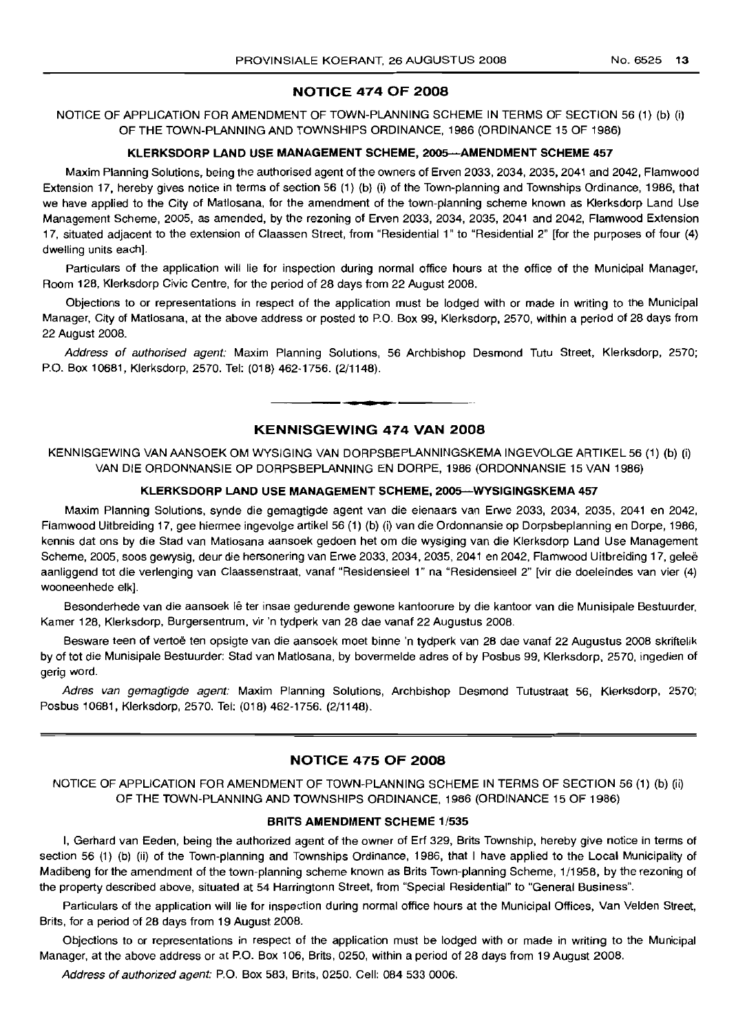## NOTICE 474 OF 2008

NOTICE OF APPLICATION FOR AMENDMENT OF TOWN-PLANNING SCHEME IN TERMS OF SECTION 56 (1) (b) (i) OF THE TOWN-PLANNING AND TOWNSHIPS ORDINANCE, 1986 (ORDINANCE 15 OF 1986)

**KLERKSDORP LAND USE MANAGEMENT SCHEME, 2005—AMENDMENT SCHEME 457**

Maxim Planning Solutions, being the authorised agent of the owners of Erven 2033, 2034, 2035, 2041 and 2042, Flamwood Extension 17, hereby gives notice in terms of section 56 (1) (b) (i) of the Town-planning and Townships Ordinance, 1986, that we have applied to the City of Matlosana, for the amendment of the town-planning scheme known as Klerksdorp Land Use Management Scheme, 2005, as amended, by the rezoning of Erven 2033, 2034, 2035, 2041 and 2042, Flamwood Extension 17, situated adjacent to the extension of Claassen Street, from "Residential 1" to "Residential 2" [for the purposes of four (4) dwelling units each].

Particulars of the application will lie for inspection during normal office hours at the office of the Municipal Manager, Room 128, Klerksdorp Civic Centre, for the period of 28 days from 22 August 2008.

Objections to or representations in respect of the application must be lodged with or made in writing to the Municipal Manager, City of Matlosana, at the above address or posted to P.O. Box 99, Klerksdorp, 2570, within a period of 28 days from 22 August 2008.

*Address of authorised agent:* Maxim Planning Solutions, 56 Archbishop Desmond Tutu Street, Klerksdorp, 2570; P.O. Box 10681, Klerksdorp, 2570. Tel: (018) 462-1756. (2/1148).

---

## KENNISGEWING 474 VAN 2008

KENNISGEWING VAN AANSOEK OM WYSIGING VAN DORPSBEPLANNINGSKEMA INGEVOLGE ARTIKEL 56 (1) (b) (i) VAN DIE ORDONNANSIE OP DORPSBEPLANNING EN DORPE, 1986 (ORDONNANSIE 15 VAN 1986)

**KLERKSDORP LAND USE MANAGEMENT SCHEME, 2005—WYSIGINGSKEMA 457**

Maxim Planning Solutions, synde die gemagtigde agent van die eienaars van Erwe 2033, 2034, 2035, 2041 en 2042, Flamwood Uitbreiding 17, gee hiermee ingevolge artikel 56 (1) (b) (i) van die Ordonnansie op Dorpsbeplanning en Dorpe, 1986, kennis dat ons by die Stad van Matlosana aansoek gedoen het om die wysiging van die Klerksdorp Land Use Management Scheme, 2005, soos gewysig, deur die hersonering van Erwe 2033, 2034, 2035, 2041 en 2042, Flamwood Uitbreiding 17, geleë aanliggend tot die verlenging van Claassenstraat, vanaf "Residensieel 1" na "Residensieel 2" [vir die doeleindes van vier (4) wooneenhede elk].

Besonderhede van die aansoek lê ter insae gedurende gewone kantoorure by die kantoor van die Munisipale Bestuurder, Kamer 128, Klerksdorp, Burgersentrum, vir 'n tydperk van 28 dae vanaf 22 Augustus 2008.

Besware teen of vertoë ten opsigte van die aansoek moet binne 'n tydperk van 28 dae vanaf 22 Augustus 2008 skriftelik by of tot die Munisipale Bestuurder: Stad van Matlosana, by bovermelde adres of by Posbus 99, Klerksdorp, 2570, ingedien of gerig word.

*Adres van gemagtigde agent:* Maxim Planning Solutions, Archbishop Desmond Tutustraat 56, Klerksdorp, 2570; Posbus 10681, Klerksdorp, 2570. Tel: (018) 462-1756. (2/1148).

---

## NOTICE 475 OF 2008

NOTICE OF APPLICATION FOR AMENDMENT OF TOWN-PLANNING SCHEME IN TERMS OF SECTION 56 (1) (b) (ii) OF THE TOWN-PLANNING AND TOWNSHIPS ORDINANCE, 1986 (ORDINANCE 15 OF 1986)

**BRITS AMENDMENT SCHEME 1/535**

I, Gerhard van Eeden, being the authorized agent of the owner of Erf 329, Brits Township, hereby give notice in terms of section 56 (1) (b) (ii) of the Town-planning and Townships Ordinance, 1986, that I have applied to the Local Municipality of Madibeng for the amendment of the town-planning scheme known as Brits Town-planning Scheme, 1/1958, by the rezoning of the property described above, situated at 54 Harringtonn Street, from "Special Residential" to "General Business".

Particulars of the application will lie for inspection during normal office hours at the Municipal Offices, Van Velden Street, Brits, for a period of 28 days from 19 August 2008.

Objections to or representations in respect of the application must be lodged with or made in writing to the Municipal Manager, at the above address or at P.O. Box 106, Brits, 0250, within a period of 28 days from 19 August 2008.

*Address of authorized agent:* P.O. Box 583, Brits, 0250. Cell: 084 533 0006.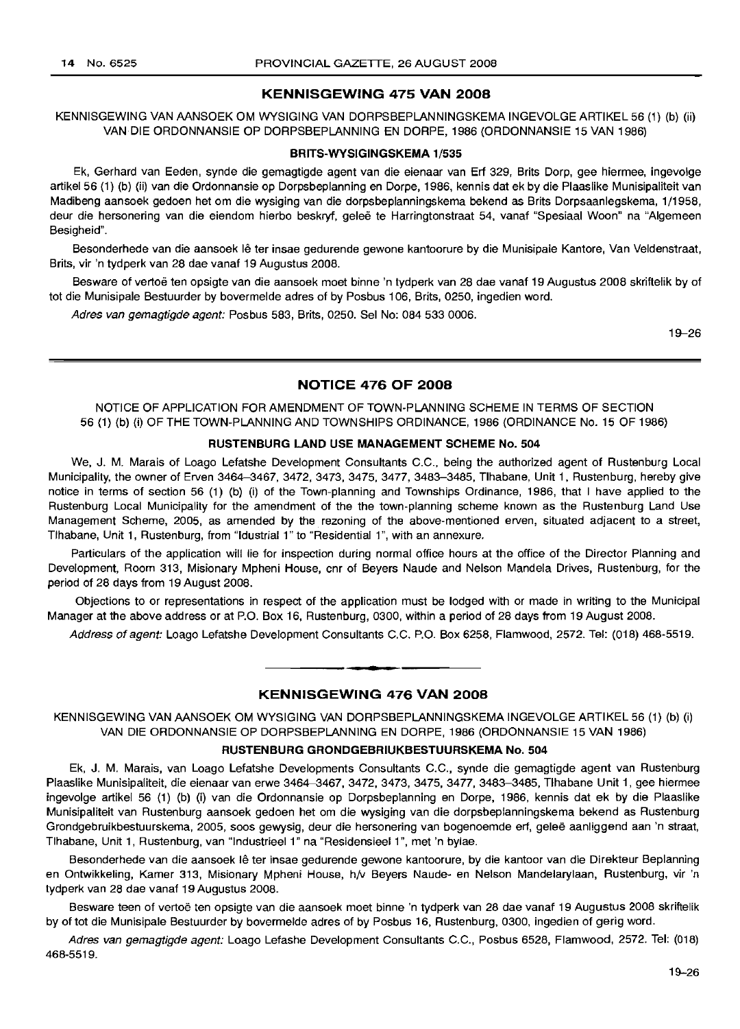## KENNISGEWING 475 VAN 2008

KENNISGEWING VAN AANSOEK OM WYSIGING VAN DORPSBEPLANNINGSKEMA INGEVOLGE ARTIKEL 56 (1) (b) (ii) VAN DIE ORDONNANSIE OP DORPSBEPLANNING EN DORPE, 1986 (ORDONNANSIE 15 VAN 1986)

### BRITS-WYSIGINGSKEMA 1/535

Ek, Gerhard van Eeden, synde die gemagtigde agent van die eienaar van Erf 329, Brits Dorp, gee hiermee, ingevolge artikel 56 (1) (b) (ii) van die Ordonnansie op Dorpsbeplanning en Dorpe, 1986, kennis dat ek by die Plaaslike Munisipaliteit van Madibeng aansoek gedoen het om die wysiging van die dorpsbeplanningskema bekend as Brits Dorpsaanlegskema, 1/1958, deur die hersonering van die eiendom hierbo beskryf, geleë te Harringtonstraat 54, vanaf "Spesiaal Woon" na "Algemeen Besigheid".

Besonderhede van die aansoek lê ter insae gedurende gewone kantoorure by die Munisipale Kantore, Van Veldenstraat, Brits, vir 'n tydperk van 28 dae vanaf 19 Augustus 2008.

Besware of vertoë ten opsigte van die aansoek moet binne 'n tydperk van 28 dae vanaf 19 Augustus 2008 skriftelik by of tot die Munisipale Bestuurder by bovermelde adres of by Posbus 106, Brits, 0250, ingedien word.

*Adres van gemagtigde agent:* Posbus 583, Brits, 0250. Sel No: 084 533 0006.

19–26

## NOTICE 476 OF 2008

NOTICE OF APPLICATION FOR AMENDMENT OF TOWN-PLANNING SCHEME IN TERMS OF SECTION 56 (1) (b) (i) OF THE TOWN-PLANNING AND TOWNSHIPS ORDINANCE, 1986 (ORDINANCE No. 15 OF 1986)

### RUSTENBURG LAND USE MANAGEMENT SCHEME No. 504

We, J. M. Marais of Loago Lefatshe Development Consultants C.C., being the authorized agent of Rustenburg Local Municipality, the owner of Erven 3464–3467, 3472, 3473, 3475, 3477, 3483–3485, Tlhabane, Unit 1, Rustenburg, hereby give notice in terms of section 56 (1) (b) (i) of the Town-planning and Townships Ordinance, 1986, that I have applied to the Rustenburg Local Municipality for the amendment of the the town-planning scheme known as the Rustenburg Land Use Management Scheme, 2005, as amended by the rezoning of the above-mentioned erven, situated adjacent to a street, Tlhabane, Unit 1, Rustenburg, from "Idustrial 1" to "Residential 1", with an annexure.

Particulars of the application will lie for inspection during normal office hours at the office of the Director Planning and Development, Room 313, Misionary Mpheni House, cnr of Beyers Naude and Nelson Mandela Drives, Rustenburg, for the period of 28 days from 19 August 2008.

Objections to or representations in respect of the application must be lodged with or made in writing to the Municipal Manager at the above address or at P.O. Box 16, Rustenburg, 0300, within a period of 28 days from 19 August 2008.

*Address of agent:* Loago Lefatshe Development Consultants C.C. P.O. Box 6258, Flamwood, 2572. Tel: (018) 468-5519.

## KENNISGEWING 476 VAN 2008

KENNISGEWING VAN AANSOEK OM WYSIGING VAN DORPSBEPLANNINGSKEMA INGEVOLGE ARTIKEL 56 (1) (b) (i) VAN DIE ORDONNANSIE OP DORPSBEPLANNING EN DORPE, 1986 (ORDONNANSIE 15 VAN 1986)

### RUSTENBURG GRONDGEBRIUKBESTUURSKEMA No. 504

Ek, J. M. Marais, van Loago Lefatshe Developments Consultants C.C., synde die gemagtigde agent van Rustenburg Plaaslike Munisipaliteit, die eienaar van erwe 3464–3467, 3472, 3473, 3475, 3477, 3483–3485, Tlhabane Unit 1, gee hiermee ingevolge artikel 56 (1) (b) (i) van die Ordonnansie op Dorpsbeplanning en Dorpe, 1986, kennis dat ek by die Plaaslike Munisipaliteit van Rustenburg aansoek gedoen het om die wysiging van die dorpsbeplanningskema bekend as Rustenburg Grondgebruikbestuurskema, 2005, soos gewysig, deur die hersonering van bogenoemde erf, geleë aanliggend aan 'n straat, Tlhabane, Unit 1, Rustenburg, van "Industrieel 1" na "Residensieel 1", met 'n bylae.

Besonderhede van die aansoek lê ter insae gedurende gewone kantoorure, by die kantoor van die Direkteur Beplanning en Ontwikkeling, Kamer 313, Misionary Mpheni House, h/v Beyers Naude- en Nelson Mandelarylaan, Rustenburg, vir 'n tydperk van 28 dae vanaf 19 Augustus 2008.

Besware teen of vertoë ten opsigte van die aansoek moet binne 'n tydperk van 28 dae vanaf 19 Augustus 2008 skriftelik by of tot die Munisipale Bestuurder by bovermelde adres of by Posbus 16, Rustenburg, 0300, ingedien of gerig word.

*Adres van gemagtigde agent:* Loago Lefashe Development Consultants C.C., Posbus 6528, Flamwood, 2572. Tel: (018) 468-5519.

19–26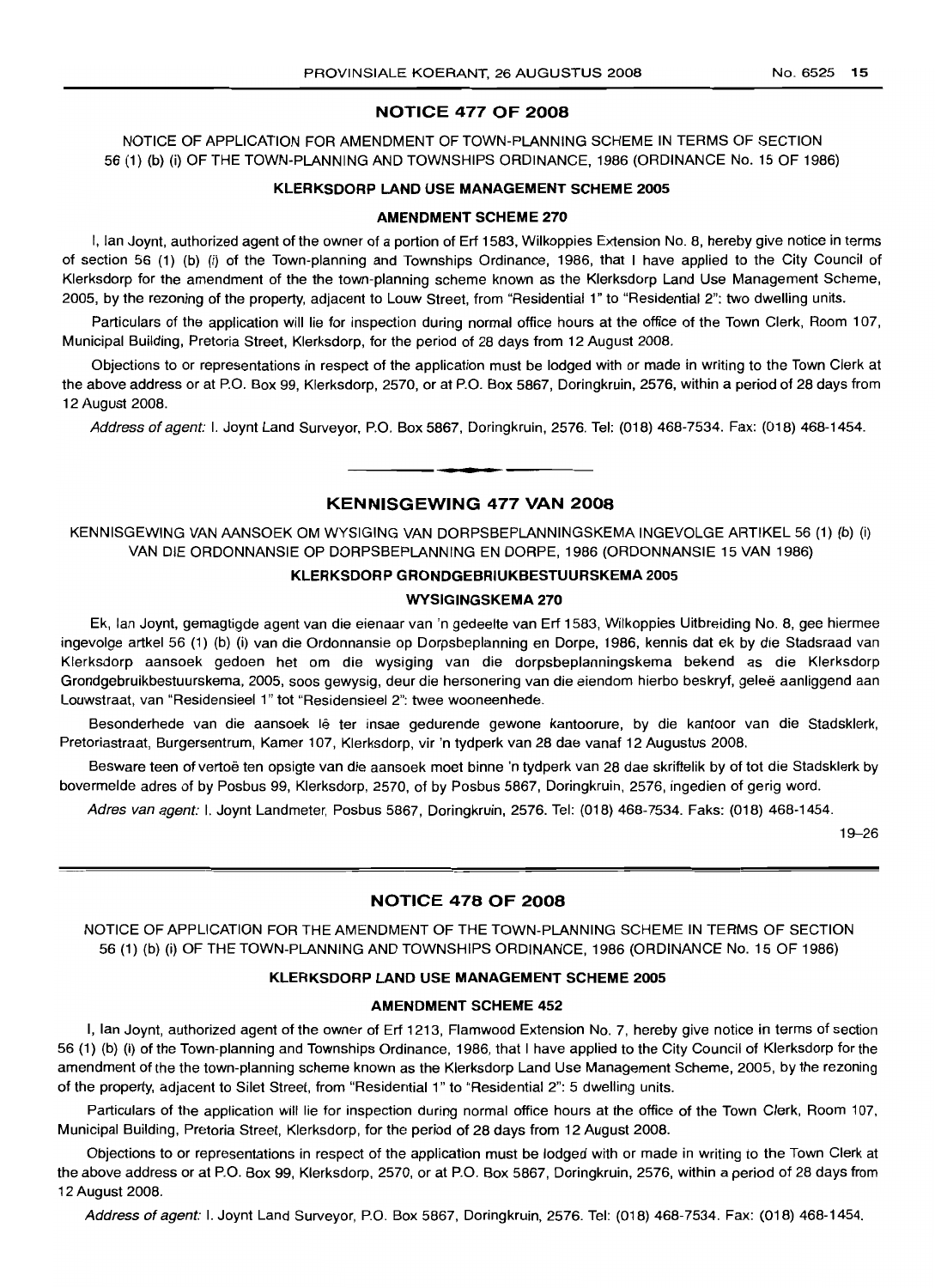## NOTICE 477 OF 2008

NOTICE OF APPLICATION FOR AMENDMENT OF TOWN-PLANNING SCHEME IN TERMS OF SECTION 56 (1) (b) (i) OF THE TOWN-PLANNING AND TOWNSHIPS ORDINANCE, 1986 (ORDINANCE No. 15 OF 1986)

### KLERKSDORP LAND USE MANAGEMENT SCHEME 2005

### AMENDMENT SCHEME 270

I, Ian Joynt, authorized agent of the owner of a portion of Erf 1583, Wilkoppies Extension No. 8, hereby give notice in terms of section 56 (1) (b) (i) of the Town-planning and Townships Ordinance, 1986, that I have applied to the City Council of Klerksdorp for the amendment of the the town-planning scheme known as the Klerksdorp Land Use Management Scheme, 2005, by the rezoning of the property, adjacent to Louw Street, from "Residential 1" to "Residential 2": two dwelling units.

Particulars of the application will lie for inspection during normal office hours at the office of the Town Clerk, Room 107, Municipal Building, Pretoria Street, Klerksdorp, for the period of 28 days from 12 August 2008.

Objections to or representations in respect of the application must be lodged with or made in writing to the Town Clerk at the above address or at P.O. Box 99, Klerksdorp, 2570, or at P.O. Box 5867, Doringkruin, 2576, within a period of 28 days from 12 August 2008.

*Address of agent:* I. Joynt Land Surveyor, P.O. Box 5867, Doringkruin, 2576. Tel: (018) 468-7534. Fax: (018) 468-1454.

## KENNISGEWING 477 VAN 2008

KENNISGEWING VAN AANSOEK OM WYSIGING VAN DORPSBEPLANNINGSKEMA INGEVOLGE ARTIKEL 56 (1) (b) (i) VAN DIE ORDONNANSIE OP DORPSBEPLANNING EN DORPE, 1986 (ORDONNANSIE 15 VAN 1986)

### KLERKSDORP GRONDGEBRIUKBESTUURSKEMA 2005

### WYSIGINGSKEMA 270

Ek, Ian Joynt, gemagtigde agent van die eienaar van 'n gedeelte van Erf 1583, Wilkoppies Uitbreiding No. 8, gee hiermee ingevolge artkel 56 (1) (b) (i) van die Ordonnansie op Dorpsbeplanning en Dorpe, 1986, kennis dat ek by die Stadsraad van Klerksdorp aansoek gedoen het om die wysiging van die dorpsbeplanningskema bekend as die Klerksdorp Grondgebruikbestuurskema, 2005, soos gewysig, deur die hersonering van die eiendom hierbo beskryf, geleë aanliggend aan Louwstraat, van "Residensieel 1" tot "Residensieel 2": twee wooneenhede.

Besonderhede van die aansoek lê ter insae gedurende gewone kantoorure, by die kantoor van die Stadsklerk, Pretoriastraat, Burgersentrum, Kamer 107, Klerksdorp, vir 'n tydperk van 28 dae vanaf 12 Augustus 2008.

Besware teen of vertoë ten opsigte van die aansoek moet binne 'n tydperk van 28 dae skriftelik by of tot die Stadsklerk by bovermelde adres of by Posbus 99, Klerksdorp, 2570, of by Posbus 5867, Doringkruin, 2576, ingedien of gerig word.

*Adres van agent:* I. Joynt Landmeter, Posbus 5867, Doringkruin, 2576. Tel: (018) 468-7534. Faks: (018) 468-1454.

19–26

## NOTICE 478 OF 2008

NOTICE OF APPLICATION FOR THE AMENDMENT OF THE TOWN-PLANNING SCHEME IN TERMS OF SECTION 56 (1) (b) (i) OF THE TOWN-PLANNING AND TOWNSHIPS ORDINANCE, 1986 (ORDINANCE No. 15 OF 1986)

### KLERKSDORP LAND USE MANAGEMENT SCHEME 2005

### AMENDMENT SCHEME 452

I, Ian Joynt, authorized agent of the owner of Erf 1213, Flamwood Extension No. 7, hereby give notice in terms of section 56 (1) (b) (i) of the Town-planning and Townships Ordinance, 1986, that I have applied to the City Council of Klerksdorp for the amendment of the the town-planning scheme known as the Klerksdorp Land Use Management Scheme, 2005, by the rezoning of the property, adjacent to Silet Street, from "Residential 1" to "Residential 2": 5 dwelling units.

Particulars of the application will lie for inspection during normal office hours at the office of the Town Clerk, Room 107, Municipal Building, Pretoria Street, Klerksdorp, for the period of 28 days from 12 August 2008.

Objections to or representations in respect of the application must be lodged with or made in writing to the Town Clerk at the above address or at P.O. Box 99, Klerksdorp, 2570, or at P.O. Box 5867, Doringkruin, 2576, within a period of 28 days from 12 August 2008.

*Address of agent:* I. Joynt Land Surveyor, P.O. Box 5867, Doringkruin, 2576. Tel: (018) 468-7534. Fax: (018) 468-1454.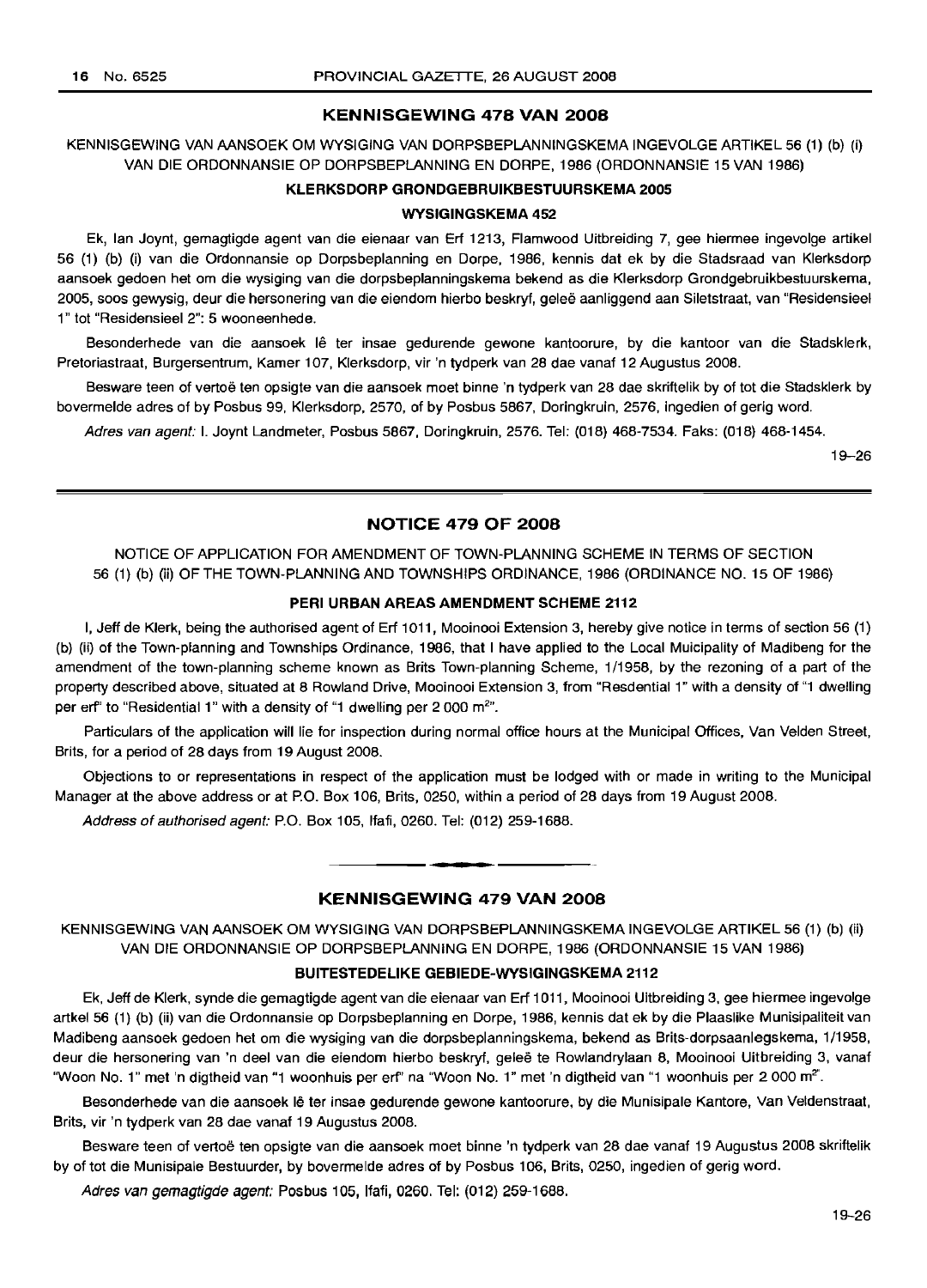## KENNISGEWING 478 VAN 2008

KENNISGEWING VAN AANSOEK OM WYSIGING VAN DORPSBEPLANNINGSKEMA INGEVOLGE ARTIKEL 56 (1) (b) (i) VAN DIE ORDONNANSIE OP DORPSBEPLANNING EN DORPE, 1986 (ORDONNANSIE 15 VAN 1986)

### KLERKSDORP GRONDGEBRUIKBESTUURSKEMA 2005

### WYSIGINGSKEMA 452

Ek, Ian Joynt, gemagtigde agent van die eienaar van Erf 1213, Flamwood Uitbreiding 7, gee hiermee ingevolge artikel 56 (1) (b) (i) van die Ordonnansie op Dorpsbeplanning en Dorpe, 1986, kennis dat ek by die Stadsraad van Klerksdorp aansoek gedoen het om die wysiging van die dorpsbeplanningskema bekend as die Klerksdorp Grondgebruikbestuurskema, 2005, soos gewysig, deur die hersonering van die eiendom hierbo beskryf, geleë aanliggend aan Siletstraat, van "Residensieel 1" tot "Residensieel 2": 5 wooneenhede.

Besonderhede van die aansoek lê ter insae gedurende gewone kantoorure, by die kantoor van die Stadsklerk, Pretoriastraat, Burgersentrum, Kamer 107, Klerksdorp, vir 'n tydperk van 28 dae vanaf 12 Augustus 2008.

Besware teen of vertoë ten opsigte van die aansoek moet binne 'n tydperk van 28 dae skriftelik by of tot die Stadsklerk by bovermelde adres of by Posbus 99, Klerksdorp, 2570, of by Posbus 5867, Doringkruin, 2576, ingedien of gerig word.

*Adres van agent:* I. Joynt Landmeter, Posbus 5867, Doringkruin, 2576. Tel: (018) 468-7534. Faks: (018) 468-1454.

19–26

---

## NOTICE 479 OF 2008

NOTICE OF APPLICATION FOR AMENDMENT OF TOWN-PLANNING SCHEME IN TERMS OF SECTION 56 (1) (b) (ii) OF THE TOWN-PLANNING AND TOWNSHIPS ORDINANCE, 1986 (ORDINANCE NO. 15 OF 1986)

### PERI URBAN AREAS AMENDMENT SCHEME 2112

I, Jeff de Klerk, being the authorised agent of Erf 1011, Mooinooi Extension 3, hereby give notice in terms of section 56 (1) (b) (ii) of the Town-planning and Townships Ordinance, 1986, that I have applied to the Local Muicipality of Madibeng for the amendment of the town-planning scheme known as Brits Town-planning Scheme, 1/1958, by the rezoning of a part of the property described above, situated at 8 Rowland Drive, Mooinooi Extension 3, from "Resdential 1" with a density of "1 dwelling per erf" to "Residential 1" with a density of "1 dwelling per 2 000 m²".

Particulars of the application will lie for inspection during normal office hours at the Municipal Offices, Van Velden Street, Brits, for a period of 28 days from 19 August 2008.

Objections to or representations in respect of the application must be lodged with or made in writing to the Municipal Manager at the above address or at P.O. Box 106, Brits, 0250, within a period of 28 days from 19 August 2008.

*Address of authorised agent:* P.O. Box 105, Ifafi, 0260. Tel: (012) 259-1688.

---

## KENNISGEWING 479 VAN 2008

KENNISGEWING VAN AANSOEK OM WYSIGING VAN DORPSBEPLANNINGSKEMA INGEVOLGE ARTIKEL 56 (1) (b) (ii) VAN DIE ORDONNANSIE OP DORPSBEPLANNING EN DORPE, 1986 (ORDONNANSIE 15 VAN 1986)

### BUITESTEDELIKE GEBIEDE-WYSIGINGSKEMA 2112

Ek, Jeff de Klerk, synde die gemagtigde agent van die eienaar van Erf 1011, Mooinooi Uitbreiding 3, gee hiermee ingevolge artkel 56 (1) (b) (ii) van die Ordonnansie op Dorpsbeplanning en Dorpe, 1986, kennis dat ek by die Plaaslike Munisipaliteit van Madibeng aansoek gedoen het om die wysiging van die dorpsbeplanningskema, bekend as Brits-dorpsaanlegskema, 1/1958, deur die hersonering van 'n deel van die eiendom hierbo beskryf, geleë te Rowlandrylaan 8, Mooinooi Uitbreiding 3, vanaf "Woon No. 1" met 'n digtheid van "1 woonhuis per erf" na "Woon No. 1" met 'n digtheid van "1 woonhuis per 2 000 m²".

Besonderhede van die aansoek lê ter insae gedurende gewone kantoorure, by die Munisipale Kantore, Van Veldenstraat, Brits, vir 'n tydperk van 28 dae vanaf 19 Augustus 2008.

Besware teen of vertoë ten opsigte van die aansoek moet binne 'n tydperk van 28 dae vanaf 19 Augustus 2008 skriftelik by of tot die Munisipale Bestuurder, by bovermelde adres of by Posbus 106, Brits, 0250, ingedien of gerig word.

*Adres van gemagtigde agent:* Posbus 105, Ifafi, 0260. Tel: (012) 259-1688.

19–26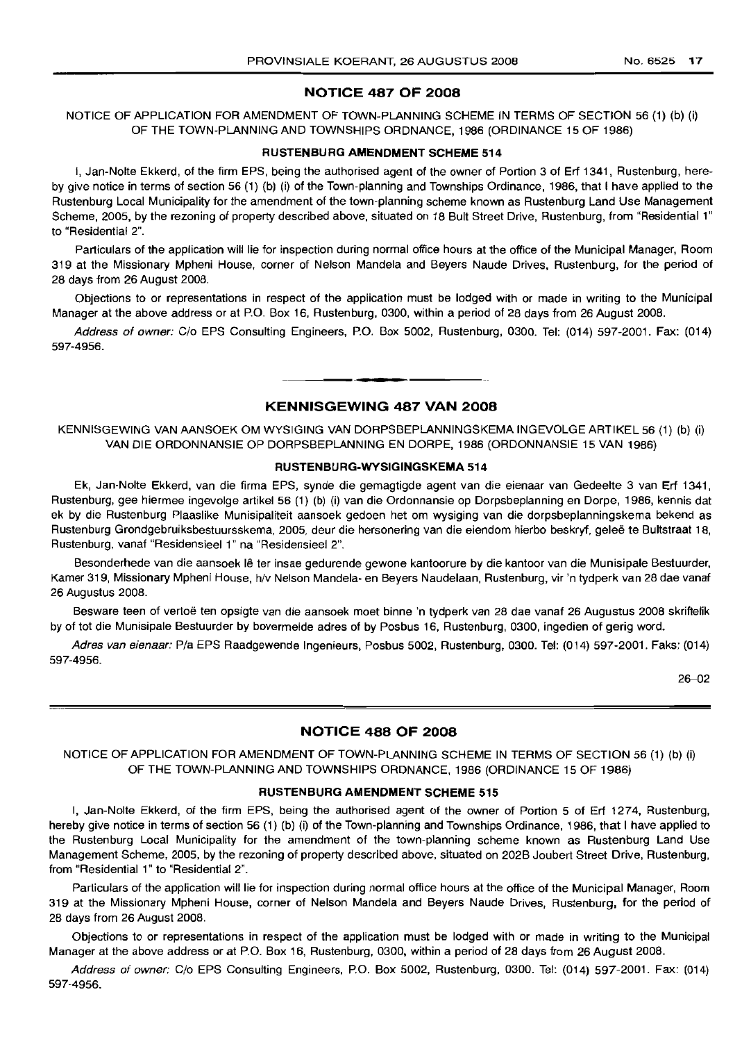## NOTICE 487 OF 2008

NOTICE OF APPLICATION FOR AMENDMENT OF TOWN-PLANNING SCHEME IN TERMS OF SECTION 56 (1) (b) (i) OF THE TOWN-PLANNING AND TOWNSHIPS ORDNANCE, 1986 (ORDINANCE 15 OF 1986)

### RUSTENBURG AMENDMENT SCHEME 514

I, Jan-Nolte Ekkerd, of the firm EPS, being the authorised agent of the owner of Portion 3 of Erf 1341, Rustenburg, hereby give notice in terms of section 56 (1) (b) (i) of the Town-planning and Townships Ordinance, 1986, that I have applied to the Rustenburg Local Municipality for the amendment of the town-planning scheme known as Rustenburg Land Use Management Scheme, 2005, by the rezoning of property described above, situated on 18 Bult Street Drive, Rustenburg, from "Residential 1" to "Residential 2".

Particulars of the application will lie for inspection during normal office hours at the office of the Municipal Manager, Room 319 at the Missionary Mpheni House, corner of Nelson Mandela and Beyers Naude Drives, Rustenburg, for the period of 28 days from 26 August 2008.

Objections to or representations in respect of the application must be lodged with or made in writing to the Municipal Manager at the above address or at P.O. Box 16, Rustenburg, 0300, within a period of 28 days from 26 August 2008.

*Address of owner:* C/o EPS Consulting Engineers, P.O. Box 5002, Rustenburg, 0300. Tel: (014) 597-2001. Fax: (014) 597-4956.

---

## KENNISGEWING 487 VAN 2008

KENNISGEWING VAN AANSOEK OM WYSIGING VAN DORPSBEPLANNINGSKEMA INGEVOLGE ARTIKEL 56 (1) (b) (i) VAN DIE ORDONNANSIE OP DORPSBEPLANNING EN DORPE, 1986 (ORDONNANSIE 15 VAN 1986)

### RUSTENBURG-WYSIGINGSKEMA 514

Ek, Jan-Nolte Ekkerd, van die firma EPS, synde die gemagtigde agent van die eienaar van Gedeelte 3 van Erf 1341, Rustenburg, gee hiermee ingevolge artikel 56 (1) (b) (i) van die Ordonnansie op Dorpsbeplanning en Dorpe, 1986, kennis dat ek by die Rustenburg Plaaslike Munisipaliteit aansoek gedoen het om wysiging van die dorpsbeplanningskema bekend as Rustenburg Grondgebruiksbestuursskema, 2005, deur die hersonering van die eiendom hierbo beskryf, geleë te Bultstraat 18, Rustenburg, vanaf "Residensieel 1" na "Residensieel 2".

Besonderhede van die aansoek lê ter insae gedurende gewone kantoorure by die kantoor van die Munisipale Bestuurder, Kamer 319, Missionary Mpheni House, h/v Nelson Mandela- en Beyers Naudelaan, Rustenburg, vir 'n tydperk van 28 dae vanaf 26 Augustus 2008.

Besware teen of vertoë ten opsigte van die aansoek moet binne 'n tydperk van 28 dae vanaf 26 Augustus 2008 skriftelik by of tot die Munisipale Bestuurder by bovermelde adres of by Posbus 16, Rustenburg, 0300, ingedien of gerig word.

*Adres van eienaar:* P/a EPS Raadgewende Ingenieurs, Posbus 5002, Rustenburg, 0300. Tel: (014) 597-2001. Faks: (014) 597-4956.

26–02

---

## NOTICE 488 OF 2008

NOTICE OF APPLICATION FOR AMENDMENT OF TOWN-PLANNING SCHEME IN TERMS OF SECTION 56 (1) (b) (i) OF THE TOWN-PLANNING AND TOWNSHIPS ORDNANCE, 1986 (ORDINANCE 15 OF 1986)

### RUSTENBURG AMENDMENT SCHEME 515

I, Jan-Nolte Ekkerd, of the firm EPS, being the authorised agent of the owner of Portion 5 of Erf 1274, Rustenburg, hereby give notice in terms of section 56 (1) (b) (i) of the Town-planning and Townships Ordinance, 1986, that I have applied to the Rustenburg Local Municipality for the amendment of the town-planning scheme known as Rustenburg Land Use Management Scheme, 2005, by the rezoning of property described above, situated on 202B Joubert Street Drive, Rustenburg, from "Residential 1" to "Residential 2".

Particulars of the application will lie for inspection during normal office hours at the office of the Municipal Manager, Room 319 at the Missionary Mpheni House, corner of Nelson Mandela and Beyers Naude Drives, Rustenburg, for the period of 28 days from 26 August 2008.

Objections to or representations in respect of the application must be lodged with or made in writing to the Municipal Manager at the above address or at P.O. Box 16, Rustenburg, 0300, within a period of 28 days from 26 August 2008.

*Address of owner:* C/o EPS Consulting Engineers, P.O. Box 5002, Rustenburg, 0300. Tel: (014) 597-2001. Fax: (014) 597-4956.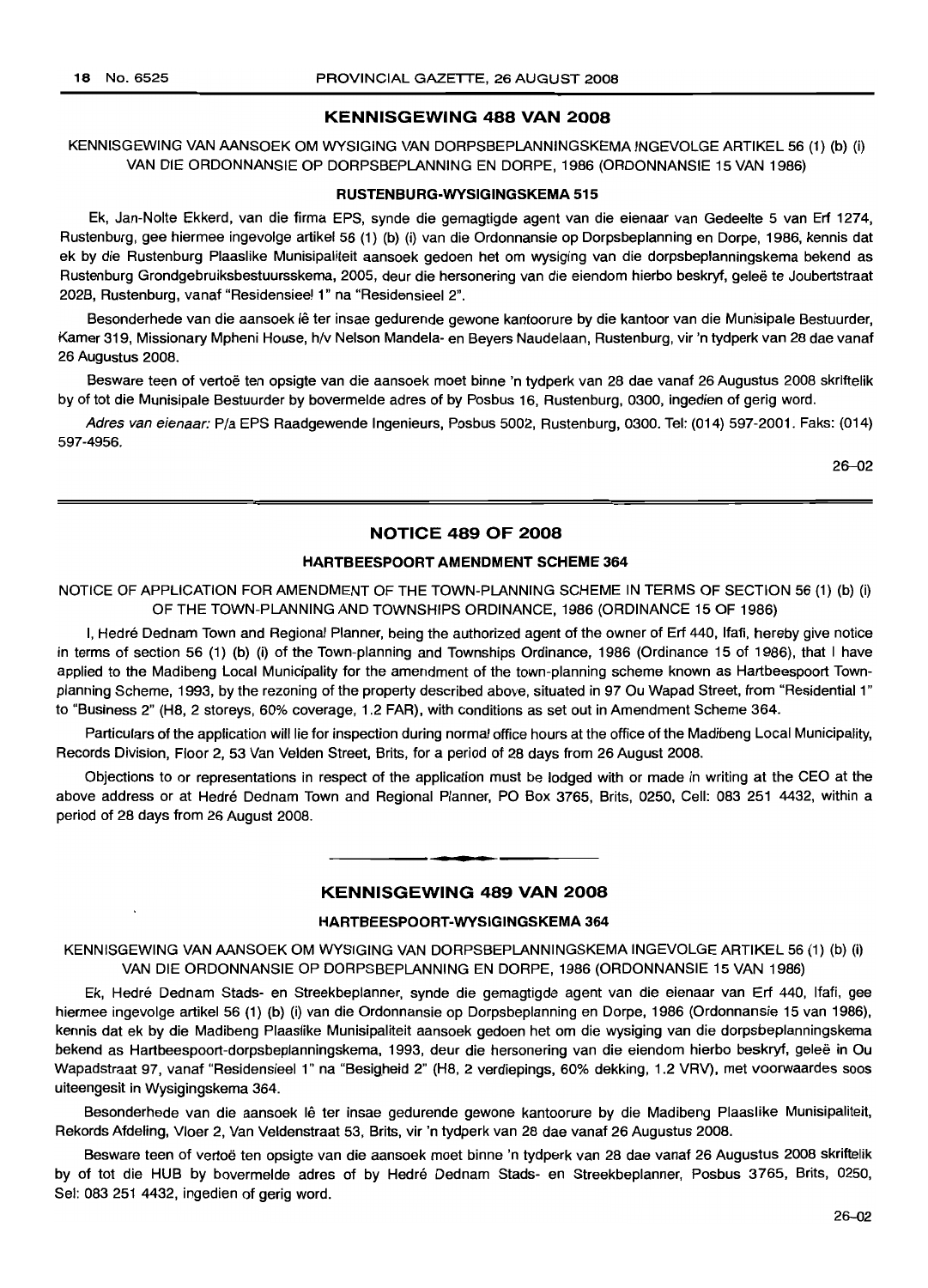## KENNISGEWING 488 VAN 2008

KENNISGEWING VAN AANSOEK OM WYSIGING VAN DORPSBEPLANNINGSKEMA INGEVOLGE ARTIKEL 56 (1) (b) (i) VAN DIE ORDONNANSIE OP DORPSBEPLANNING EN DORPE, 1986 (ORDONNANSIE 15 VAN 1986)

### RUSTENBURG-WYSIGINGSKEMA 515

Ek, Jan-Nolte Ekkerd, van die firma EPS, synde die gemagtigde agent van die eienaar van Gedeelte 5 van Erf 1274, Rustenburg, gee hiermee ingevolge artikel 56 (1) (b) (i) van die Ordonnansie op Dorpsbeplanning en Dorpe, 1986, kennis dat ek by die Rustenburg Plaaslike Munisipaliteit aansoek gedoen het om wysiging van die dorpsbeplanningskema bekend as Rustenburg Grondgebruiksbestuursskema, 2005, deur die hersonering van die eiendom hierbo beskryf, geleë te Joubertstraat 202B, Rustenburg, vanaf "Residensieel 1" na "Residensieel 2".

Besonderhede van die aansoek lê ter insae gedurende gewone kantoorure by die kantoor van die Munisipale Bestuurder, Kamer 319, Missionary Mpheni House, h/v Nelson Mandela- en Beyers Naudelaan, Rustenburg, vir 'n tydperk van 28 dae vanaf 26 Augustus 2008.

Besware teen of vertoë ten opsigte van die aansoek moet binne 'n tydperk van 28 dae vanaf 26 Augustus 2008 skriftelik by of tot die Munisipale Bestuurder by bovermelde adres of by Posbus 16, Rustenburg, 0300, ingedien of gerig word.

*Adres van eienaar:* P/a EPS Raadgewende Ingenieurs, Posbus 5002, Rustenburg, 0300. Tel: (014) 597-2001. Faks: (014) 597-4956.

26–02

## NOTICE 489 OF 2008

### HARTBEESPOORT AMENDMENT SCHEME 364

NOTICE OF APPLICATION FOR AMENDMENT OF THE TOWN-PLANNING SCHEME IN TERMS OF SECTION 56 (1) (b) (i) OF THE TOWN-PLANNING AND TOWNSHIPS ORDINANCE, 1986 (ORDINANCE 15 OF 1986)

I, Hedré Dednam Town and Regional Planner, being the authorized agent of the owner of Erf 440, Ifafi, hereby give notice in terms of section 56 (1) (b) (i) of the Town-planning and Townships Ordinance, 1986 (Ordinance 15 of 1986), that I have applied to the Madibeng Local Municipality for the amendment of the town-planning scheme known as Hartbeespoort Town-planning Scheme, 1993, by the rezoning of the property described above, situated in 97 Ou Wapad Street, from "Residential 1" to "Business 2" (H8, 2 storeys, 60% coverage, 1.2 FAR), with conditions as set out in Amendment Scheme 364.

Particulars of the application will lie for inspection during normal office hours at the office of the Madibeng Local Municipality, Records Division, Floor 2, 53 Van Velden Street, Brits, for a period of 28 days from 26 August 2008.

Objections to or representations in respect of the application must be lodged with or made in writing at the CEO at the above address or at Hedré Dednam Town and Regional Planner, PO Box 3765, Brits, 0250, Cell: 083 251 4432, within a period of 28 days from 26 August 2008.

---

## KENNISGEWING 489 VAN 2008

### HARTBEESPOORT-WYSIGINGSKEMA 364

KENNISGEWING VAN AANSOEK OM WYSIGING VAN DORPSBEPLANNINGSKEMA INGEVOLGE ARTIKEL 56 (1) (b) (i) VAN DIE ORDONNANSIE OP DORPSBEPLANNING EN DORPE, 1986 (ORDONNANSIE 15 VAN 1986)

Ek, Hedré Dednam Stads- en Streekbeplanner, synde die gemagtigde agent van die eienaar van Erf 440, Ifafi, gee hiermee ingevolge artikel 56 (1) (b) (i) van die Ordonnansie op Dorpsbeplanning en Dorpe, 1986 (Ordonnansie 15 van 1986), kennis dat ek by die Madibeng Plaaslike Munisipaliteit aansoek gedoen het om die wysiging van die dorpsbeplanningskema bekend as Hartbeespoort-dorpsbeplanningskema, 1993, deur die hersonering van die eiendom hierbo beskryf, geleë in Ou Wapadstraat 97, vanaf "Residensieel 1" na "Besigheid 2" (H8, 2 verdiepings, 60% dekking, 1.2 VRV), met voorwaardes soos uiteengesit in Wysigingskema 364.

Besonderhede van die aansoek lê ter insae gedurende gewone kantoorure by die Madibeng Plaaslike Munisipaliteit, Rekords Afdeling, Vloer 2, Van Veldenstraat 53, Brits, vir 'n tydperk van 28 dae vanaf 26 Augustus 2008.

Besware teen of vertoë ten opsigte van die aansoek moet binne 'n tydperk van 28 dae vanaf 26 Augustus 2008 skriftelik by of tot die HUB by bovermelde adres of by Hedré Dednam Stads- en Streekbeplanner, Posbus 3765, Brits, 0250, Sel: 083 251 4432, ingedien of gerig word.

26–02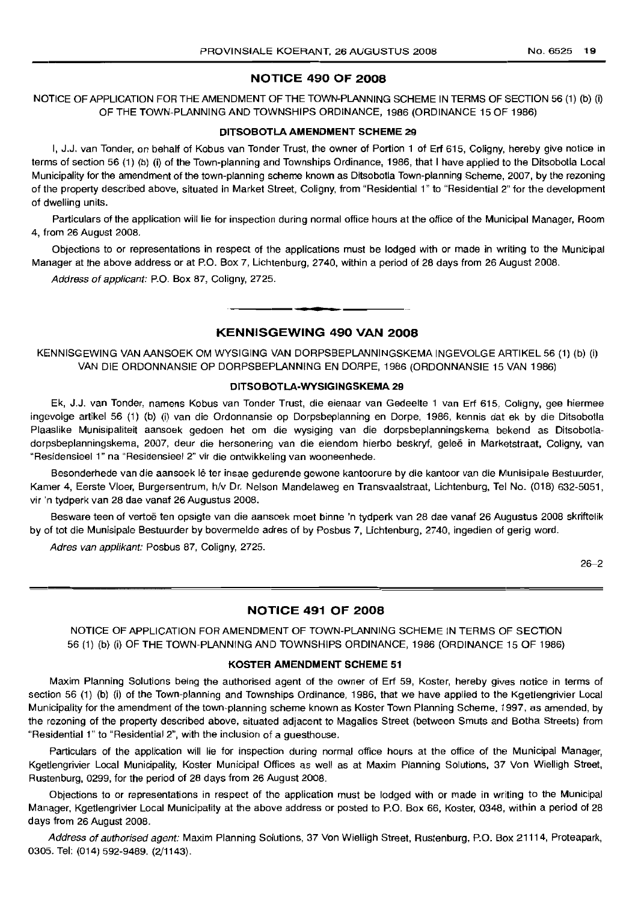## NOTICE 490 OF 2008

NOTICE OF APPLICATION FOR THE AMENDMENT OF THE TOWN-PLANNING SCHEME IN TERMS OF SECTION 56 (1) (b) (i) OF THE TOWN-PLANNING AND TOWNSHIPS ORDINANCE, 1986 (ORDINANCE 15 OF 1986)

### DITSOBOTLA AMENDMENT SCHEME 29

I, J.J. van Tonder, on behalf of Kobus van Tonder Trust, the owner of Portion 1 of Erf 615, Coligny, hereby give notice in terms of section 56 (1) (b) (i) of the Town-planning and Townships Ordinance, 1986, that I have applied to the Ditsobotla Local Municipality for the amendment of the town-planning scheme known as Ditsobotla Town-planning Scheme, 2007, by the rezoning of the property described above, situated in Market Street, Coligny, from "Residential 1" to "Residential 2" for the development of dwelling units.

Particulars of the application will lie for inspection during normal office hours at the office of the Municipal Manager, Room 4, from 26 August 2008.

Objections to or representations in respect of the applications must be lodged with or made in writing to the Municipal Manager at the above address or at P.O. Box 7, Lichtenburg, 2740, within a period of 28 days from 26 August 2008.

*Address of applicant:* P.O. Box 87, Coligny, 2725.

---

## KENNISGEWING 490 VAN 2008

KENNISGEWING VAN AANSOEK OM WYSIGING VAN DORPSBEPLANNINGSKEMA INGEVOLGE ARTIKEL 56 (1) (b) (i) VAN DIE ORDONNANSIE OP DORPSBEPLANNING EN DORPE, 1986 (ORDONNANSIE 15 VAN 1986)

### DITSOBOTLA-WYSIGINGSKEMA 29

Ek, J.J. van Tonder, namens Kobus van Tonder Trust, die eienaar van Gedeelte 1 van Erf 615, Coligny, gee hiermee ingevolge artikel 56 (1) (b) (i) van die Ordonnansie op Dorpsbeplanning en Dorpe, 1986, kennis dat ek by die Ditsobotla Plaaslike Munisipaliteit aansoek gedoen het om die wysiging van die dorpsbeplanningskema bekend as Ditsobotla-dorpsbeplanningskema, 2007, deur die hersonering van die eiendom hierbo beskryf, geleë in Marketstraat, Coligny, van "Residensieel 1" na "Residensieel 2" vir die ontwikkeling van wooneenhede.

Besonderhede van die aansoek lê ter insae gedurende gewone kantoorure by die kantoor van die Munisipale Bestuurder, Kamer 4, Eerste Vloer, Burgersentrum, h/v Dr. Nelson Mandelaweg en Transvaalstraat, Lichtenburg, Tel No. (018) 632-5051, vir 'n tydperk van 28 dae vanaf 26 Augustus 2008.

Besware teen of vertoë ten opsigte van die aansoek moet binne 'n tydperk van 28 dae vanaf 26 Augustus 2008 skriftelik by of tot die Munisipale Bestuurder by bovermelde adres of by Posbus 7, Lichtenburg, 2740, ingedien of gerig word.

*Adres van applikant:* Posbus 87, Coligny, 2725.

26–2

---

## NOTICE 491 OF 2008

NOTICE OF APPLICATION FOR AMENDMENT OF TOWN-PLANNING SCHEME IN TERMS OF SECTION 56 (1) (b) (i) OF THE TOWN-PLANNING AND TOWNSHIPS ORDINANCE, 1986 (ORDINANCE 15 OF 1986)

### KOSTER AMENDMENT SCHEME 51

Maxim Planning Solutions being the authorised agent of the owner of Erf 59, Koster, hereby gives notice in terms of section 56 (1) (b) (i) of the Town-planning and Townships Ordinance, 1986, that we have applied to the Kgetlengrivier Local Municipality for the amendment of the town-planning scheme known as Koster Town Planning Scheme, 1997, as amended, by the rezoning of the property described above, situated adjacent to Magalies Street (between Smuts and Botha Streets) from "Residential 1" to "Residential 2", with the inclusion of a guesthouse.

Particulars of the application will lie for inspection during normal office hours at the office of the Municipal Manager, Kgetlengrivier Local Municipality, Koster Municipal Offices as well as at Maxim Planning Solutions, 37 Von Wielligh Street, Rustenburg, 0299, for the period of 28 days from 26 August 2008.

Objections to or representations in respect of the application must be lodged with or made in writing to the Municipal Manager, Kgetlengrivier Local Municipality at the above address or posted to P.O. Box 66, Koster, 0348, within a period of 28 days from 26 August 2008.

*Address of authorised agent:* Maxim Planning Solutions, 37 Von Wielligh Street, Rustenburg. P.O. Box 21114, Proteapark, 0305. Tel: (014) 592-9489. (2/1143).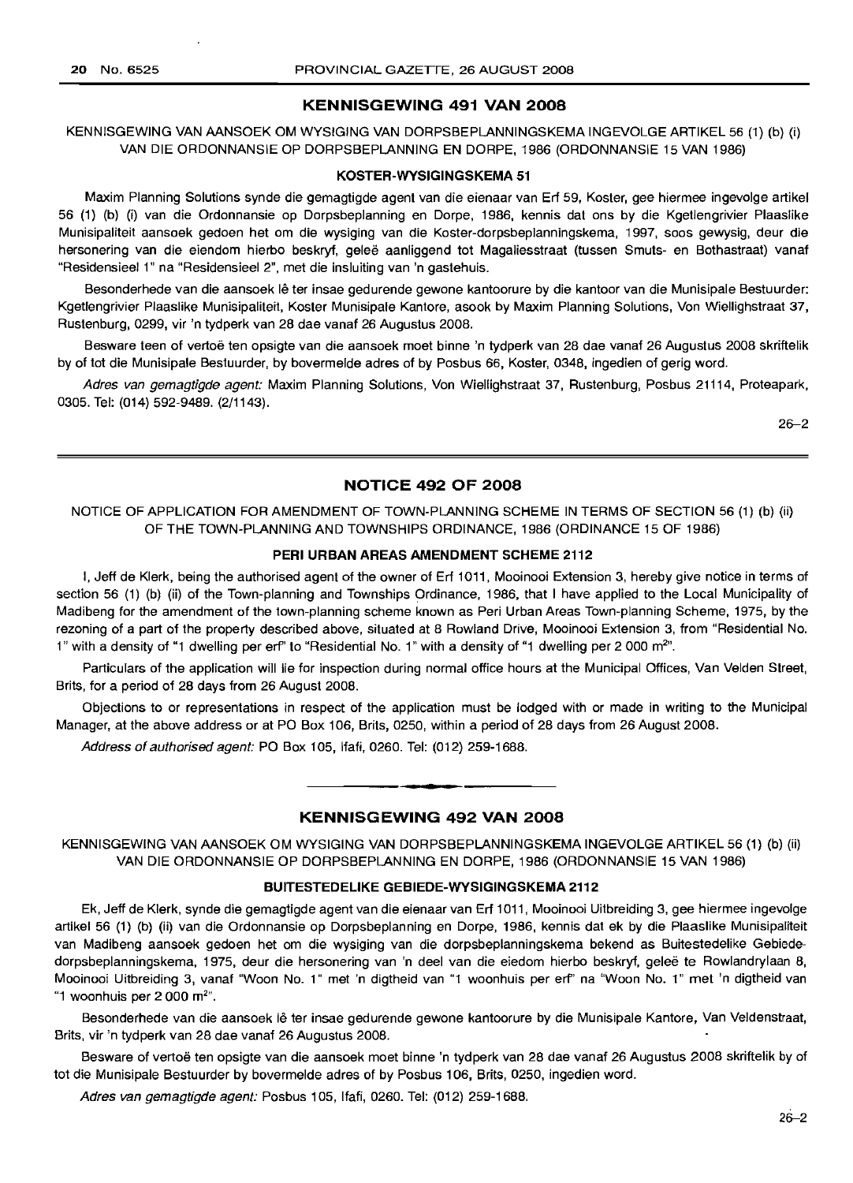## KENNISGEWING 491 VAN 2008

KENNISGEWING VAN AANSOEK OM WYSIGING VAN DORPSBEPLANNINGSKEMA INGEVOLGE ARTIKEL 56 (1) (b) (i) VAN DIE ORDONNANSIE OP DORPSBEPLANNING EN DORPE, 1986 (ORDONNANSIE 15 VAN 1986)

### KOSTER-WYSIGINGSKEMA 51

Maxim Planning Solutions synde die gemagtigde agent van die eienaar van Erf 59, Koster, gee hiermee ingevolge artikel 56 (1) (b) (i) van die Ordonnansie op Dorpsbeplanning en Dorpe, 1986, kennis dat ons by die Kgetlengrivier Plaaslike Munisipaliteit aansoek gedoen het om die wysiging van die Koster-dorpsbeplanningskema, 1997, soos gewysig, deur die hersonering van die eiendom hierbo beskryf, geleë aanliggend tot Magaliesstraat (tussen Smuts- en Bothastraat) vanaf "Residensieel 1" na "Residensieel 2", met die insluiting van 'n gastehuis.

Besonderhede van die aansoek lê ter insae gedurende gewone kantoorure by die kantoor van die Munisipale Bestuurder: Kgetlengrivier Plaaslike Munisipaliteit, Koster Munisipale Kantore, asook by Maxim Planning Solutions, Von Wiellighstraat 37, Rustenburg, 0299, vir 'n tydperk van 28 dae vanaf 26 Augustus 2008.

Besware teen of vertoë ten opsigte van die aansoek moet binne 'n tydperk van 28 dae vanaf 26 Augustus 2008 skriftelik by of tot die Munisipale Bestuurder, by bovermelde adres of by Posbus 66, Koster, 0348, ingedien of gerig word.

*Adres van gemagtigde agent:* Maxim Planning Solutions, Von Wiellighstraat 37, Rustenburg, Posbus 21114, Proteapark, 0305. Tel: (014) 592-9489. (2/1143).

26–2

## NOTICE 492 OF 2008

NOTICE OF APPLICATION FOR AMENDMENT OF TOWN-PLANNING SCHEME IN TERMS OF SECTION 56 (1) (b) (ii) OF THE TOWN-PLANNING AND TOWNSHIPS ORDINANCE, 1986 (ORDINANCE 15 OF 1986)

### PERI URBAN AREAS AMENDMENT SCHEME 2112

I, Jeff de Klerk, being the authorised agent of the owner of Erf 1011, Mooinooi Extension 3, hereby give notice in terms of section 56 (1) (b) (ii) of the Town-planning and Townships Ordinance, 1986, that I have applied to the Local Municipality of Madibeng for the amendment of the town-planning scheme known as Peri Urban Areas Town-planning Scheme, 1975, by the rezoning of a part of the property described above, situated at 8 Rowland Drive, Mooinooi Extension 3, from "Residential No. 1" with a density of "1 dwelling per erf" to "Residential No. 1" with a density of "1 dwelling per 2 000 m$^2$".

Particulars of the application will lie for inspection during normal office hours at the Municipal Offices, Van Velden Street, Brits, for a period of 28 days from 26 August 2008.

Objections to or representations in respect of the application must be lodged with or made in writing to the Municipal Manager, at the above address or at PO Box 106, Brits, 0250, within a period of 28 days from 26 August 2008.

*Address of authorised agent:* PO Box 105, Ifafi, 0260. Tel: (012) 259-1688.

## KENNISGEWING 492 VAN 2008

KENNISGEWING VAN AANSOEK OM WYSIGING VAN DORPSBEPLANNINGSKEMA INGEVOLGE ARTIKEL 56 (1) (b) (ii) VAN DIE ORDONNANSIE OP DORPSBEPLANNING EN DORPE, 1986 (ORDONNANSIE 15 VAN 1986)

### BUITESTEDELIKE GEBIEDE-WYSIGINGSKEMA 2112

Ek, Jeff de Klerk, synde die gemagtigde agent van die eienaar van Erf 1011, Mooinooi Uitbreiding 3, gee hiermee ingevolge artikel 56 (1) (b) (ii) van die Ordonnansie op Dorpsbeplanning en Dorpe, 1986, kennis dat ek by die Plaaslike Munisipaliteit van Madibeng aansoek gedoen het om die wysiging van die dorpsbeplanningskema bekend as Buitestedelike Gebiede-dorpsbeplanningskema, 1975, deur die hersonering van 'n deel van die eiendom hierbo beskryf, geleë te Rowlandrylaan 8, Mooinooi Uitbreiding 3, vanaf "Woon No. 1" met 'n digtheid van "1 woonhuis per erf" na "Woon No. 1" met 'n digtheid van "1 woonhuis per 2 000 m$^2$".

Besonderhede van die aansoek lê ter insae gedurende gewone kantoorure by die Munisipale Kantore, Van Veldenstraat, Brits, vir 'n tydperk van 28 dae vanaf 26 Augustus 2008.

Besware of vertoë ten opsigte van die aansoek moet binne 'n tydperk van 28 dae vanaf 26 Augustus 2008 skriftelik by of tot die Munisipale Bestuurder by bovermelde adres of by Posbus 106, Brits, 0250, ingedien word.

*Adres van gemagtigde agent:* Posbus 105, Ifafi, 0260. Tel: (012) 259-1688.

26–2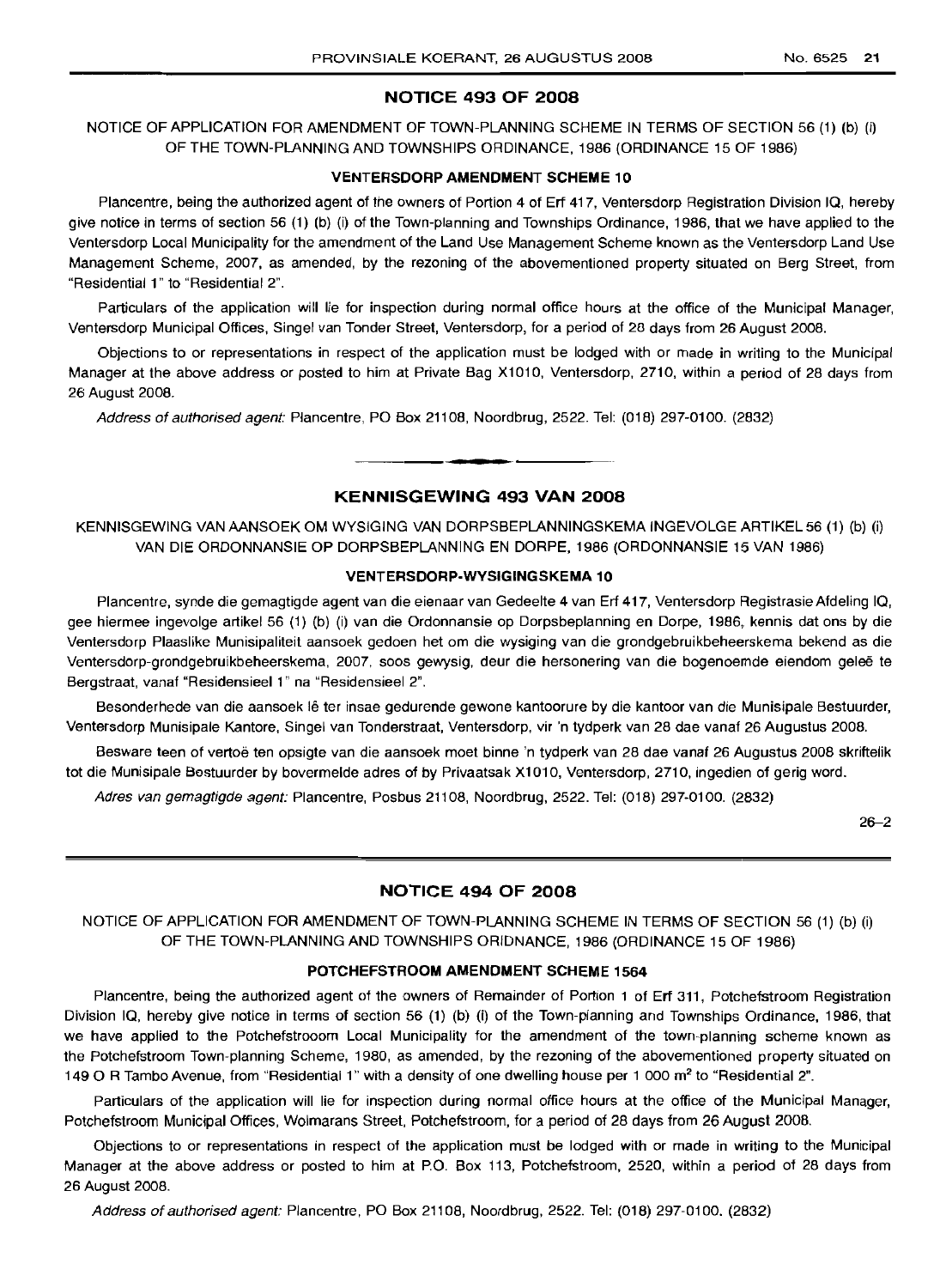## NOTICE 493 OF 2008

NOTICE OF APPLICATION FOR AMENDMENT OF TOWN-PLANNING SCHEME IN TERMS OF SECTION 56 (1) (b) (i) OF THE TOWN-PLANNING AND TOWNSHIPS ORDINANCE, 1986 (ORDINANCE 15 OF 1986)

### VENTERSDORP AMENDMENT SCHEME 10

Plancentre, being the authorized agent of the owners of Portion 4 of Erf 417, Ventersdorp Registration Division IQ, hereby give notice in terms of section 56 (1) (b) (i) of the Town-planning and Townships Ordinance, 1986, that we have applied to the Ventersdorp Local Municipality for the amendment of the Land Use Management Scheme known as the Ventersdorp Land Use Management Scheme, 2007, as amended, by the rezoning of the abovementioned property situated on Berg Street, from "Residential 1" to "Residential 2".

Particulars of the application will lie for inspection during normal office hours at the office of the Municipal Manager, Ventersdorp Municipal Offices, Singel van Tonder Street, Ventersdorp, for a period of 28 days from 26 August 2008.

Objections to or representations in respect of the application must be lodged with or made in writing to the Municipal Manager at the above address or posted to him at Private Bag X1010, Ventersdorp, 2710, within a period of 28 days from 26 August 2008.

*Address of authorised agent:* Plancentre, PO Box 21108, Noordbrug, 2522. Tel: (018) 297-0100. (2832)

## KENNISGEWING 493 VAN 2008

KENNISGEWING VAN AANSOEK OM WYSIGING VAN DORPSBEPLANNINGSKEMA INGEVOLGE ARTIKEL 56 (1) (b) (i) VAN DIE ORDONNANSIE OP DORPSBEPLANNING EN DORPE, 1986 (ORDONNANSIE 15 VAN 1986)

### VENTERSDORP-WYSIGINGSKEMA 10

Plancentre, synde die gemagtigde agent van die eienaar van Gedeelte 4 van Erf 417, Ventersdorp Registrasie Afdeling IQ, gee hiermee ingevolge artikel 56 (1) (b) (i) van die Ordonnansie op Dorpsbeplanning en Dorpe, 1986, kennis dat ons by die Ventersdorp Plaaslike Munisipaliteit aansoek gedoen het om die wysiging van die grondgebruikbeheerskema bekend as die Ventersdorp-grondgebruikbeheerskema, 2007, soos gewysig, deur die hersonering van die bogenoemde eiendom geleë te Bergstraat, vanaf "Residensieel 1" na "Residensieel 2".

Besonderhede van die aansoek lê ter insae gedurende gewone kantoorure by die kantoor van die Munisipale Bestuurder, Ventersdorp Munisipale Kantore, Singel van Tonderstraat, Ventersdorp, vir 'n tydperk van 28 dae vanaf 26 Augustus 2008.

Besware teen of vertoë ten opsigte van die aansoek moet binne 'n tydperk van 28 dae vanaf 26 Augustus 2008 skriftelik tot die Munisipale Bestuurder by bovermelde adres of by Privaatsak X1010, Ventersdorp, 2710, ingedien of gerig word.

*Adres van gemagtigde agent:* Plancentre, Posbus 21108, Noordbrug, 2522. Tel: (018) 297-0100. (2832)

26–2

## NOTICE 494 OF 2008

NOTICE OF APPLICATION FOR AMENDMENT OF TOWN-PLANNING SCHEME IN TERMS OF SECTION 56 (1) (b) (i) OF THE TOWN-PLANNING AND TOWNSHIPS ORIDNANCE, 1986 (ORDINANCE 15 OF 1986)

### POTCHEFSTROOM AMENDMENT SCHEME 1564

Plancentre, being the authorized agent of the owners of Remainder of Portion 1 of Erf 311, Potchefstroom Registration Division IQ, hereby give notice in terms of section 56 (1) (b) (i) of the Town-planning and Townships Ordinance, 1986, that we have applied to the Potchefstrooom Local Municipality for the amendment of the town-planning scheme known as the Potchefstroom Town-planning Scheme, 1980, as amended, by the rezoning of the abovementioned property situated on 149 O R Tambo Avenue, from "Residential 1" with a density of one dwelling house per 1 000 m² to "Residential 2".

Particulars of the application will lie for inspection during normal office hours at the office of the Municipal Manager, Potchefstroom Municipal Offices, Wolmarans Street, Potchefstroom, for a period of 28 days from 26 August 2008.

Objections to or representations in respect of the application must be lodged with or made in writing to the Municipal Manager at the above address or posted to him at P.O. Box 113, Potchefstroom, 2520, within a period of 28 days from 26 August 2008.

*Address of authorised agent:* Plancentre, PO Box 21108, Noordbrug, 2522. Tel: (018) 297-0100. (2832)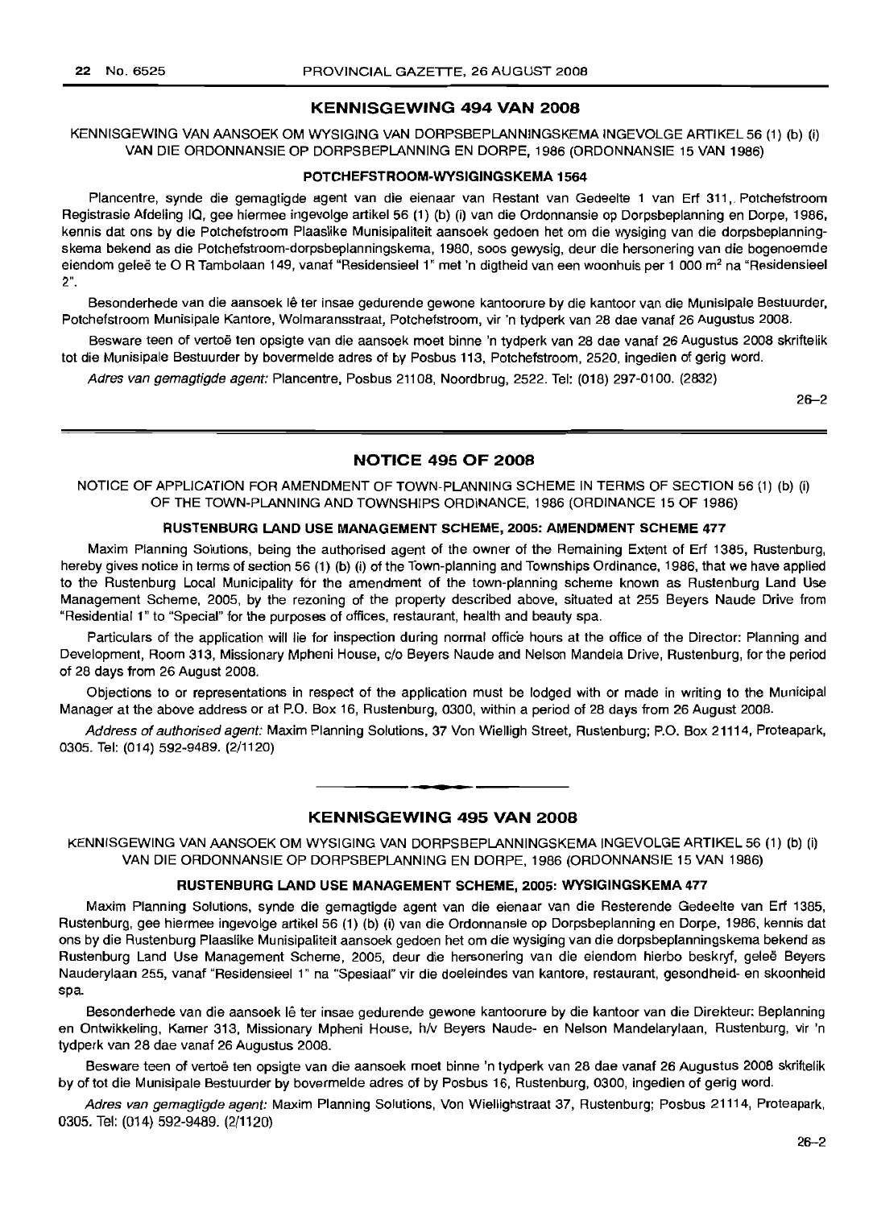## KENNISGEWING 494 VAN 2008

KENNISGEWING VAN AANSOEK OM WYSIGING VAN DORPSBEPLANNINGSKEMA INGEVOLGE ARTIKEL 56 (1) (b) (i) VAN DIE ORDONNANSIE OP DORPSBEPLANNING EN DORPE, 1986 (ORDONNANSIE 15 VAN 1986)

### POTCHEFSTROOM-WYSIGINGSKEMA 1564

Plancentre, synde die gemagtigde agent van die eienaar van Restant van Gedeelte 1 van Erf 311, Potchefstroom Registrasie Afdeling IQ, gee hiermee ingevolge artikel 56 (1) (b) (i) van die Ordonnansie op Dorpsbeplanning en Dorpe, 1986, kennis dat ons by die Potchefstroom Plaaslike Munisipaliteit aansoek gedoen het om die wysiging van die dorpsbeplanningskema bekend as die Potchefstroom-dorpsbeplanningskema, 1980, soos gewysig, deur die hersonering van die bogenoemde eiendom geleë te O R Tambolaan 149, vanaf "Residensieel 1" met 'n digtheid van een woonhuis per 1 000 m² na "Residensieel 2".

Besonderhede van die aansoek lê ter insae gedurende gewone kantoorure by die kantoor van die Munisipale Bestuurder, Potchefstroom Munisipale Kantore, Wolmaransstraat, Potchefstroom, vir 'n tydperk van 28 dae vanaf 26 Augustus 2008.

Besware teen of vertoë ten opsigte van die aansoek moet binne 'n tydperk van 28 dae vanaf 26 Augustus 2008 skriftelik tot die Munisipale Bestuurder by bovermelde adres of by Posbus 113, Potchefstroom, 2520, ingedien of gerig word.

*Adres van gemagtigde agent:* Plancentre, Posbus 21108, Noordbrug, 2522. Tel: (018) 297-0100. (2832)

26–2

## NOTICE 495 OF 2008

NOTICE OF APPLICATION FOR AMENDMENT OF TOWN-PLANNING SCHEME IN TERMS OF SECTION 56 (1) (b) (i) OF THE TOWN-PLANNING AND TOWNSHIPS ORDINANCE, 1986 (ORDINANCE 15 OF 1986)

### RUSTENBURG LAND USE MANAGEMENT SCHEME, 2005: AMENDMENT SCHEME 477

Maxim Planning Solutions, being the authorised agent of the owner of the Remaining Extent of Erf 1385, Rustenburg, hereby gives notice in terms of section 56 (1) (b) (i) of the Town-planning and Townships Ordinance, 1986, that we have applied to the Rustenburg Local Municipality for the amendment of the town-planning scheme known as Rustenburg Land Use Management Scheme, 2005, by the rezoning of the property described above, situated at 255 Beyers Naude Drive from "Residential 1" to "Special" for the purposes of offices, restaurant, health and beauty spa.

Particulars of the application will lie for inspection during normal office hours at the office of the Director: Planning and Development, Room 313, Missionary Mpheni House, c/o Beyers Naude and Nelson Mandela Drive, Rustenburg, for the period of 28 days from 26 August 2008.

Objections to or representations in respect of the application must be lodged with or made in writing to the Municipal Manager at the above address or at P.O. Box 16, Rustenburg, 0300, within a period of 28 days from 26 August 2008.

*Address of authorised agent:* Maxim Planning Solutions, 37 Von Wielligh Street, Rustenburg; P.O. Box 21114, Proteapark, 0305. Tel: (014) 592-9489. (2/1120)

## KENNISGEWING 495 VAN 2008

KENNISGEWING VAN AANSOEK OM WYSIGING VAN DORPSBEPLANNINGSKEMA INGEVOLGE ARTIKEL 56 (1) (b) (i) VAN DIE ORDONNANSIE OP DORPSBEPLANNING EN DORPE, 1986 (ORDONNANSIE 15 VAN 1986)

### RUSTENBURG LAND USE MANAGEMENT SCHEME, 2005: WYSIGINGSKEMA 477

Maxim Planning Solutions, synde die gemagtigde agent van die eienaar van die Resterende Gedeelte van Erf 1385, Rustenburg, gee hiermee ingevolge artikel 56 (1) (b) (i) van die Ordonnansie op Dorpsbeplanning en Dorpe, 1986, kennis dat ons by die Rustenburg Plaaslike Munisipaliteit aansoek gedoen het om die wysiging van die dorpsbeplanningskema bekend as Rustenburg Land Use Management Scheme, 2005, deur die hersonering van die eiendom hierbo beskryf, geleë Beyers Nauderylaan 255, vanaf "Residensieel 1" na "Spesiaal" vir die doeleindes van kantore, restaurant, gesondheid- en skoonheid spa.

Besonderhede van die aansoek lê ter insae gedurende gewone kantoorure by die kantoor van die Direkteur: Beplanning en Ontwikkeling, Kamer 313, Missionary Mpheni House, h/v Beyers Naude- en Nelson Mandelarylaan, Rustenburg, vir 'n tydperk van 28 dae vanaf 26 Augustus 2008.

Besware teen of vertoë ten opsigte van die aansoek moet binne 'n tydperk van 28 dae vanaf 26 Augustus 2008 skriftelik by of tot die Munisipale Bestuurder by bovermelde adres of by Posbus 16, Rustenburg, 0300, ingedien of gerig word.

*Adres van gemagtigde agent:* Maxim Planning Solutions, Von Wiellighstraat 37, Rustenburg; Posbus 21114, Proteapark, 0305. Tel: (014) 592-9489. (2/1120)

26–2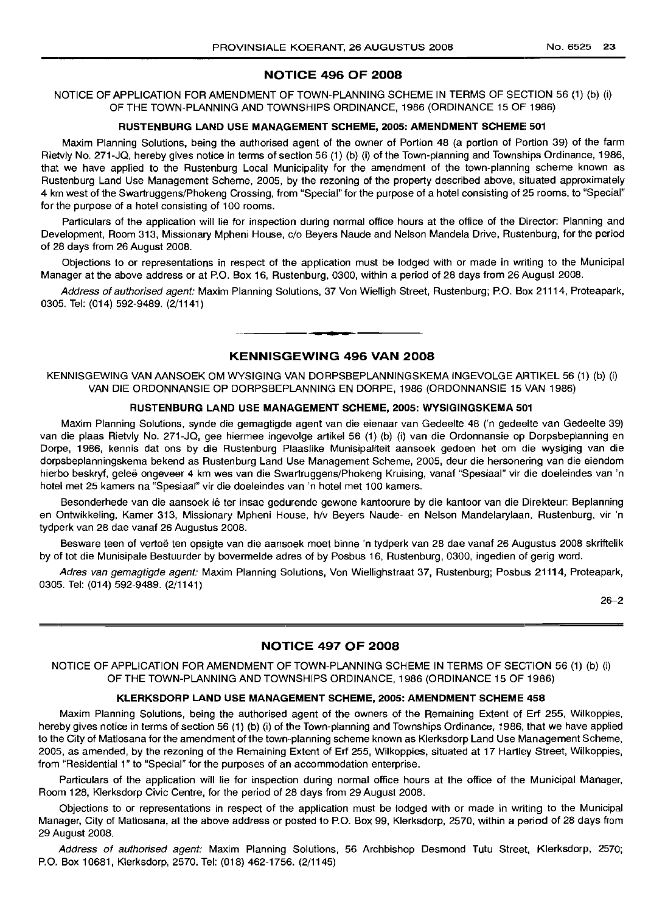## NOTICE 496 OF 2008

NOTICE OF APPLICATION FOR AMENDMENT OF TOWN-PLANNING SCHEME IN TERMS OF SECTION 56 (1) (b) (i) OF THE TOWN-PLANNING AND TOWNSHIPS ORDINANCE, 1986 (ORDINANCE 15 OF 1986)

### RUSTENBURG LAND USE MANAGEMENT SCHEME, 2005: AMENDMENT SCHEME 501

Maxim Planning Solutions, being the authorised agent of the owner of Portion 48 (a portion of Portion 39) of the farm Rietvly No. 271-JQ, hereby gives notice in terms of section 56 (1) (b) (i) of the Town-planning and Townships Ordinance, 1986, that we have applied to the Rustenburg Local Municipality for the amendment of the town-planning scheme known as Rustenburg Land Use Management Scheme, 2005, by the rezoning of the property described above, situated approximately 4 km west of the Swartruggens/Phokeng Crossing, from "Special" for the purpose of a hotel consisting of 25 rooms, to "Special" for the purpose of a hotel consisting of 100 rooms.

Particulars of the application will lie for inspection during normal office hours at the office of the Director: Planning and Development, Room 313, Missionary Mpheni House, c/o Beyers Naude and Nelson Mandela Drive, Rustenburg, for the period of 28 days from 26 August 2008.

Objections to or representations in respect of the application must be lodged with or made in writing to the Municipal Manager at the above address or at P.O. Box 16, Rustenburg, 0300, within a period of 28 days from 26 August 2008.

*Address of authorised agent:* Maxim Planning Solutions, 37 Von Wielligh Street, Rustenburg; P.O. Box 21114, Proteapark, 0305. Tel: (014) 592-9489. (2/1141)

## KENNISGEWING 496 VAN 2008

KENNISGEWING VAN AANSOEK OM WYSIGING VAN DORPSBEPLANNINGSKEMA INGEVOLGE ARTIKEL 56 (1) (b) (i) VAN DIE ORDONNANSIE OP DORPSBEPLANNING EN DORPE, 1986 (ORDONNANSIE 15 VAN 1986)

### RUSTENBURG LAND USE MANAGEMENT SCHEME, 2005: WYSIGINGSKEMA 501

Maxim Planning Solutions, synde die gemagtigde agent van die eienaar van Gedeelte 48 ('n gedeelte van Gedeelte 39) van die plaas Rietvly No. 271-JQ, gee hiermee ingevolge artikel 56 (1) (b) (i) van die Ordonnansie op Dorpsbeplanning en Dorpe, 1986, kennis dat ons by die Rustenburg Plaaslike Munisipaliteit aansoek gedoen het om die wysiging van die dorpsbeplanningskema bekend as Rustenburg Land Use Management Scheme, 2005, deur die hersonering van die eiendom hierbo beskryf, geleë ongeveer 4 km wes van die Swartruggens/Phokeng Kruising, vanaf "Spesiaal" vir die doeleindes van 'n hotel met 25 kamers na "Spesiaal" vir die doeleindes van 'n hotel met 100 kamers.

Besonderhede van die aansoek lê ter insae gedurende gewone kantoorure by die kantoor van die Direkteur: Beplanning en Ontwikkeling, Kamer 313, Missionary Mpheni House, h/v Beyers Naude- en Nelson Mandelarylaan, Rustenburg, vir 'n tydperk van 28 dae vanaf 26 Augustus 2008.

Besware teen of vertoë ten opsigte van die aansoek moet binne 'n tydperk van 28 dae vanaf 26 Augustus 2008 skriftelik by of tot die Munisipale Bestuurder by bovermelde adres of by Posbus 16, Rustenburg, 0300, ingedien of gerig word.

*Adres van gemagtigde agent:* Maxim Planning Solutions, Von Wiellighstraat 37, Rustenburg; Posbus 21114, Proteapark, 0305. Tel: (014) 592-9489. (2/1141)

26–2

## NOTICE 497 OF 2008

NOTICE OF APPLICATION FOR AMENDMENT OF TOWN-PLANNING SCHEME IN TERMS OF SECTION 56 (1) (b) (i) OF THE TOWN-PLANNING AND TOWNSHIPS ORDINANCE, 1986 (ORDINANCE 15 OF 1986)

### KLERKSDORP LAND USE MANAGEMENT SCHEME, 2005: AMENDMENT SCHEME 458

Maxim Planning Solutions, being the authorised agent of the owners of the Remaining Extent of Erf 255, Wilkoppies, hereby gives notice in terms of section 56 (1) (b) (i) of the Town-planning and Townships Ordinance, 1986, that we have applied to the City of Matlosana for the amendment of the town-planning scheme known as Klerksdorp Land Use Management Scheme, 2005, as amended, by the rezoning of the Remaining Extent of Erf 255, Wilkoppies, situated at 17 Hartley Street, Wilkoppies, from "Residential 1" to "Special" for the purposes of an accommodation enterprise.

Particulars of the application will lie for inspection during normal office hours at the office of the Municipal Manager, Room 128, Klerksdorp Civic Centre, for the period of 28 days from 29 August 2008.

Objections to or representations in respect of the application must be lodged with or made in writing to the Municipal Manager, City of Matlosana, at the above address or posted to P.O. Box 99, Klerksdorp, 2570, within a period of 28 days from 29 August 2008.

*Address of authorised agent:* Maxim Planning Solutions, 56 Archbishop Desmond Tutu Street, Klerksdorp, 2570; P.O. Box 10681, Klerksdorp, 2570. Tel: (018) 462-1756. (2/1145)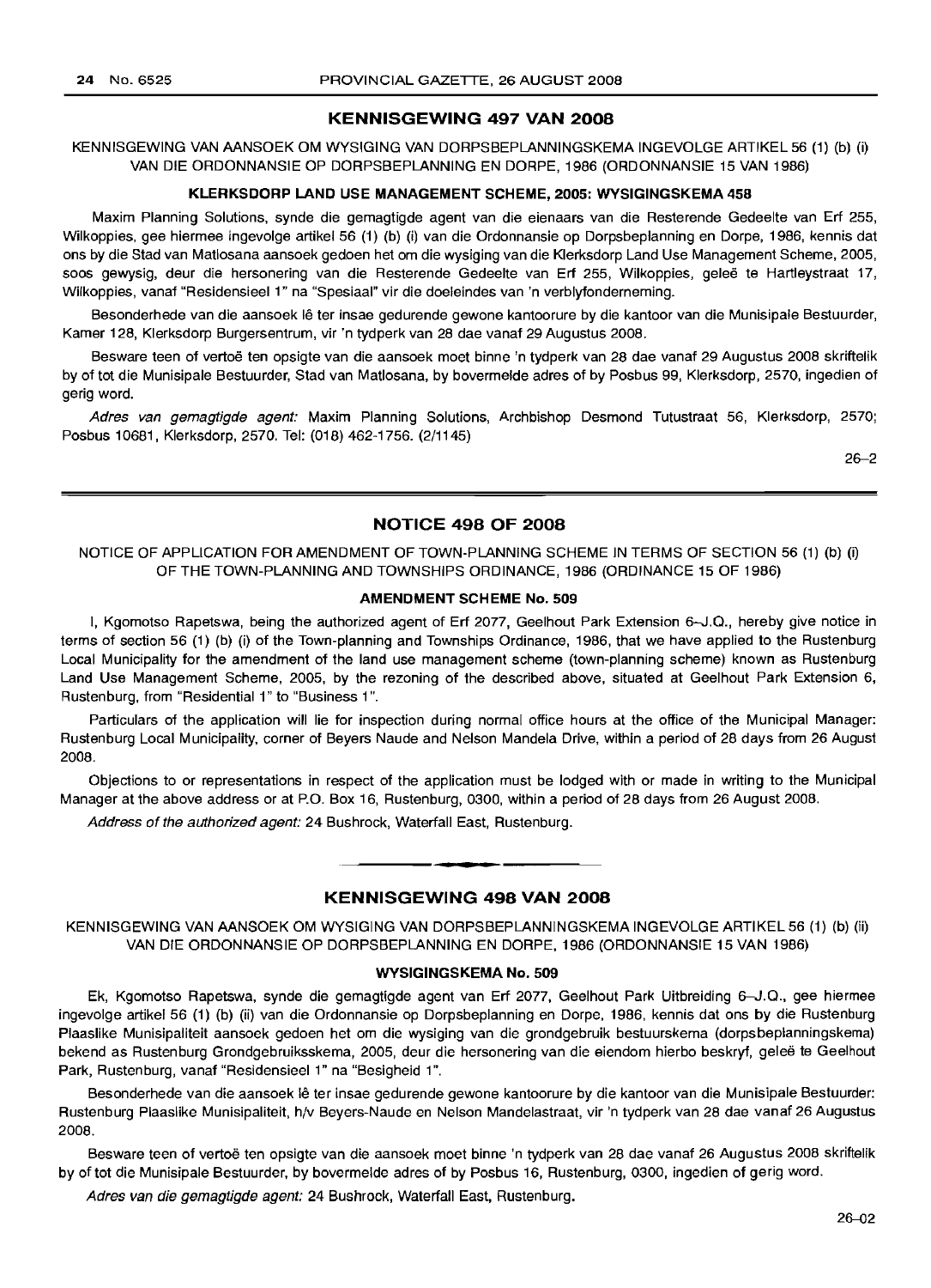## KENNISGEWING 497 VAN 2008

KENNISGEWING VAN AANSOEK OM WYSIGING VAN DORPSBEPLANNINGSKEMA INGEVOLGE ARTIKEL 56 (1) (b) (i) VAN DIE ORDONNANSIE OP DORPSBEPLANNING EN DORPE, 1986 (ORDONNANSIE 15 VAN 1986)

### KLERKSDORP LAND USE MANAGEMENT SCHEME, 2005: WYSIGINGSKEMA 458

Maxim Planning Solutions, synde die gemagtigde agent van die eienaars van die Resterende Gedeelte van Erf 255, Wilkoppies, gee hiermee ingevolge artikel 56 (1) (b) (i) van die Ordonnansie op Dorpsbeplanning en Dorpe, 1986, kennis dat ons by die Stad van Matlosana aansoek gedoen het om die wysiging van die Klerksdorp Land Use Management Scheme, 2005, soos gewysig, deur die hersonering van die Resterende Gedeelte van Erf 255, Wilkoppies, geleë te Hartleystraat 17, Wilkoppies, vanaf "Residensieel 1" na "Spesiaal" vir die doeleindes van 'n verblyfonderneming.

Besonderhede van die aansoek lê ter insae gedurende gewone kantoorure by die kantoor van die Munisipale Bestuurder, Kamer 128, Klerksdorp Burgersentrum, vir 'n tydperk van 28 dae vanaf 29 Augustus 2008.

Besware teen of vertoë ten opsigte van die aansoek moet binne 'n tydperk van 28 dae vanaf 29 Augustus 2008 skriftelik by of tot die Munisipale Bestuurder, Stad van Matlosana, by bovermelde adres of by Posbus 99, Klerksdorp, 2570, ingedien of gerig word.

*Adres van gemagtigde agent:* Maxim Planning Solutions, Archbishop Desmond Tutustraat 56, Klerksdorp, 2570; Posbus 10681, Klerksdorp, 2570. Tel: (018) 462-1756. (2/1145)

26–2

## NOTICE 498 OF 2008

NOTICE OF APPLICATION FOR AMENDMENT OF TOWN-PLANNING SCHEME IN TERMS OF SECTION 56 (1) (b) (i) OF THE TOWN-PLANNING AND TOWNSHIPS ORDINANCE, 1986 (ORDINANCE 15 OF 1986)

### AMENDMENT SCHEME No. 509

I, Kgomotso Rapetswa, being the authorized agent of Erf 2077, Geelhout Park Extension 6–J.Q., hereby give notice in terms of section 56 (1) (b) (i) of the Town-planning and Townships Ordinance, 1986, that we have applied to the Rustenburg Local Municipality for the amendment of the land use management scheme (town-planning scheme) known as Rustenburg Land Use Management Scheme, 2005, by the rezoning of the described above, situated at Geelhout Park Extension 6, Rustenburg, from "Residential 1" to "Business 1".

Particulars of the application will lie for inspection during normal office hours at the office of the Municipal Manager: Rustenburg Local Municipality, corner of Beyers Naude and Nelson Mandela Drive, within a period of 28 days from 26 August 2008.

Objections to or representations in respect of the application must be lodged with or made in writing to the Municipal Manager at the above address or at P.O. Box 16, Rustenburg, 0300, within a period of 28 days from 26 August 2008.

*Address of the authorized agent:* 24 Bushrock, Waterfall East, Rustenburg.

## KENNISGEWING 498 VAN 2008

KENNISGEWING VAN AANSOEK OM WYSIGING VAN DORPSBEPLANNINGSKEMA INGEVOLGE ARTIKEL 56 (1) (b) (ii) VAN DIE ORDONNANSIE OP DORPSBEPLANNING EN DORPE, 1986 (ORDONNANSIE 15 VAN 1986)

### WYSIGINGSKEMA No. 509

Ek, Kgomotso Rapetswa, synde die gemagtigde agent van Erf 2077, Geelhout Park Uitbreiding 6–J.Q., gee hiermee ingevolge artikel 56 (1) (b) (ii) van die Ordonnansie op Dorpsbeplanning en Dorpe, 1986, kennis dat ons by die Rustenburg Plaaslike Munisipaliteit aansoek gedoen het om die wysiging van die grondgebruik bestuurskema (dorpsbeplanningskema) bekend as Rustenburg Grondgebruiksskema, 2005, deur die hersonering van die eiendom hierbo beskryf, geleë te Geelhout Park, Rustenburg, vanaf "Residensieel 1" na "Besigheid 1".

Besonderhede van die aansoek lê ter insae gedurende gewone kantoorure by die kantoor van die Munisipale Bestuurder: Rustenburg Plaaslike Munisipaliteit, h/v Beyers-Naude en Nelson Mandelastraat, vir 'n tydperk van 28 dae vanaf 26 Augustus 2008.

Besware teen of vertoë ten opsigte van die aansoek moet binne 'n tydperk van 28 dae vanaf 26 Augustus 2008 skriftelik by of tot die Munisipale Bestuurder, by bovermelde adres of by Posbus 16, Rustenburg, 0300, ingedien of gerig word.

*Adres van die gemagtigde agent:* 24 Bushrock, Waterfall East, Rustenburg.

26–02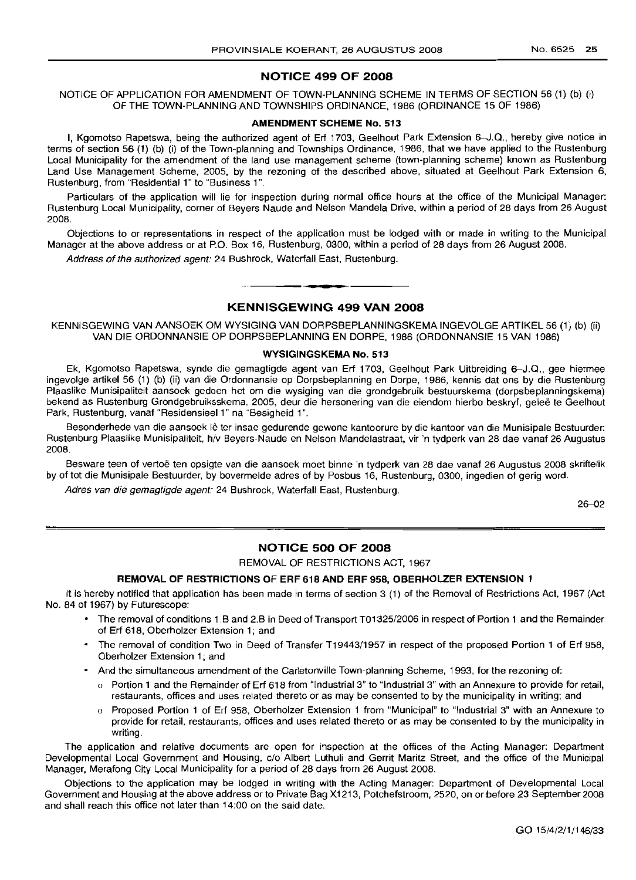## NOTICE 499 OF 2008

NOTICE OF APPLICATION FOR AMENDMENT OF TOWN-PLANNING SCHEME IN TERMS OF SECTION 56 (1) (b) (i) OF THE TOWN-PLANNING AND TOWNSHIPS ORDINANCE, 1986 (ORDINANCE 15 OF 1986)

### AMENDMENT SCHEME No. 513

I, Kgomotso Rapetswa, being the authorized agent of Erf 1703, Geelhout Park Extension 6–J.Q., hereby give notice in terms of section 56 (1) (b) (i) of the Town-planning and Townships Ordinance, 1986, that we have applied to the Rustenburg Local Municipality for the amendment of the land use management scheme (town-planning scheme) known as Rustenburg Land Use Management Scheme, 2005, by the rezoning of the described above, situated at Geelhout Park Extension 6, Rustenburg, from "Residential 1" to "Business 1".

Particulars of the application will lie for inspection during normal office hours at the office of the Municipal Manager: Rustenburg Local Municipality, corner of Beyers Naude and Nelson Mandela Drive, within a period of 28 days from 26 August 2008.

Objections to or representations in respect of the application must be lodged with or made in writing to the Municipal Manager at the above address or at P.O. Box 16, Rustenburg, 0300, within a period of 28 days from 26 August 2008.

*Address of the authorized agent:* 24 Bushrock, Waterfall East, Rustenburg.

---

## KENNISGEWING 499 VAN 2008

KENNISGEWING VAN AANSOEK OM WYSIGING VAN DORPSBEPLANNINGSKEMA INGEVOLGE ARTIKEL 56 (1) (b) (ii) VAN DIE ORDONNANSIE OP DORPSBEPLANNING EN DORPE, 1986 (ORDONNANSIE 15 VAN 1986)

### WYSIGINGSKEMA No. 513

Ek, Kgomotso Rapetswa, synde die gemagtigde agent van Erf 1703, Geelhout Park Uitbreiding 6–J.Q., gee hiermee ingevolge artikel 56 (1) (b) (ii) van die Ordonnansie op Dorpsbeplanning en Dorpe, 1986, kennis dat ons by die Rustenburg Plaaslike Munisipaliteit aansoek gedoen het om die wysiging van die grondgebruik bestuurskema (dorpsbeplanningskema) bekend as Rustenburg Grondgebruiksskema, 2005, deur die hersonering van die eiendom hierbo beskryf, geleë te Geelhout Park, Rustenburg, vanaf "Residensieel 1" na "Besigheid 1".

Besonderhede van die aansoek lê ter insae gedurende gewone kantoorure by die kantoor van die Munisipale Bestuurder: Rustenburg Plaaslike Munisipaliteit, h/v Beyers-Naude en Nelson Mandelastraat, vir 'n tydperk van 28 dae vanaf 26 Augustus 2008.

Besware teen of vertoë ten opsigte van die aansoek moet binne 'n tydperk van 28 dae vanaf 26 Augustus 2008 skriftelik by of tot die Munisipale Bestuurder, by bovermelde adres of by Posbus 16, Rustenburg, 0300, ingedien of gerig word.

*Adres van die gemagtigde agent:* 24 Bushrock, Waterfall East, Rustenburg.

26–02

---

## NOTICE 500 OF 2008

REMOVAL OF RESTRICTIONS ACT, 1967

### REMOVAL OF RESTRICTIONS OF ERF 618 AND ERF 958, OBERHOLZER EXTENSION 1

It is hereby notified that application has been made in terms of section 3 (1) of the Removal of Restrictions Act, 1967 (Act No. 84 of 1967) by Futurescope:

- The removal of conditions 1.B and 2.B in Deed of Transport T01325/2006 in respect of Portion 1 and the Remainder of Erf 618, Oberholzer Extension 1; and
- The removal of condition Two in Deed of Transfer T19443/1957 in respect of the proposed Portion 1 of Erf 958, Oberholzer Extension 1; and
- And the simultaneous amendment of the Carletonville Town-planning Scheme, 1993, for the rezoning of:
  - Portion 1 and the Remainder of Erf 618 from "Industrial 3" to "Industrial 3" with an Annexure to provide for retail, restaurants, offices and uses related thereto or as may be consented to by the municipality in writing; and
  - Proposed Portion 1 of Erf 958, Oberholzer Extension 1 from "Municipal" to "Industrial 3" with an Annexure to provide for retail, restaurants, offices and uses related thereto or as may be consented to by the municipality in writing.

The application and relative documents are open for inspection at the offices of the Acting Manager: Department Developmental Local Government and Housing, c/o Albert Luthuli and Gerrit Maritz Street, and the office of the Municipal Manager, Merafong City Local Municipality for a period of 28 days from 26 August 2008.

Objections to the application may be lodged in writing with the Acting Manager: Department of Developmental Local Government and Housing at the above address or to Private Bag X1213, Potchefstroom, 2520, on or before 23 September 2008 and shall reach this office not later than 14:00 on the said date.

GO 15/4/2/1/146/33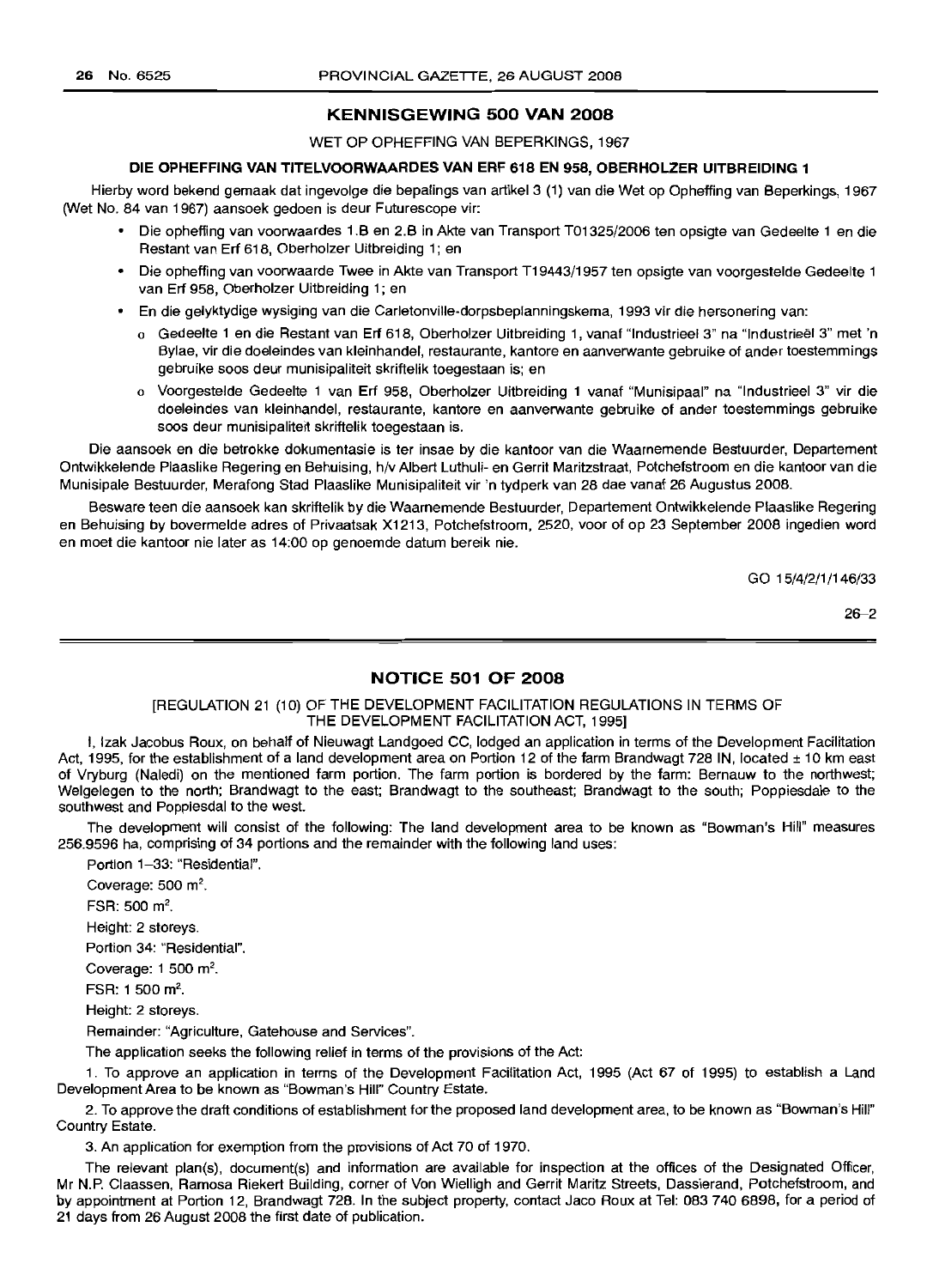## KENNISGEWING 500 VAN 2008

WET OP OPHEFFING VAN BEPERKINGS, 1967

**DIE OPHEFFING VAN TITELVOORWAARDES VAN ERF 618 EN 958, OBERHOLZER UITBREIDING 1**

Hierby word bekend gemaak dat ingevolge die bepalings van artikel 3 (1) van die Wet op Opheffing van Beperkings, 1967 (Wet No. 84 van 1967) aansoek gedoen is deur Futurescope vir:

- Die opheffing van voorwaardes 1.B en 2.B in Akte van Transport T01325/2006 ten opsigte van Gedeelte 1 en die Restant van Erf 618, Oberholzer Uitbreiding 1; en
- Die opheffing van voorwaarde Twee in Akte van Transport T19443/1957 ten opsigte van voorgestelde Gedeelte 1 van Erf 958, Oberholzer Uitbreiding 1; en
- En die gelyktydige wysiging van die Carletonville-dorpsbeplanningskema, 1993 vir die hersonering van:
  - Gedeelte 1 en die Restant van Erf 618, Oberholzer Uitbreiding 1, vanaf "Industrieel 3" na "Industrieël 3" met 'n Bylae, vir die doeleindes van kleinhandel, restaurante, kantore en aanverwante gebruike of ander toestemmings gebruike soos deur munisipaliteit skriftelik toegestaan is; en
  - Voorgestelde Gedeelte 1 van Erf 958, Oberholzer Uitbreiding 1 vanaf "Munisipaal" na "Industrieel 3" vir die doeleindes van kleinhandel, restaurante, kantore en aanverwante gebruike of ander toestemmings gebruike soos deur munisipaliteit skriftelik toegestaan is.

Die aansoek en die betrokke dokumentasie is ter insae by die kantoor van die Waarnemende Bestuurder, Departement Ontwikkelende Plaaslike Regering en Behuising, h/v Albert Luthuli- en Gerrit Maritzstraat, Potchefstroom en die kantoor van die Munisipale Bestuurder, Merafong Stad Plaaslike Munisipaliteit vir 'n tydperk van 28 dae vanaf 26 Augustus 2008.

Besware teen die aansoek kan skriftelik by die Waarnemende Bestuurder, Departement Ontwikkelende Plaaslike Regering en Behuising by bovermelde adres of Privaatsak X1213, Potchefstroom, 2520, voor of op 23 September 2008 ingedien word en moet die kantoor nie later as 14:00 op genoemde datum bereik nie.

GO 15/4/2/1/146/33

26–2

## NOTICE 501 OF 2008

[REGULATION 21 (10) OF THE DEVELOPMENT FACILITATION REGULATIONS IN TERMS OF THE DEVELOPMENT FACILITATION ACT, 1995]

I, Izak Jacobus Roux, on behalf of Nieuwagt Landgoed CC, lodged an application in terms of the Development Facilitation Act, 1995, for the establishment of a land development area on Portion 12 of the farm Brandwagt 728 IN, located ± 10 km east of Vryburg (Naledi) on the mentioned farm portion. The farm portion is bordered by the farm: Bernauw to the northwest; Welgelegen to the north; Brandwagt to the east; Brandwagt to the southeast; Brandwagt to the south; Poppiesdale to the southwest and Poppiesdal to the west.

The development will consist of the following: The land development area to be known as "Bowman's Hill" measures 256.9596 ha, comprising of 34 portions and the remainder with the following land uses:

Portion 1–33: "Residential".

Coverage: 500 m².

FSR: 500 m².

Height: 2 storeys.

Portion 34: "Residential".

Coverage: 1 500 m².

FSR: 1 500 m².

Height: 2 storeys.

Remainder: "Agriculture, Gatehouse and Services".

The application seeks the following relief in terms of the provisions of the Act:

1. To approve an application in terms of the Development Facilitation Act, 1995 (Act 67 of 1995) to establish a Land Development Area to be known as "Bowman's Hill" Country Estate.

2. To approve the draft conditions of establishment for the proposed land development area, to be known as "Bowman's Hill" Country Estate.

3. An application for exemption from the provisions of Act 70 of 1970.

The relevant plan(s), document(s) and information are available for inspection at the offices of the Designated Officer, Mr N.P. Claassen, Ramosa Riekert Building, corner of Von Wielligh and Gerrit Maritz Streets, Dassierand, Potchefstroom, and by appointment at Portion 12, Brandwagt 728. In the subject property, contact Jaco Roux at Tel: 083 740 6898, for a period of 21 days from 26 August 2008 the first date of publication.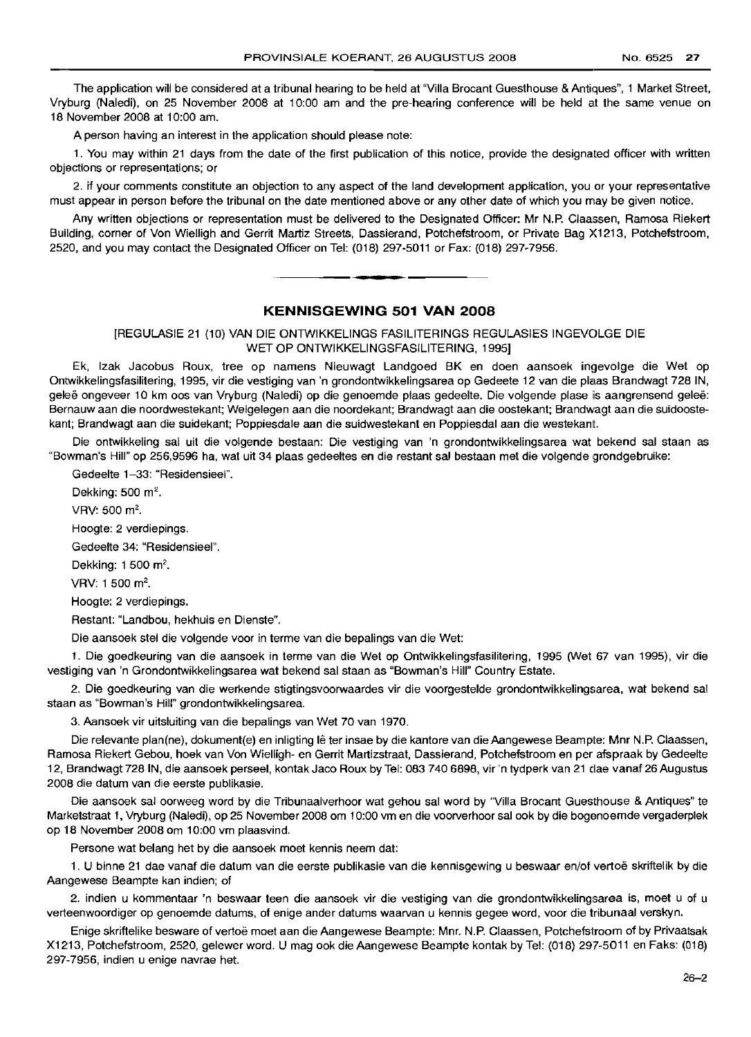The application will be considered at a tribunal hearing to be held at "Villa Brocant Guesthouse & Antiques", 1 Market Street, Vryburg (Naledi), on 25 November 2008 at 10:00 am and the pre-hearing conference will be held at the same venue on 18 November 2008 at 10:00 am.

A person having an interest in the application should please note:

1. You may within 21 days from the date of the first publication of this notice, provide the designated officer with written objections or representations; or

2. if your comments constitute an objection to any aspect of the land development application, you or your representative must appear in person before the tribunal on the date mentioned above or any other date of which you may be given notice.

Any written objections or representation must be delivered to the Designated Officer: Mr N.P. Claassen, Ramosa Riekert Building, corner of Von Wielligh and Gerrit Martiz Streets, Dassierand, Potchefstroom, or Private Bag X1213, Potchefstroom, 2520, and you may contact the Designated Officer on Tel: (018) 297-5011 or Fax: (018) 297-7956.

---

## KENNISGEWING 501 VAN 2008

[REGULASIE 21 (10) VAN DIE ONTWIKKELINGS FASILITERINGS REGULASIES INGEVOLGE DIE WET OP ONTWIKKELINGSFASILITERING, 1995]

Ek, Izak Jacobus Roux, tree op namens Nieuwagt Landgoed BK en doen aansoek ingevolge die Wet op Ontwikkelingsfasilitering, 1995, vir die vestiging van 'n grondontwikkelingsarea op Gedeete 12 van die plaas Brandwagt 728 IN, geleë ongeveer 10 km oos van Vryburg (Naledi) op die genoemde plaas gedeelte. Die volgende plase is aangrensend geleë: Bernauw aan die noordwestekant; Welgelegen aan die noordekant; Brandwagt aan die oostekant; Brandwagt aan die suidoostekant; Brandwagt aan die suidekant; Poppiesdale aan die suidwestekant en Poppiesdal aan die westekant.

Die ontwikkeling sal uit die volgende bestaan: Die vestiging van 'n grondontwikkelingsarea wat bekend sal staan as "Bowman's Hill" op 256,9596 ha, wat uit 34 plaas gedeeltes en die restant sal bestaan met die volgende grondgebruike:

Gedeelte 1–33: "Residensieel".

Dekking: 500 m².

VRV: 500 m².

Hoogte: 2 verdiepings.

Gedeelte 34: "Residensieel".

Dekking: 1 500 m².

VRV: 1 500 m².

Hoogte: 2 verdiepings.

Restant: "Landbou, hekhuis en Dienste".

Die aansoek stel die volgende voor in terme van die bepalings van die Wet:

1. Die goedkeuring van die aansoek in terme van die Wet op Ontwikkelingsfasilitering, 1995 (Wet 67 van 1995), vir die vestiging van 'n Grondontwikkelingsarea wat bekend sal staan as "Bowman's Hill" Country Estate.

2. Die goedkeuring van die werkende stigtingsvoorwaardes vir die voorgestelde grondontwikkelingsarea, wat bekend sal staan as "Bowman's Hill" grondontwikkelingsarea.

3. Aansoek vir uitsluiting van die bepalings van Wet 70 van 1970.

Die relevante plan(ne), dokument(e) en inligting lê ter insae by die kantore van die Aangewese Beampte: Mnr N.P. Claassen, Ramosa Riekert Gebou, hoek van Von Wielligh- en Gerrit Martizstraat, Dassierand, Potchefstroom en per afspraak by Gedeelte 12, Brandwagt 728 IN, die aansoek perseel, kontak Jaco Roux by Tel: 083 740 6898, vir 'n tydperk van 21 dae vanaf 26 Augustus 2008 die datum van die eerste publikasie.

Die aansoek sal oorweeg word by die Tribunaalverhoor wat gehou sal word by "Villa Brocant Guesthouse & Antiques" te Marketstraat 1, Vryburg (Naledi), op 25 November 2008 om 10:00 vm en die voorverhoor sal ook by die bogenoemde vergaderplek op 18 November 2008 om 10:00 vm plaasvind.

Persone wat belang het by die aansoek moet kennis neem dat:

1. U binne 21 dae vanaf die datum van die eerste publikasie van die kennisgewing u beswaar en/of vertoë skriftelik by die Aangewese Beampte kan indien; of

2. indien u kommentaar 'n beswaar teen die aansoek vir die vestiging van die grondontwikkelingsarea is, moet u of u verteenwoordiger op genoemde datums, of enige ander datums waarvan u kennis gegee word, voor die tribunaal verskyn.

Enige skriftelike besware of vertoë moet aan die Aangewese Beampte: Mnr. N.P. Claassen, Potchefstroom of by Privaatsak X1213, Potchefstroom, 2520, gelewer word. U mag ook die Aangewese Beampte kontak by Tel: (018) 297-5011 en Faks: (018) 297-7956, indien u enige navrae het.

26–2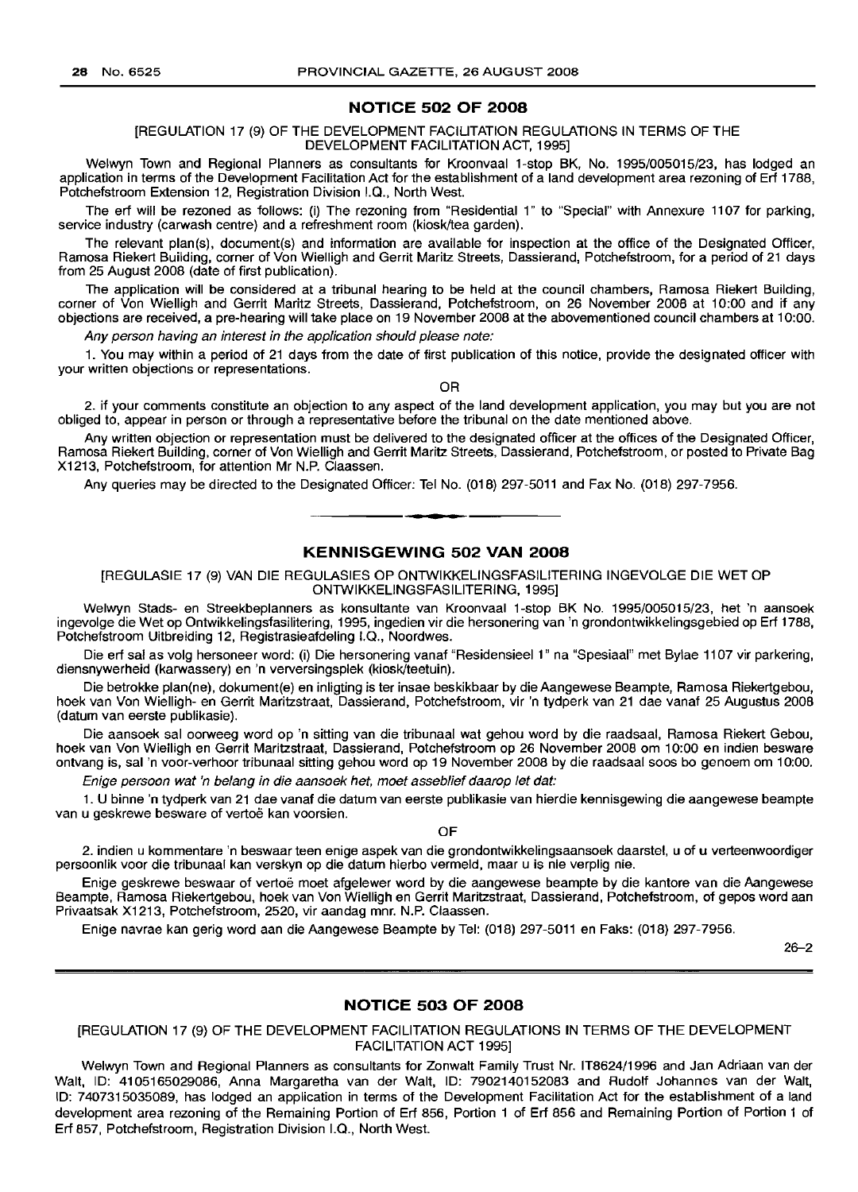## NOTICE 502 OF 2008

[REGULATION 17 (9) OF THE DEVELOPMENT FACILITATION REGULATIONS IN TERMS OF THE DEVELOPMENT FACILITATION ACT, 1995]

Welwyn Town and Regional Planners as consultants for Kroonvaal 1-stop BK, No. 1995/005015/23, has lodged an application in terms of the Development Facilitation Act for the establishment of a land development area rezoning of Erf 1788, Potchefstroom Extension 12, Registration Division I.Q., North West.

The erf will be rezoned as follows: (i) The rezoning from "Residential 1" to "Special" with Annexure 1107 for parking, service industry (carwash centre) and a refreshment room (kiosk/tea garden).

The relevant plan(s), document(s) and information are available for inspection at the office of the Designated Officer, Ramosa Riekert Building, corner of Von Wielligh and Gerrit Maritz Streets, Dassierand, Potchefstroom, for a period of 21 days from 25 August 2008 (date of first publication).

The application will be considered at a tribunal hearing to be held at the council chambers, Ramosa Riekert Building, corner of Von Wielligh and Gerrit Maritz Streets, Dassierand, Potchefstroom, on 26 November 2008 at 10:00 and if any objections are received, a pre-hearing will take place on 19 November 2008 at the abovementioned council chambers at 10:00.

*Any person having an interest in the application should please note:*

1. You may within a period of 21 days from the date of first publication of this notice, provide the designated officer with your written objections or representations.

OR

2. if your comments constitute an objection to any aspect of the land development application, you may but you are not obliged to, appear in person or through a representative before the tribunal on the date mentioned above.

Any written objection or representation must be delivered to the designated officer at the offices of the Designated Officer, Ramosa Riekert Building, corner of Von Wielligh and Gerrit Maritz Streets, Dassierand, Potchefstroom, or posted to Private Bag X1213, Potchefstroom, for attention Mr N.P. Claassen.

Any queries may be directed to the Designated Officer: Tel No. (018) 297-5011 and Fax No. (018) 297-7956.

---

## KENNISGEWING 502 VAN 2008

[REGULASIE 17 (9) VAN DIE REGULASIES OP ONTWIKKELINGSFASILITERING INGEVOLGE DIE WET OP ONTWIKKELINGSFASILITERING, 1995]

Welwyn Stads- en Streekbeplanners as konsultante van Kroonvaal 1-stop BK No. 1995/005015/23, het 'n aansoek ingevolge die Wet op Ontwikkelingsfasilitering, 1995, ingedien vir die hersonering van 'n grondontwikkelingsgebied op Erf 1788, Potchefstroom Uitbreiding 12, Registrasieafdeling I.Q., Noordwes.

Die erf sal as volg hersoneer word: (i) Die hersonering vanaf "Residensieel 1" na "Spesiaal" met Bylae 1107 vir parkering, diensnywerheid (karwassery) en 'n verversingsplek (kiosk/teetuin).

Die betrokke plan(ne), dokument(e) en inligting is ter insae beskikbaar by die Aangewese Beampte, Ramosa Riekertgebou, hoek van Von Wielligh- en Gerrit Maritzstraat, Dassierand, Potchefstroom, vir 'n tydperk van 21 dae vanaf 25 Augustus 2008 (datum van eerste publikasie).

Die aansoek sal oorweeg word op 'n sitting van die tribunaal wat gehou word by die raadsaal, Ramosa Riekert Gebou, hoek van Von Wielligh en Gerrit Maritzstraat, Dassierand, Potchefstroom op 26 November 2008 om 10:00 en indien besware ontvang is, sal 'n voor-verhoor tribunaal sitting gehou word op 19 November 2008 by die raadsaal soos bo genoem om 10:00.

*Enige persoon wat 'n belang in die aansoek het, moet asseblief daarop let dat:*

1. U binne 'n tydperk van 21 dae vanaf die datum van eerste publikasie van hierdie kennisgewing die aangewese beampte van u geskrewe besware of vertoë kan voorsien.

OF

2. indien u kommentare 'n beswaar teen enige aspek van die grondontwikkelingsaansoek daarstel, u of u verteenwoordiger persoonlik voor die tribunaal kan verskyn op die datum hierbo vermeld, maar u is nie verplig nie.

Enige geskrewe beswaar of vertoë moet afgelewer word by die aangewese beampte by die kantore van die Aangewese Beampte, Ramosa Riekertgebou, hoek van Von Wielligh en Gerrit Maritzstraat, Dassierand, Potchefstroom, of gepos word aan Privaatsak X1213, Potchefstroom, 2520, vir aandag mnr. N.P. Claassen.

Enige navrae kan gerig word aan die Aangewese Beampte by Tel: (018) 297-5011 en Faks: (018) 297-7956.

26–2

---

## NOTICE 503 OF 2008

[REGULATION 17 (9) OF THE DEVELOPMENT FACILITATION REGULATIONS IN TERMS OF THE DEVELOPMENT FACILITATION ACT 1995]

Welwyn Town and Regional Planners as consultants for Zonwalt Family Trust Nr. IT8624/1996 and Jan Adriaan van der Walt, ID: 4105165029086, Anna Margaretha van der Walt, ID: 7902140152083 and Rudolf Johannes van der Walt, ID: 7407315035089, has lodged an application in terms of the Development Facilitation Act for the establishment of a land development area rezoning of the Remaining Portion of Erf 856, Portion 1 of Erf 856 and Remaining Portion of Portion 1 of Erf 857, Potchefstroom, Registration Division I.Q., North West.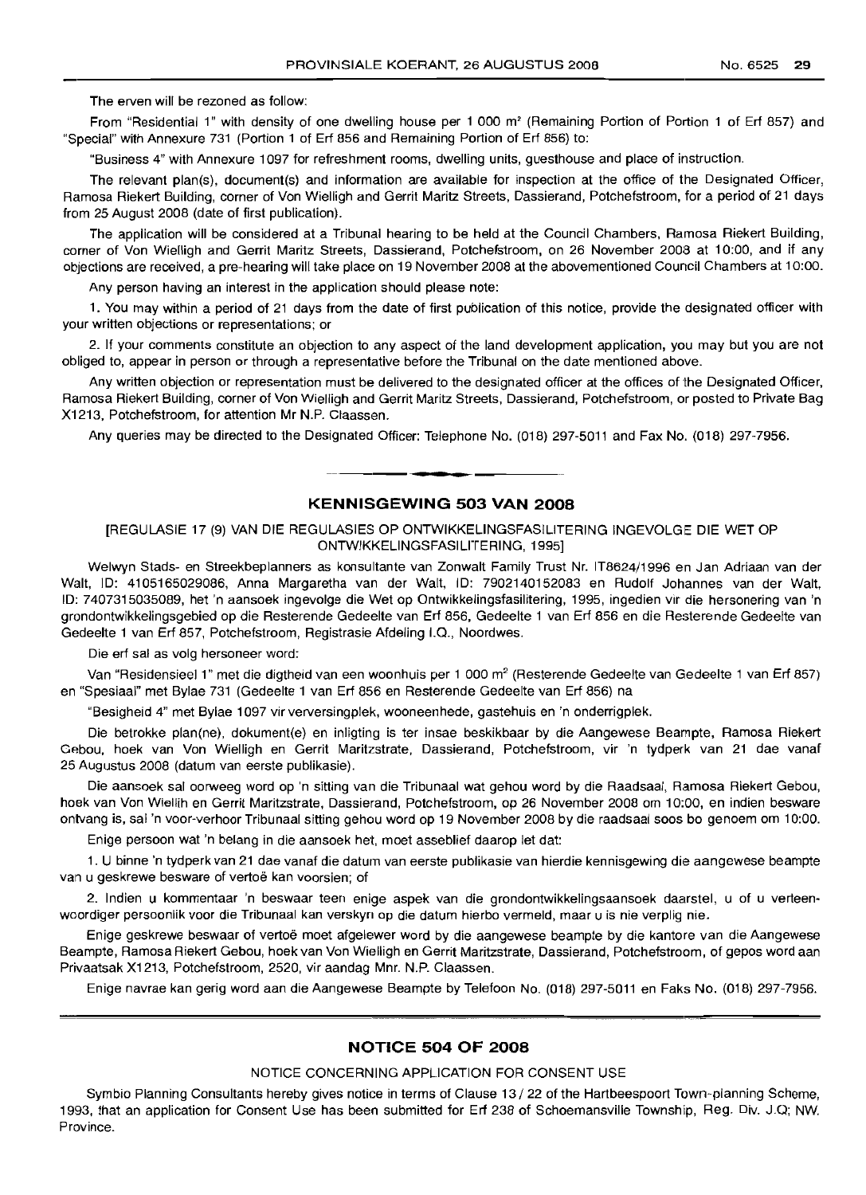The erven will be rezoned as follow:

From "Residential 1" with density of one dwelling house per 1 000 m² (Remaining Portion of Portion 1 of Erf 857) and "Special" with Annexure 731 (Portion 1 of Erf 856 and Remaining Portion of Erf 856) to:

"Business 4" with Annexure 1097 for refreshment rooms, dwelling units, guesthouse and place of instruction.

The relevant plan(s), document(s) and information are available for inspection at the office of the Designated Officer, Ramosa Riekert Building, corner of Von Wielligh and Gerrit Maritz Streets, Dassierand, Potchefstroom, for a period of 21 days from 25 August 2008 (date of first publication).

The application will be considered at a Tribunal hearing to be held at the Council Chambers, Ramosa Riekert Building, corner of Von Wielligh and Gerrit Maritz Streets, Dassierand, Potchefstroom, on 26 November 2008 at 10:00, and if any objections are received, a pre-hearing will take place on 19 November 2008 at the abovementioned Council Chambers at 10:00.

Any person having an interest in the application should please note:

1. You may within a period of 21 days from the date of first publication of this notice, provide the designated officer with your written objections or representations; or

2. If your comments constitute an objection to any aspect of the land development application, you may but you are not obliged to, appear in person or through a representative before the Tribunal on the date mentioned above.

Any written objection or representation must be delivered to the designated officer at the offices of the Designated Officer, Ramosa Riekert Building, corner of Von Wielligh and Gerrit Maritz Streets, Dassierand, Potchefstroom, or posted to Private Bag X1213, Potchefstroom, for attention Mr N.P. Claassen.

Any queries may be directed to the Designated Officer: Telephone No. (018) 297-5011 and Fax No. (018) 297-7956.

---

## KENNISGEWING 503 VAN 2008

[REGULASIE 17 (9) VAN DIE REGULASIES OP ONTWIKKELINGSFASILITERING INGEVOLGE DIE WET OP ONTWIKKELINGSFASILITERING, 1995]

Welwyn Stads- en Streekbeplanners as konsultante van Zonwalt Family Trust Nr. IT8624/1996 en Jan Adriaan van der Walt, ID: 4105165029086, Anna Margaretha van der Walt, ID: 7902140152083 en Rudolf Johannes van der Walt, ID: 7407315035089, het 'n aansoek ingevolge die Wet op Ontwikkelingsfasilitering, 1995, ingedien vir die hersonering van 'n grondontwikkelingsgebied op die Resterende Gedeelte van Erf 856, Gedeelte 1 van Erf 856 en die Resterende Gedeelte van Gedeelte 1 van Erf 857, Potchefstroom, Registrasie Afdeling I.Q., Noordwes.

Die erf sal as volg hersoneer word:

Van "Residensieel 1" met die digtheid van een woonhuis per 1 000 m² (Resterende Gedeelte van Gedeelte 1 van Erf 857) en "Spesiaal" met Bylae 731 (Gedeelte 1 van Erf 856 en Resterende Gedeelte van Erf 856) na

"Besigheid 4" met Bylae 1097 vir verversingplek, wooneenhede, gastehuis en 'n onderrigplek.

Die betrokke plan(ne), dokument(e) en inligting is ter insae beskikbaar by die Aangewese Beampte, Ramosa Riekert Gebou, hoek van Von Wielligh en Gerrit Maritzstrate, Dassierand, Potchefstroom, vir 'n tydperk van 21 dae vanaf 25 Augustus 2008 (datum van eerste publikasie).

Die aansoek sal oorweeg word op 'n sitting van die Tribunaal wat gehou word by die Raadsaal, Ramosa Riekert Gebou, hoek van Von Wiellih en Gerrit Maritzstrate, Dassierand, Potchefstroom, op 26 November 2008 om 10:00, en indien besware ontvang is, sal 'n voor-verhoor Tribunaal sitting gehou word op 19 November 2008 by die raadsaal soos bo genoem om 10:00.

Enige persoon wat 'n belang in die aansoek het, moet asseblief daarop let dat:

1. U binne 'n tydperk van 21 dae vanaf die datum van eerste publikasie van hierdie kennisgewing die aangewese beampte van u geskrewe besware of vertoë kan voorsien; of

2. Indien u kommentaar 'n beswaar teen enige aspek van die grondontwikkelingsaansoek daarstel, u of u verteenwoordiger persoonlik voor die Tribunaal kan verskyn op die datum hierbo vermeld, maar u is nie verplig nie.

Enige geskrewe beswaar of vertoë moet afgelewer word by die aangewese beampte by die kantore van die Aangewese Beampte, Ramosa Riekert Gebou, hoek van Von Wielligh en Gerrit Maritzstrate, Dassierand, Potchefstroom, of gepos word aan Privaatsak X1213, Potchefstroom, 2520, vir aandag Mnr. N.P. Claassen.

Enige navrae kan gerig word aan die Aangewese Beampte by Telefoon No. (018) 297-5011 en Faks No. (018) 297-7956.

---

## NOTICE 504 OF 2008

NOTICE CONCERNING APPLICATION FOR CONSENT USE

Symbio Planning Consultants hereby gives notice in terms of Clause 13 / 22 of the Hartbeespoort Town-planning Scheme, 1993, that an application for Consent Use has been submitted for Erf 238 of Schoemansville Township, Reg. Div. J.Q; NW. Province.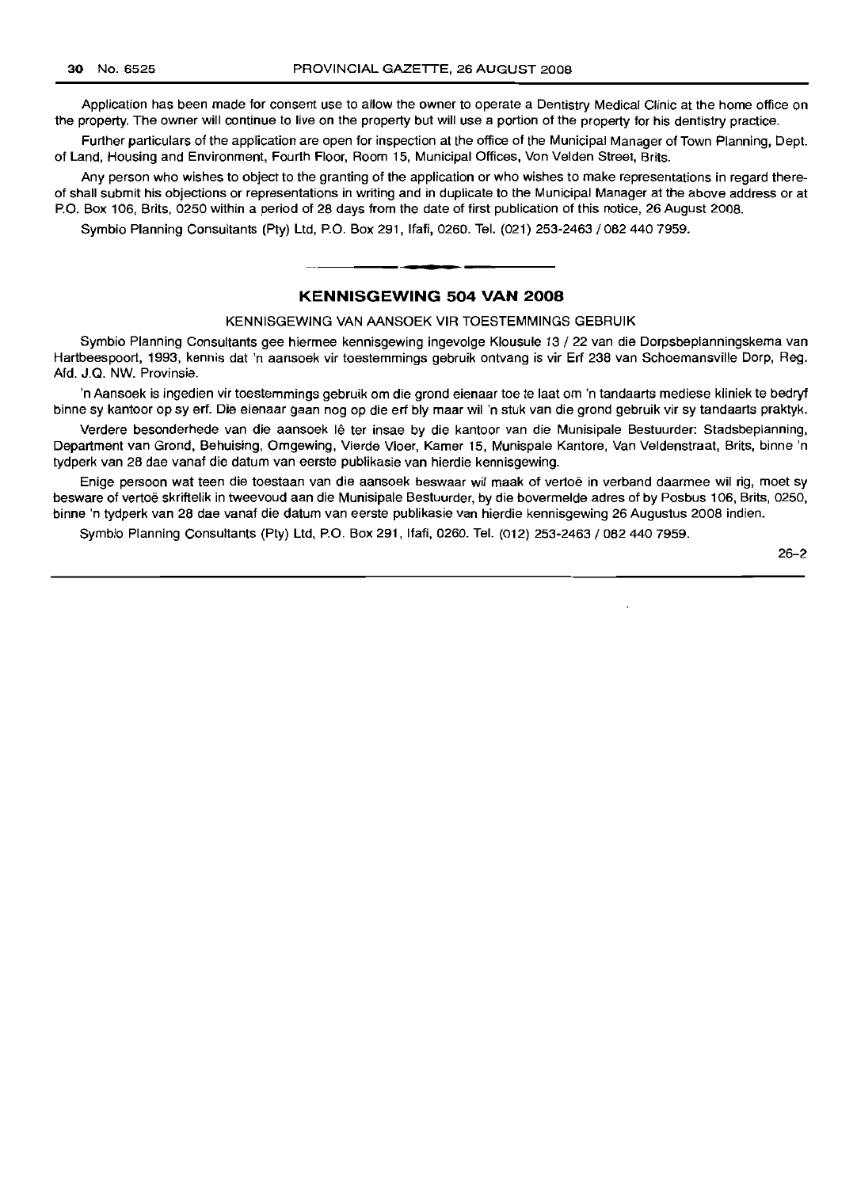Application has been made for consent use to allow the owner to operate a Dentistry Medical Clinic at the home office on the property. The owner will continue to live on the property but will use a portion of the property for his dentistry practice.

Further particulars of the application are open for inspection at the office of the Municipal Manager of Town Planning, Dept. of Land, Housing and Environment, Fourth Floor, Room 15, Municipal Offices, Von Velden Street, Brits.

Any person who wishes to object to the granting of the application or who wishes to make representations in regard thereof shall submit his objections or representations in writing and in duplicate to the Municipal Manager at the above address or at P.O. Box 106, Brits, 0250 within a period of 28 days from the date of first publication of this notice, 26 August 2008.

Symbio Planning Consultants (Pty) Ltd, P.O. Box 291, Ifafi, 0260. Tel. (021) 253-2463 / 082 440 7959.

---

## KENNISGEWING 504 VAN 2008

KENNISGEWING VAN AANSOEK VIR TOESTEMMINGS GEBRUIK

Symbio Planning Consultants gee hiermee kennisgewing ingevolge Klousule 13 / 22 van die Dorpsbeplanningskema van Hartbeespoort, 1993, kennis dat 'n aansoek vir toestemmings gebruik ontvang is vir Erf 238 van Schoemansville Dorp, Reg. Afd. J.Q. NW. Provinsie.

'n Aansoek is ingedien vir toestemmings gebruik om die grond eienaar toe te laat om 'n tandaarts mediese kliniek te bedryf binne sy kantoor op sy erf. Die eienaar gaan nog op die erf bly maar wil 'n stuk van die grond gebruik vir sy tandaarts praktyk.

Verdere besonderhede van die aansoek lê ter insae by die kantoor van die Munisipale Bestuurder: Stadsbeplanning, Department van Grond, Behuising, Omgewing, Vierde Vloer, Kamer 15, Munispale Kantore, Van Veldenstraat, Brits, binne 'n tydperk van 28 dae vanaf die datum van eerste publikasie van hierdie kennisgewing.

Enige persoon wat teen die toestaan van die aansoek beswaar wil maak of vertoë in verband daarmee wil rig, moet sy besware of vertoë skriftelik in tweevoud aan die Munisipale Bestuurder, by die bovermelde adres of by Posbus 106, Brits, 0250, binne 'n tydperk van 28 dae vanaf die datum van eerste publikasie van hierdie kennisgewing 26 Augustus 2008 indien.

Symbio Planning Consultants (Pty) Ltd, P.O. Box 291, Ifafi, 0260. Tel. (012) 253-2463 / 082 440 7959.

26–2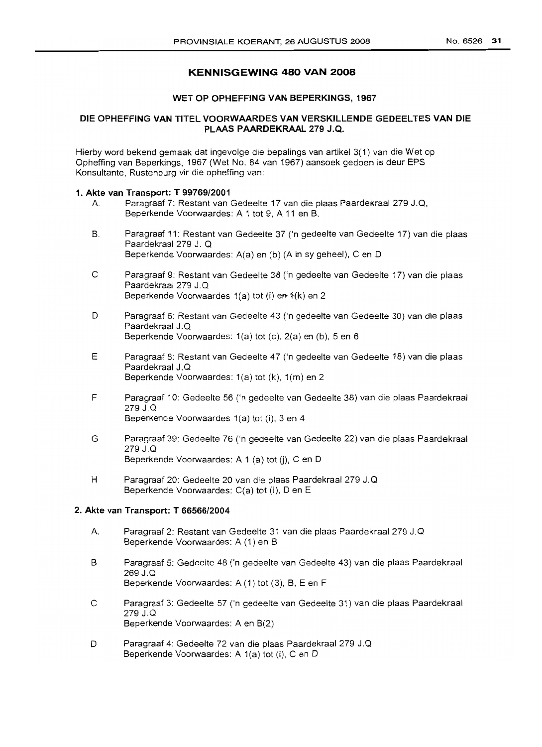## KENNISGEWING 480 VAN 2008

### WET OP OPHEFFING VAN BEPERKINGS, 1967

### DIE OPHEFFING VAN TITEL VOORWAARDES VAN VERSKILLENDE GEDEELTES VAN DIE PLAAS PAARDEKRAAL 279 J.Q.

Hierby word bekend gemaak dat ingevolge die bepalings van artikel 3(1) van die Wet op Opheffing van Beperkings, 1967 (Wet No. 84 van 1967) aansoek gedoen is deur EPS Konsultante, Rustenburg vir die opheffing van:

**1. Akte van Transport: T 99769/2001**

A. Paragraaf 7: Restant van Gedeelte 17 van die plaas Paardekraal 279 J.Q, Beperkende Voorwaardes: A 1 tot 9, A 11 en B.

B. Paragraaf 11: Restant van Gedeelte 37 ('n gedeelte van Gedeelte 17) van die plaas Paardekraal 279 J. Q
Beperkende Voorwaardes: A(a) en (b) (A in sy geheel), C en D

C Paragraaf 9: Restant van Gedeelte 38 ('n gedeelte van Gedeelte 17) van die plaas Paardekraal 279 J.Q
Beperkende Voorwaardes 1(a) tot (i) en 1(k) en 2

D Paragraaf 6: Restant van Gedeelte 43 ('n gedeelte van Gedeelte 30) van die plaas Paardekraal J.Q
Beperkende Voorwaardes: 1(a) tot (c), 2(a) en (b), 5 en 6

E Paragraaf 8: Restant van Gedeelte 47 ('n gedeelte van Gedeelte 18) van die plaas Paardekraal J.Q
Beperkende Voorwaardes: 1(a) tot (k), 1(m) en 2

F Paragraaf 10: Gedeelte 56 ('n gedeelte van Gedeelte 38) van die plaas Paardekraal 279 J.Q
Beperkende Voorwaardes 1(a) tot (i), 3 en 4

G Paragraaf 39: Gedeelte 76 ('n gedeelte van Gedeelte 22) van die plaas Paardekraal 279 J.Q
Beperkende Voorwaardes: A 1 (a) tot (j), C en D

H Paragraaf 20: Gedeelte 20 van die plaas Paardekraal 279 J.Q
Beperkende Voorwaardes: C(a) tot (i), D en E

**2. Akte van Transport: T 66566/2004**

A. Paragraaf 2: Restant van Gedeelte 31 van die plaas Paardekraal 279 J.Q
Beperkende Voorwaardes: A (1) en B

B Paragraaf 5: Gedeelte 48 ('n gedeelte van Gedeelte 43) van die plaas Paardekraal 269 J.Q
Beperkende Voorwaardes: A (1) tot (3), B, E en F

C Paragraaf 3: Gedeelte 57 ('n gedeelte van Gedeelte 31) van die plaas Paardekraal 279 J.Q
Beperkende Voorwaardes: A en B(2)

D Paragraaf 4: Gedeelte 72 van die plaas Paardekraal 279 J.Q
Beperkende Voorwaardes: A 1(a) tot (i), C en D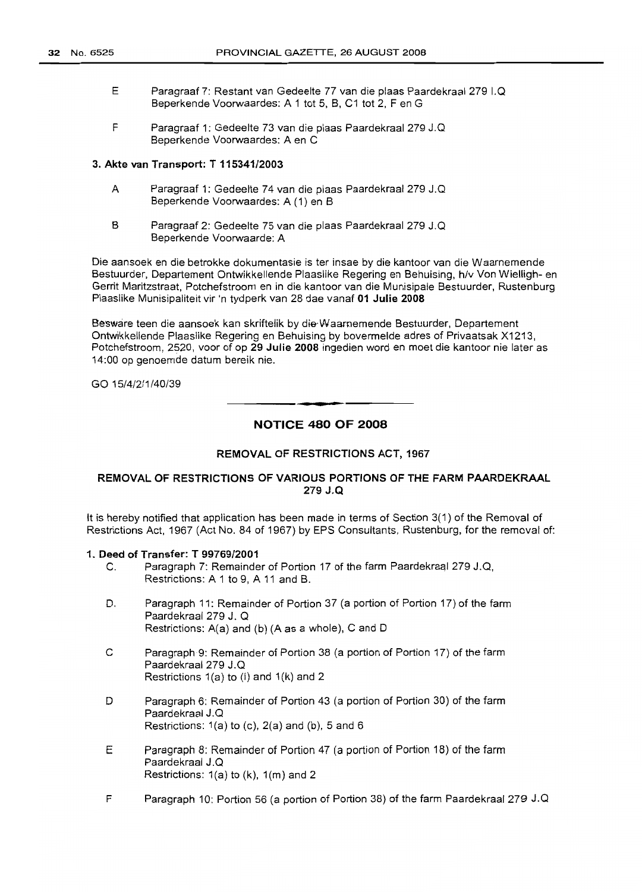E Paragraaf 7: Restant van Gedeelte 77 van die plaas Paardekraal 279 I.Q Beperkende Voorwaardes: A 1 tot 5, B, C1 tot 2, F en G

F Paragraaf 1: Gedeelte 73 van die plaas Paardekraal 279 J.Q Beperkende Voorwaardes: A en C

**3. Akte van Transport: T 115341/2003**

A Paragraaf 1: Gedeelte 74 van die plaas Paardekraal 279 J.Q Beperkende Voorwaardes: A (1) en B

B Paragraaf 2: Gedeelte 75 van die plaas Paardekraal 279 J.Q Beperkende Voorwaarde: A

Die aansoek en die betrokke dokumentasie is ter insae by die kantoor van die Waarnemende Bestuurder, Departement Ontwikkellende Plaaslike Regering en Behuising, h/v Von Wielligh- en Gerrit Maritzstraat, Potchefstroom en in die kantoor van die Munisipale Bestuurder, Rustenburg Plaaslike Munisipaliteit vir 'n tydperk van 28 dae vanaf **01 Julie 2008**

Besware teen die aansoek kan skriftelik by die Waarnemende Bestuurder, Departement Ontwikkellende Plaaslike Regering en Behuising by bovermelde adres of Privaatsak X1213, Potchefstroom, 2520, voor of op **29 Julie 2008** ingedien word en moet die kantoor nie later as 14:00 op genoemde datum bereik nie.

GO 15/4/2/1/40/39

## NOTICE 480 OF 2008

### REMOVAL OF RESTRICTIONS ACT, 1967

### REMOVAL OF RESTRICTIONS OF VARIOUS PORTIONS OF THE FARM PAARDEKRAAL 279 J.Q

It is hereby notified that application has been made in terms of Section 3(1) of the Removal of Restrictions Act, 1967 (Act No. 84 of 1967) by EPS Consultants, Rustenburg, for the removal of:

**1. Deed of Transfer: T 99769/2001**

C. Paragraph 7: Remainder of Portion 17 of the farm Paardekraal 279 J.Q, Restrictions: A 1 to 9, A 11 and B.

D. Paragraph 11: Remainder of Portion 37 (a portion of Portion 17) of the farm Paardekraal 279 J. Q Restrictions: A(a) and (b) (A as a whole), C and D

C Paragraph 9: Remainder of Portion 38 (a portion of Portion 17) of the farm Paardekraal 279 J.Q Restrictions 1(a) to (i) and 1(k) and 2

D Paragraph 6: Remainder of Portion 43 (a portion of Portion 30) of the farm Paardekraal J.Q Restrictions: 1(a) to (c), 2(a) and (b), 5 and 6

E Paragraph 8: Remainder of Portion 47 (a portion of Portion 18) of the farm Paardekraal J.Q Restrictions: 1(a) to (k), 1(m) and 2

F Paragraph 10: Portion 56 (a portion of Portion 38) of the farm Paardekraal 279 J.Q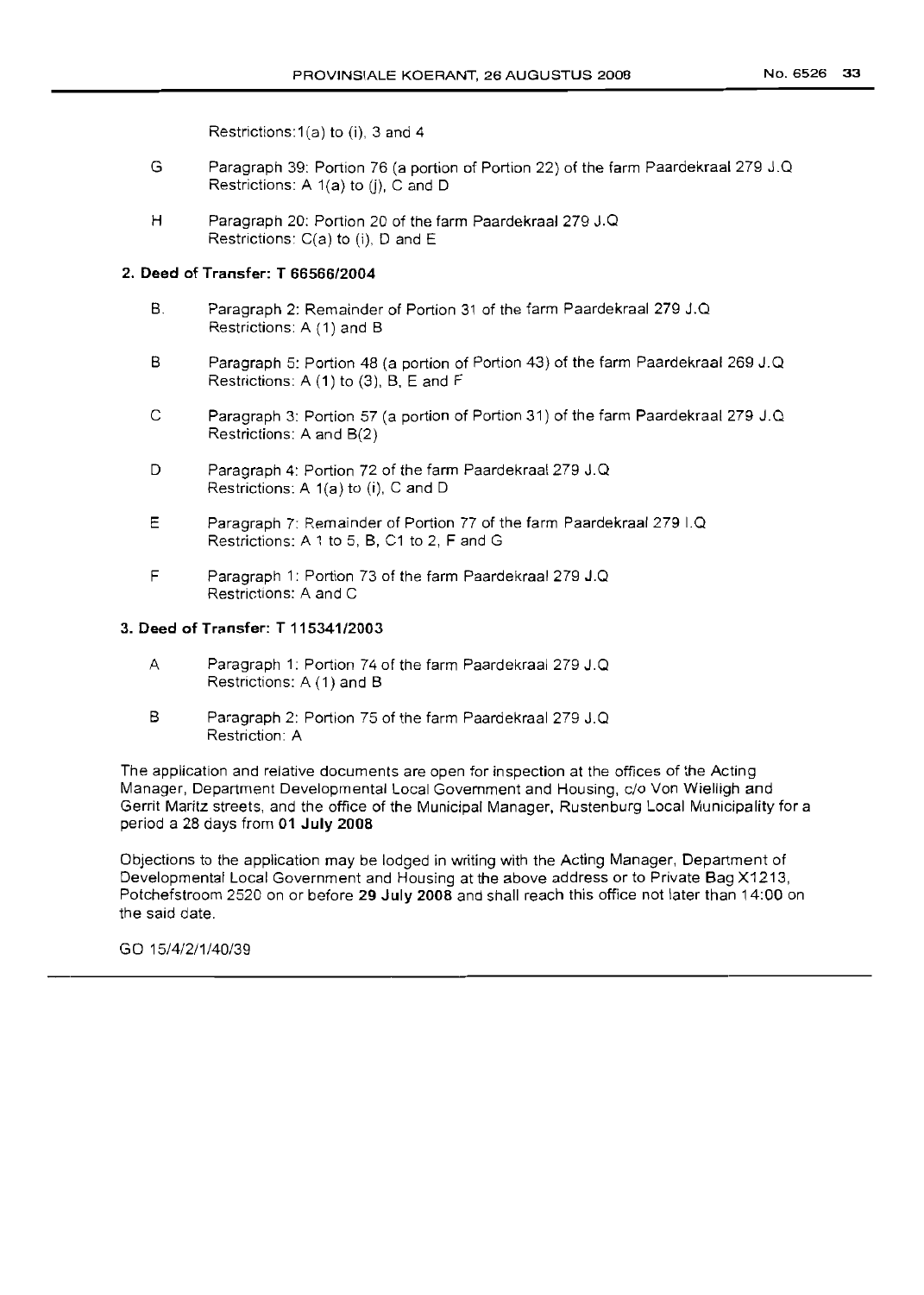Restrictions:1(a) to (i), 3 and 4

G Paragraph 39: Portion 76 (a portion of Portion 22) of the farm Paardekraal 279 J.Q
Restrictions: A 1(a) to (j), C and D

H Paragraph 20: Portion 20 of the farm Paardekraal 279 J.Q
Restrictions: C(a) to (i), D and E

**2. Deed of Transfer: T 66566/2004**

B. Paragraph 2: Remainder of Portion 31 of the farm Paardekraal 279 J.Q
Restrictions: A (1) and B

B Paragraph 5: Portion 48 (a portion of Portion 43) of the farm Paardekraal 269 J.Q
Restrictions: A (1) to (3), B, E and F

C Paragraph 3: Portion 57 (a portion of Portion 31) of the farm Paardekraal 279 J.Q
Restrictions: A and B(2)

D Paragraph 4: Portion 72 of the farm Paardekraal 279 J.Q
Restrictions: A 1(a) to (i), C and D

E Paragraph 7: Remainder of Portion 77 of the farm Paardekraal 279 I.Q
Restrictions: A 1 to 5, B, C1 to 2, F and G

F Paragraph 1: Portion 73 of the farm Paardekraal 279 J.Q
Restrictions: A and C

**3. Deed of Transfer: T 115341/2003**

A Paragraph 1: Portion 74 of the farm Paardekraal 279 J.Q
Restrictions: A (1) and B

B Paragraph 2: Portion 75 of the farm Paardekraal 279 J.Q
Restriction: A

The application and relative documents are open for inspection at the offices of the Acting Manager, Department Developmental Local Government and Housing, c/o Von Wielligh and Gerrit Maritz streets, and the office of the Municipal Manager, Rustenburg Local Municipality for a period a 28 days from **01 July 2008**

Objections to the application may be lodged in writing with the Acting Manager, Department of Developmental Local Government and Housing at the above address or to Private Bag X1213, Potchefstroom 2520 on or before **29 July 2008** and shall reach this office not later than 14:00 on the said date.

GO 15/4/2/1/40/39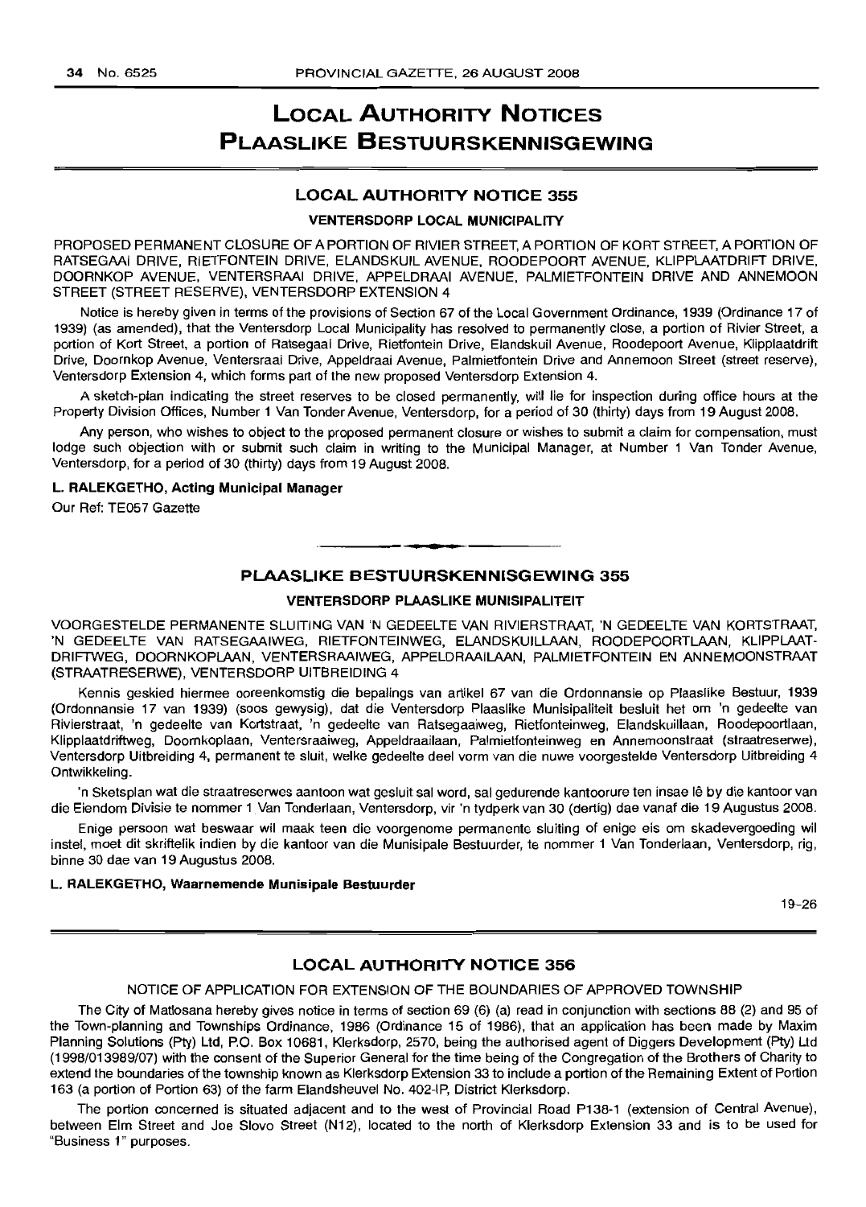# LOCAL AUTHORITY NOTICES
# PLAASLIKE BESTUURSKENNISGEWING

## LOCAL AUTHORITY NOTICE 355

### VENTERSDORP LOCAL MUNICIPALITY

PROPOSED PERMANENT CLOSURE OF A PORTION OF RIVIER STREET, A PORTION OF KORT STREET, A PORTION OF RATSEGAAI DRIVE, RIETFONTEIN DRIVE, ELANDSKUIL AVENUE, ROODEPOORT AVENUE, KLIPPLAATDRIFT DRIVE, DOORNKOP AVENUE, VENTERSRAAI DRIVE, APPELDRAAI AVENUE, PALMIETFONTEIN DRIVE AND ANNEMOON STREET (STREET RESERVE), VENTERSDORP EXTENSION 4

Notice is hereby given in terms of the provisions of Section 67 of the Local Government Ordinance, 1939 (Ordinance 17 of 1939) (as amended), that the Ventersdorp Local Municipality has resolved to permanently close, a portion of Rivier Street, a portion of Kort Street, a portion of Ratsegaai Drive, Rietfontein Drive, Elandskuil Avenue, Roodepoort Avenue, Klipplaatdrift Drive, Doornkop Avenue, Ventersraai Drive, Appeldraai Avenue, Palmietfontein Drive and Annemoon Street (street reserve), Ventersdorp Extension 4, which forms part of the new proposed Ventersdorp Extension 4.

A sketch-plan indicating the street reserves to be closed permanently, will lie for inspection during office hours at the Property Division Offices, Number 1 Van Tonder Avenue, Ventersdorp, for a period of 30 (thirty) days from 19 August 2008.

Any person, who wishes to object to the proposed permanent closure or wishes to submit a claim for compensation, must lodge such objection with or submit such claim in writing to the Municipal Manager, at Number 1 Van Tonder Avenue, Ventersdorp, for a period of 30 (thirty) days from 19 August 2008.

**L. RALEKGETHO, Acting Municipal Manager**

Our Ref: TE057 Gazette

---

## PLAASLIKE BESTUURSKENNISGEWING 355

### VENTERSDORP PLAASLIKE MUNISIPALITEIT

VOORGESTELDE PERMANENTE SLUITING VAN 'N GEDEELTE VAN RIVIERSTRAAT, 'N GEDEELTE VAN KORTSTRAAT, 'N GEDEELTE VAN RATSEGAAIWEG, RIETFONTEINWEG, ELANDSKUILLAAN, ROODEPOORTLAAN, KLIPPLAATDRIFTWEG, DOORNKOPLAAN, VENTERSRAAIWEG, APPELDRAAILAAN, PALMIETFONTEIN EN ANNEMOONSTRAAT (STRAATRESERWE), VENTERSDORP UITBREIDING 4

Kennis geskied hiermee ooreenkomstig die bepalings van artikel 67 van die Ordonnansie op Plaaslike Bestuur, 1939 (Ordonnansie 17 van 1939) (soos gewysig), dat die Ventersdorp Plaaslike Munisipaliteit besluit het om 'n gedeelte van Rivierstraat, 'n gedeelte van Kortstraat, 'n gedeelte van Ratsegaaiweg, Rietfonteinweg, Elandskuillaan, Roodepoortlaan, Klipplaatdriftweg, Doornkoplaan, Ventersraaiweg, Appeldraailaan, Palmietfonteinweg en Annemoonstraat (straatreserwe), Ventersdorp Uitbreiding 4, permanent te sluit, welke gedeelte deel vorm van die nuwe voorgestelde Ventersdorp Uitbreiding 4 Ontwikkeling.

'n Sketsplan wat die straatreserwes aantoon wat gesluit sal word, sal gedurende kantoorure ten insae lê by die kantoor van die Eiendom Divisie te nommer 1 Van Tonderlaan, Ventersdorp, vir 'n tydperk van 30 (dertig) dae vanaf die 19 Augustus 2008.

Enige persoon wat beswaar wil maak teen die voorgenome permanente sluiting of enige eis om skadevergoeding wil instel, moet dit skriftelik indien by die kantoor van die Munisipale Bestuurder, te nommer 1 Van Tonderlaan, Ventersdorp, rig, binne 30 dae van 19 Augustus 2008.

**L. RALEKGETHO, Waarnemende Munisipale Bestuurder**

19–26

---

## LOCAL AUTHORITY NOTICE 356

NOTICE OF APPLICATION FOR EXTENSION OF THE BOUNDARIES OF APPROVED TOWNSHIP

The City of Matlosana hereby gives notice in terms of section 69 (6) (a) read in conjunction with sections 88 (2) and 95 of the Town-planning and Townships Ordinance, 1986 (Ordinance 15 of 1986), that an application has been made by Maxim Planning Solutions (Pty) Ltd, P.O. Box 10681, Klerksdorp, 2570, being the authorised agent of Diggers Development (Pty) Ltd (1998/013989/07) with the consent of the Superior General for the time being of the Congregation of the Brothers of Charity to extend the boundaries of the township known as Klerksdorp Extension 33 to include a portion of the Remaining Extent of Portion 163 (a portion of Portion 63) of the farm Elandsheuvel No. 402-IP, District Klerksdorp.

The portion concerned is situated adjacent and to the west of Provincial Road P138-1 (extension of Central Avenue), between Elm Street and Joe Slovo Street (N12), located to the north of Klerksdorp Extension 33 and is to be used for "Business 1" purposes.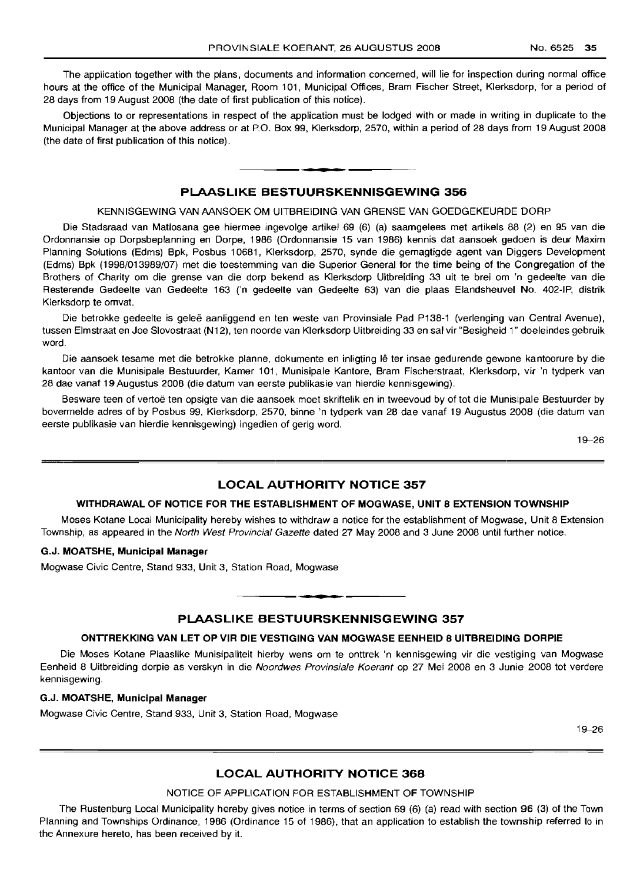The application together with the plans, documents and information concerned, will lie for inspection during normal office hours at the office of the Municipal Manager, Room 101, Municipal Offices, Bram Fischer Street, Klerksdorp, for a period of 28 days from 19 August 2008 (the date of first publication of this notice).

Objections to or representations in respect of the application must be lodged with or made in writing in duplicate to the Municipal Manager at the above address or at P.O. Box 99, Klerksdorp, 2570, within a period of 28 days from 19 August 2008 (the date of first publication of this notice).

## PLAASLIKE BESTUURSKENNISGEWING 356

KENNISGEWING VAN AANSOEK OM UITBREIDING VAN GRENSE VAN GOEDGEKEURDE DORP

Die Stadsraad van Matlosana gee hiermee ingevolge artikel 69 (6) (a) saamgelees met artikels 88 (2) en 95 van die Ordonnansie op Dorpsbeplanning en Dorpe, 1986 (Ordonnansie 15 van 1986) kennis dat aansoek gedoen is deur Maxim Planning Solutions (Edms) Bpk, Posbus 10681, Klerksdorp, 2570, synde die gemagtigde agent van Diggers Development (Edms) Bpk (1998/013989/07) met die toestemming van die Superior General for the time being of the Congregation of the Brothers of Charity om die grense van die dorp bekend as Klerksdorp Uitbreiding 33 uit te brei om 'n gedeelte van die Resterende Gedeelte van Gedeelte 163 ('n gedeelte van Gedeelte 63) van die plaas Elandsheuvel No. 402-IP, distrik Klerksdorp te omvat.

Die betrokke gedeelte is geleë aanliggend en ten weste van Provinsiale Pad P138-1 (verlenging van Central Avenue), tussen Elmstraat en Joe Slovostraat (N12), ten noorde van Klerksdorp Uitbreiding 33 en sal vir "Besigheid 1" doeleindes gebruik word.

Die aansoek tesame met die betrokke planne, dokumente en inligting lê ter insae gedurende gewone kantoorure by die kantoor van die Munisipale Bestuurder, Kamer 101, Munisipale Kantore, Bram Fischerstraat, Klerksdorp, vir 'n tydperk van 28 dae vanaf 19 Augustus 2008 (die datum van eerste publikasie van hierdie kennisgewing).

Besware teen of vertoë ten opsigte van die aansoek moet skriftelik en in tweevoud by of tot die Munisipale Bestuurder by bovermelde adres of by Posbus 99, Klerksdorp, 2570, binne 'n tydperk van 28 dae vanaf 19 Augustus 2008 (die datum van eerste publikasie van hierdie kennisgewing) ingedien of gerig word.

19–26

## LOCAL AUTHORITY NOTICE 357

### WITHDRAWAL OF NOTICE FOR THE ESTABLISHMENT OF MOGWASE, UNIT 8 EXTENSION TOWNSHIP

Moses Kotane Local Municipality hereby wishes to withdraw a notice for the establishment of Mogwase, Unit 8 Extension Township, as appeared in the *North West Provincial Gazette* dated 27 May 2008 and 3 June 2008 until further notice.

**G.J. MOATSHE, Municipal Manager**

Mogwase Civic Centre, Stand 933, Unit 3, Station Road, Mogwase

## PLAASLIKE BESTUURSKENNISGEWING 357

### ONTTREKKING VAN LET OP VIR DIE VESTIGING VAN MOGWASE EENHEID 8 UITBREIDING DORPIE

Die Moses Kotane Plaaslike Munisipaliteit hierby wens om te onttrek 'n kennisgewing vir die vestiging van Mogwase Eenheid 8 Uitbreiding dorpie as verskyn in die *Noordwes Provinsiale Koerant* op 27 Mei 2008 en 3 Junie 2008 tot verdere kennisgewing.

**G.J. MOATSHE, Municipal Manager**

Mogwase Civic Centre, Stand 933, Unit 3, Station Road, Mogwase

19–26

## LOCAL AUTHORITY NOTICE 368

NOTICE OF APPLICATION FOR ESTABLISHMENT OF TOWNSHIP

The Rustenburg Local Municipality hereby gives notice in terms of section 69 (6) (a) read with section 96 (3) of the Town Planning and Townships Ordinance, 1986 (Ordinance 15 of 1986), that an application to establish the township referred to in the Annexure hereto, has been received by it.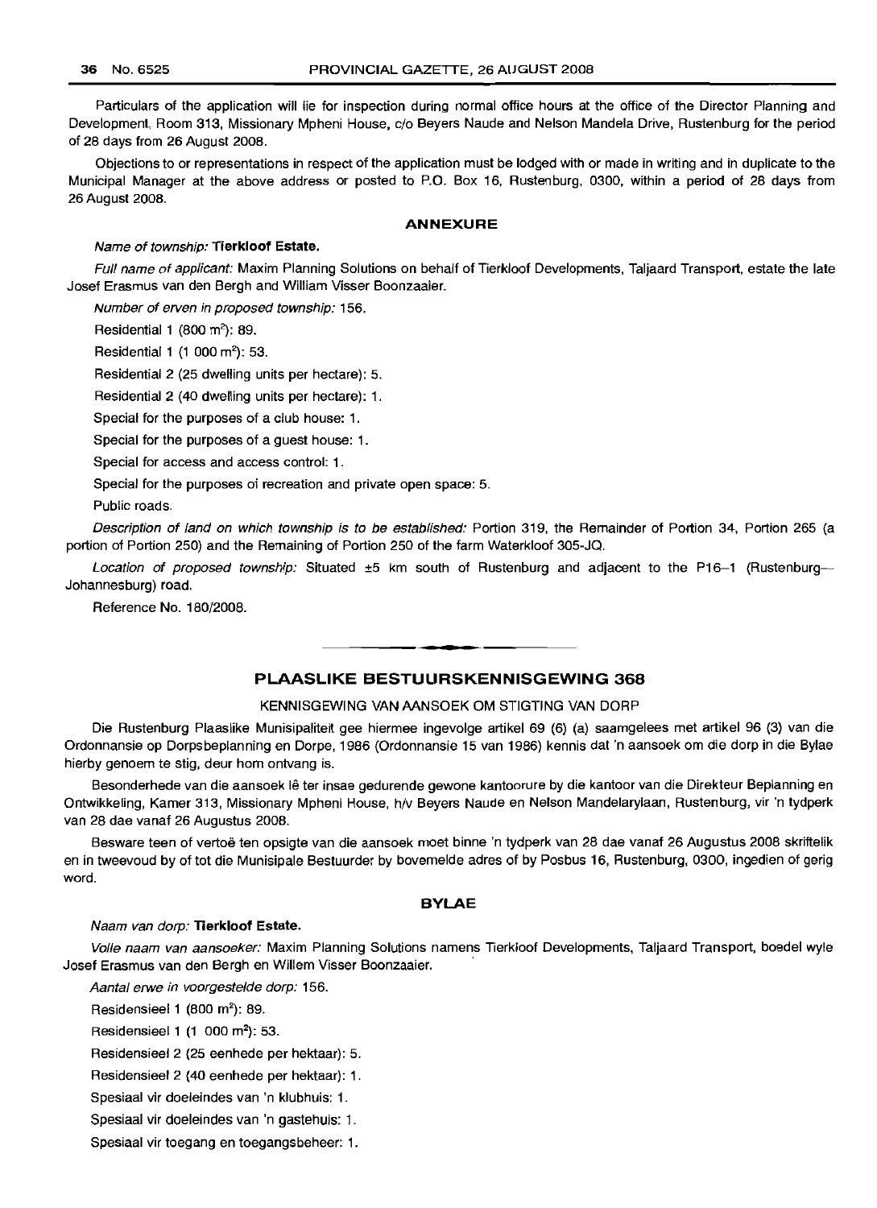Particulars of the application will lie for inspection during normal office hours at the office of the Director Planning and Development, Room 313, Missionary Mpheni House, c/o Beyers Naude and Nelson Mandela Drive, Rustenburg for the period of 28 days from 26 August 2008.

Objections to or representations in respect of the application must be lodged with or made in writing and in duplicate to the Municipal Manager at the above address or posted to P.O. Box 16, Rustenburg, 0300, within a period of 28 days from 26 August 2008.

### ANNEXURE

*Name of township:* **Tierkloof Estate.**

*Full name of applicant:* Maxim Planning Solutions on behalf of Tierkloof Developments, Taljaard Transport, estate the late Josef Erasmus van den Bergh and William Visser Boonzaaier.

*Number of erven in proposed township:* 156.

Residential 1 (800 m$^2$): 89.

Residential 1 (1 000 m$^2$): 53.

Residential 2 (25 dwelling units per hectare): 5.

Residential 2 (40 dwelling units per hectare): 1.

Special for the purposes of a club house: 1.

Special for the purposes of a guest house: 1.

Special for access and access control: 1.

Special for the purposes of recreation and private open space: 5.

Public roads.

*Description of land on which township is to be established:* Portion 319, the Remainder of Portion 34, Portion 265 (a portion of Portion 250) and the Remaining of Portion 250 of the farm Waterkloof 305-JQ.

*Location of proposed township:* Situated ±5 km south of Rustenburg and adjacent to the P16–1 (Rustenburg—Johannesburg) road.

Reference No. 180/2008.

## PLAASLIKE BESTUURSKENNISGEWING 368

KENNISGEWING VAN AANSOEK OM STIGTING VAN DORP

Die Rustenburg Plaaslike Munisipaliteit gee hiermee ingevolge artikel 69 (6) (a) saamgelees met artikel 96 (3) van die Ordonnansie op Dorpsbeplanning en Dorpe, 1986 (Ordonnansie 15 van 1986) kennis dat 'n aansoek om die dorp in die Bylae hierby genoem te stig, deur hom ontvang is.

Besonderhede van die aansoek lê ter insae gedurende gewone kantoorure by die kantoor van die Direkteur Beplanning en Ontwikkeling, Kamer 313, Missionary Mpheni House, h/v Beyers Naude en Nelson Mandelarylaan, Rustenburg, vir 'n tydperk van 28 dae vanaf 26 Augustus 2008.

Besware teen of vertoë ten opsigte van die aansoek moet binne 'n tydperk van 28 dae vanaf 26 Augustus 2008 skriftelik en in tweevoud by of tot die Munisipale Bestuurder by bovemelde adres of by Posbus 16, Rustenburg, 0300, ingedien of gerig word.

### BYLAE

*Naam van dorp:* **Tierkloof Estate.**

*Volle naam van aansoeker:* Maxim Planning Solutions namens Tierkloof Developments, Taljaard Transport, boedel wyle Josef Erasmus van den Bergh en Willem Visser Boonzaaier.

*Aantal erwe in voorgestelde dorp:* 156.

Residensieel 1 (800 m$^2$): 89.

Residensieel 1 (1 000 m$^2$): 53.

Residensieel 2 (25 eenhede per hektaar): 5.

Residensieel 2 (40 eenhede per hektaar): 1.

Spesiaal vir doeleindes van 'n klubhuis: 1.

Spesiaal vir doeleindes van 'n gastehuis: 1.

Spesiaal vir toegang en toegangsbeheer: 1.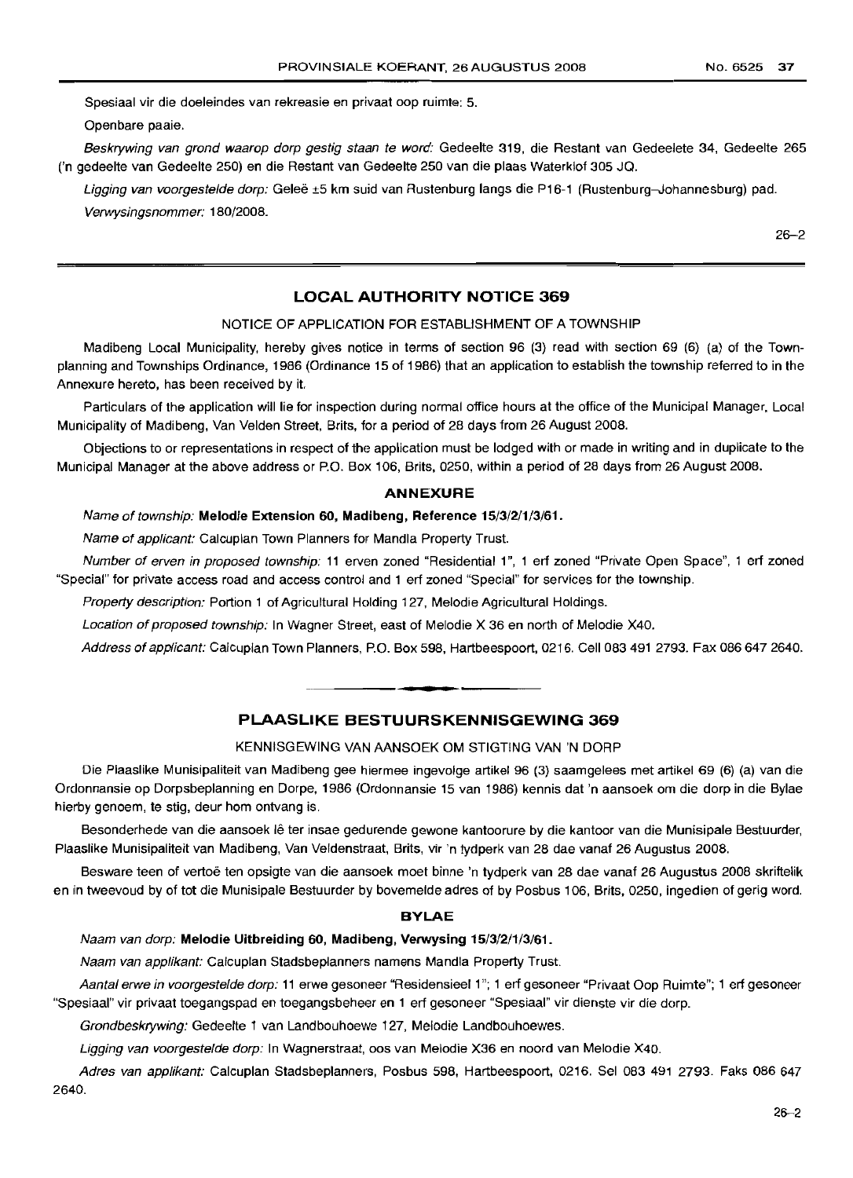Spesiaal vir die doeleindes van rekreasie en privaat oop ruimte: 5.

Openbare paaie.

*Beskrywing van grond waarop dorp gestig staan te word:* Gedeelte 319, die Restant van Gedeelete 34, Gedeelte 265 ('n gedeelte van Gedeelte 250) en die Restant van Gedeelte 250 van die plaas Waterklof 305 JQ.

*Ligging van voorgestelde dorp:* Geleë ±5 km suid van Rustenburg langs die P16-1 (Rustenburg–Johannesburg) pad.

*Verwysingsnommer:* 180/2008.

26–2

## LOCAL AUTHORITY NOTICE 369

### NOTICE OF APPLICATION FOR ESTABLISHMENT OF A TOWNSHIP

Madibeng Local Municipality, hereby gives notice in terms of section 96 (3) read with section 69 (6) (a) of the Town-planning and Townships Ordinance, 1986 (Ordinance 15 of 1986) that an application to establish the township referred to in the Annexure hereto, has been received by it.

Particulars of the application will lie for inspection during normal office hours at the office of the Municipal Manager, Local Municipality of Madibeng, Van Velden Street, Brits, for a period of 28 days from 26 August 2008.

Objections to or representations in respect of the application must be lodged with or made in writing and in duplicate to the Municipal Manager at the above address or P.O. Box 106, Brits, 0250, within a period of 28 days from 26 August 2008.

### ANNEXURE

*Name of township:* **Melodie Extension 60, Madibeng, Reference 15/3/2/1/3/61.**

*Name of applicant:* Calcuplan Town Planners for Mandla Property Trust.

*Number of erven in proposed township:* 11 erven zoned "Residential 1", 1 erf zoned "Private Open Space", 1 erf zoned "Special" for private access road and access control and 1 erf zoned "Special" for services for the township.

*Property description:* Portion 1 of Agricultural Holding 127, Melodie Agricultural Holdings.

*Location of proposed township:* In Wagner Street, east of Melodie X 36 en north of Melodie X40.

*Address of applicant:* Calcuplan Town Planners, P.O. Box 598, Hartbeespoort, 0216. Cell 083 491 2793. Fax 086 647 2640.

## PLAASLIKE BESTUURSKENNISGEWING 369

### KENNISGEWING VAN AANSOEK OM STIGTING VAN 'N DORP

Die Plaaslike Munisipaliteit van Madibeng gee hiermee ingevolge artikel 96 (3) saamgelees met artikel 69 (6) (a) van die Ordonnansie op Dorpsbeplanning en Dorpe, 1986 (Ordonnansie 15 van 1986) kennis dat 'n aansoek om die dorp in die Bylae hierby genoem, te stig, deur hom ontvang is.

Besonderhede van die aansoek lê ter insae gedurende gewone kantoorure by die kantoor van die Munisipale Bestuurder, Plaaslike Munisipaliteit van Madibeng, Van Veldenstraat, Brits, vir 'n tydperk van 28 dae vanaf 26 Augustus 2008.

Besware teen of vertoë ten opsigte van die aansoek moet binne 'n tydperk van 28 dae vanaf 26 Augustus 2008 skriftelik en in tweevoud by of tot die Munisipale Bestuurder by bovemelde adres of by Posbus 106, Brits, 0250, ingedien of gerig word.

### BYLAE

*Naam van dorp:* **Melodie Uitbreiding 60, Madibeng, Verwysing 15/3/2/1/3/61.**

*Naam van applikant:* Calcuplan Stadsbeplanners namens Mandla Property Trust.

*Aantal erwe in voorgestelde dorp:* 11 erwe gesoneer "Residensieel 1"; 1 erf gesoneer "Privaat Oop Ruimte"; 1 erf gesoneer "Spesiaal" vir privaat toegangspad en toegangsbeheer en 1 erf gesoneer "Spesiaal" vir dienste vir die dorp.

*Grondbeskrywing:* Gedeelte 1 van Landbouhoewe 127, Melodie Landbouhoewes.

*Ligging van voorgestelde dorp:* In Wagnerstraat, oos van Melodie X36 en noord van Melodie X40.

*Adres van applikant:* Calcuplan Stadsbeplanners, Posbus 598, Hartbeespoort, 0216. Sel 083 491 2793. Faks 086 647 2640.

26–2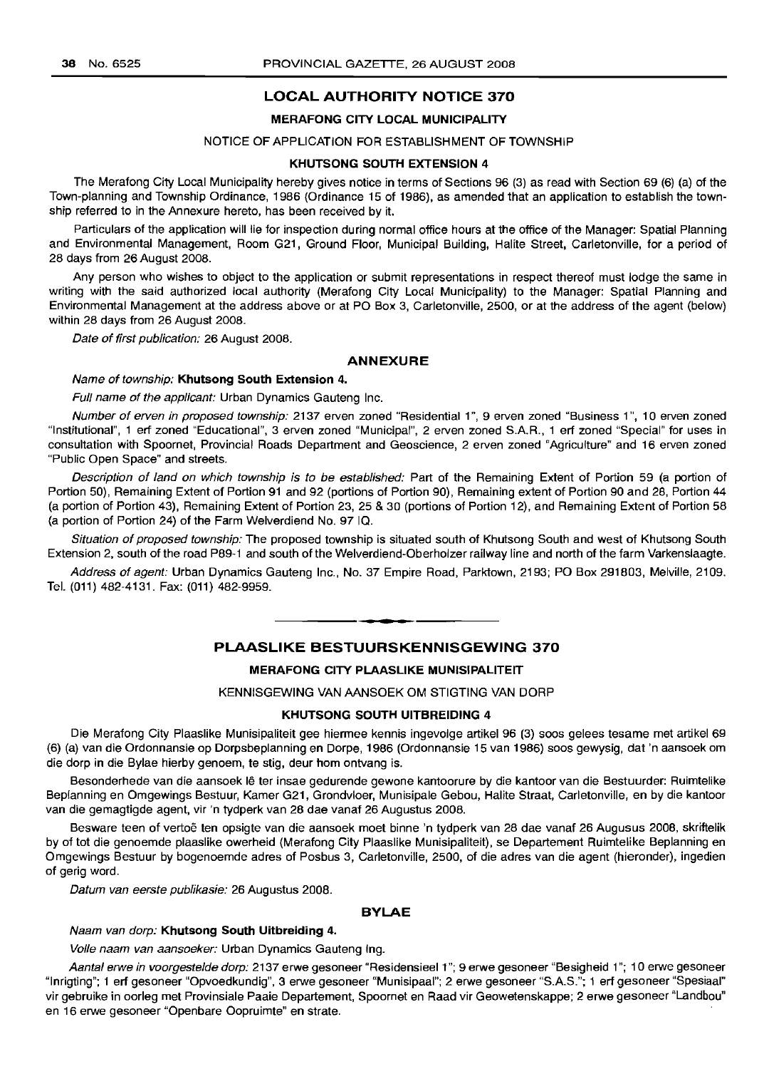## LOCAL AUTHORITY NOTICE 370

### MERAFONG CITY LOCAL MUNICIPALITY

NOTICE OF APPLICATION FOR ESTABLISHMENT OF TOWNSHIP

### KHUTSONG SOUTH EXTENSION 4

The Merafong City Local Municipality hereby gives notice in terms of Sections 96 (3) as read with Section 69 (6) (a) of the Town-planning and Township Ordinance, 1986 (Ordinance 15 of 1986), as amended that an application to establish the township referred to in the Annexure hereto, has been received by it.

Particulars of the application will lie for inspection during normal office hours at the office of the Manager: Spatial Planning and Environmental Management, Room G21, Ground Floor, Municipal Building, Halite Street, Carletonville, for a period of 28 days from 26 August 2008.

Any person who wishes to object to the application or submit representations in respect thereof must lodge the same in writing with the said authorized local authority (Merafong City Local Municipality) to the Manager: Spatial Planning and Environmental Management at the address above or at PO Box 3, Carletonville, 2500, or at the address of the agent (below) within 28 days from 26 August 2008.

*Date of first publication:* 26 August 2008.

### ANNEXURE

*Name of township:* **Khutsong South Extension 4.**

*Full name of the applicant:* Urban Dynamics Gauteng Inc.

*Number of erven in proposed township:* 2137 erven zoned "Residential 1", 9 erven zoned "Business 1", 10 erven zoned "Institutional", 1 erf zoned "Educational", 3 erven zoned "Municipal", 2 erven zoned S.A.R., 1 erf zoned "Special" for uses in consultation with Spoornet, Provincial Roads Department and Geoscience, 2 erven zoned "Agriculture" and 16 erven zoned "Public Open Space" and streets.

*Description of land on which township is to be established:* Part of the Remaining Extent of Portion 59 (a portion of Portion 50), Remaining Extent of Portion 91 and 92 (portions of Portion 90), Remaining extent of Portion 90 and 28, Portion 44 (a portion of Portion 43), Remaining Extent of Portion 23, 25 & 30 (portions of Portion 12), and Remaining Extent of Portion 58 (a portion of Portion 24) of the Farm Welverdiend No. 97 IQ.

*Situation of proposed township:* The proposed township is situated south of Khutsong South and west of Khutsong South Extension 2, south of the road P89-1 and south of the Welverdiend-Oberholzer railway line and north of the farm Varkenslaagte.

*Address of agent:* Urban Dynamics Gauteng Inc., No. 37 Empire Road, Parktown, 2193; PO Box 291803, Melville, 2109. Tel. (011) 482-4131. Fax: (011) 482-9959.

---

## PLAASLIKE BESTUURSKENNISGEWING 370

### MERAFONG CITY PLAASLIKE MUNISIPALITEIT

KENNISGEWING VAN AANSOEK OM STIGTING VAN DORP

### KHUTSONG SOUTH UITBREIDING 4

Die Merafong City Plaaslike Munisipaliteit gee hiermee kennis ingevolge artikel 96 (3) soos gelees tesame met artikel 69 (6) (a) van die Ordonnansie op Dorpsbeplanning en Dorpe, 1986 (Ordonnansie 15 van 1986) soos gewysig, dat 'n aansoek om die dorp in die Bylae hierby genoem, te stig, deur hom ontvang is.

Besonderhede van die aansoek lê ter insae gedurende gewone kantoorure by die kantoor van die Bestuurder: Ruimtelike Beplanning en Omgewings Bestuur, Kamer G21, Grondvloer, Munisipale Gebou, Halite Straat, Carletonville, en by die kantoor van die gemagtigde agent, vir 'n tydperk van 28 dae vanaf 26 Augustus 2008.

Besware teen of vertoë ten opsigte van die aansoek moet binne 'n tydperk van 28 dae vanaf 26 Augusus 2008, skriftelik by of tot die genoemde plaaslike owerheid (Merafong City Plaaslike Munisipaliteit), se Departement Ruimtelike Beplanning en Omgewings Bestuur by bogenoemde adres of Posbus 3, Carletonville, 2500, of die adres van die agent (hieronder), ingedien of gerig word.

*Datum van eerste publikasie:* 26 Augustus 2008.

### BYLAE

*Naam van dorp:* **Khutsong South Uitbreiding 4.**

*Volle naam van aansoeker:* Urban Dynamics Gauteng Ing.

*Aantal erwe in voorgestelde dorp:* 2137 erwe gesoneer "Residensieel 1"; 9 erwe gesoneer "Besigheid 1"; 10 erwe gesoneer "Inrigting"; 1 erf gesoneer "Opvoedkundig", 3 erwe gesoneer "Munisipaal"; 2 erwe gesoneer "S.A.S."; 1 erf gesoneer "Spesiaal" vir gebruike in oorleg met Provinsiale Paaie Departement, Spoornet en Raad vir Geowetenskappe; 2 erwe gesoneer "Landbou" en 16 erwe gesoneer "Openbare Oopruimte" en strate.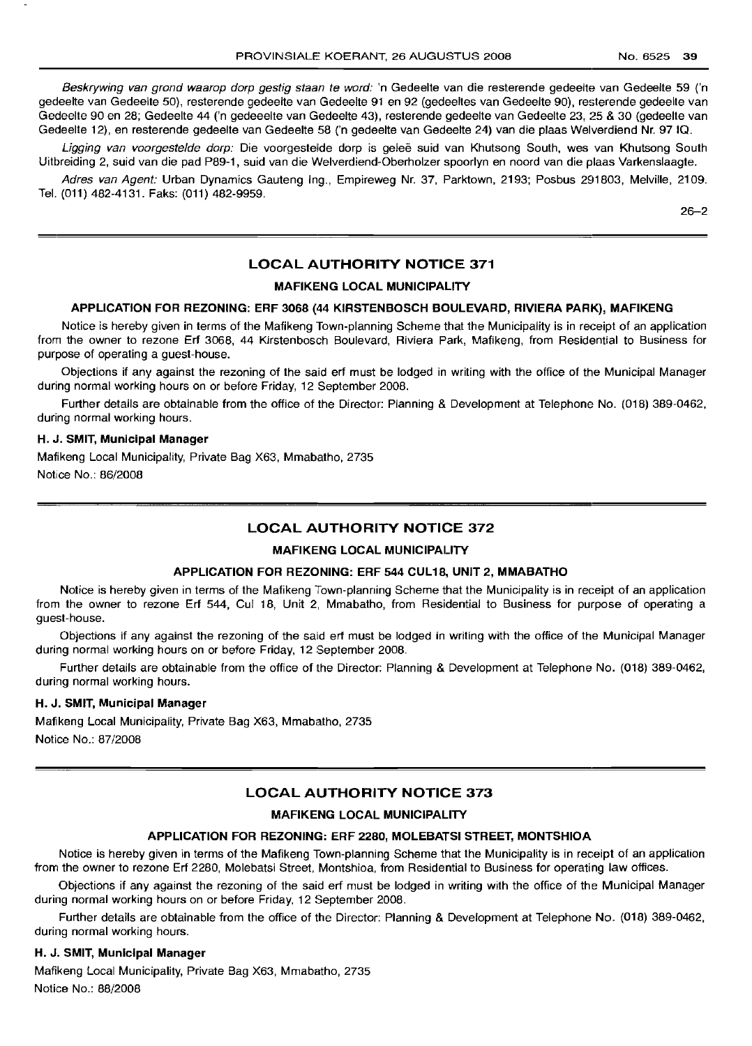*Beskrywing van grond waarop dorp gestig staan te word:* 'n Gedeelte van die resterende gedeelte van Gedeelte 59 ('n gedeelte van Gedeelte 50), resterende gedeelte van Gedeelte 91 en 92 (gedeeltes van Gedeelte 90), resterende gedeelte van Gedeelte 90 en 28; Gedeelte 44 ('n gedeeelte van Gedeelte 43), resterende gedeelte van Gedeelte 23, 25 & 30 (gedeelte van Gedeelte 12), en resterende gedeelte van Gedeelte 58 ('n gedeelte van Gedeelte 24) van die plaas Welverdiend Nr. 97 IQ.

*Ligging van voorgestelde dorp:* Die voorgestelde dorp is geleë suid van Khutsong South, wes van Khutsong South Uitbreiding 2, suid van die pad P89-1, suid van die Welverdiend-Oberholzer spoorlyn en noord van die plaas Varkenslaagte.

*Adres van Agent:* Urban Dynamics Gauteng Ing., Empireweg Nr. 37, Parktown, 2193; Posbus 291803, Melville, 2109. Tel. (011) 482-4131. Faks: (011) 482-9959.

26–2

## LOCAL AUTHORITY NOTICE 371

### MAFIKENG LOCAL MUNICIPALITY

#### APPLICATION FOR REZONING: ERF 3068 (44 KIRSTENBOSCH BOULEVARD, RIVIERA PARK), MAFIKENG

Notice is hereby given in terms of the Mafikeng Town-planning Scheme that the Municipality is in receipt of an application from the owner to rezone Erf 3068, 44 Kirstenbosch Boulevard, Riviera Park, Mafikeng, from Residential to Business for purpose of operating a guest-house.

Objections if any against the rezoning of the said erf must be lodged in writing with the office of the Municipal Manager during normal working hours on or before Friday, 12 September 2008.

Further details are obtainable from the office of the Director: Planning & Development at Telephone No. (018) 389-0462, during normal working hours.

**H. J. SMIT, Municipal Manager**

Mafikeng Local Municipality, Private Bag X63, Mmabatho, 2735

Notice No.: 86/2008

## LOCAL AUTHORITY NOTICE 372

### MAFIKENG LOCAL MUNICIPALITY

#### APPLICATION FOR REZONING: ERF 544 CUL18, UNIT 2, MMABATHO

Notice is hereby given in terms of the Mafikeng Town-planning Scheme that the Municipality is in receipt of an application from the owner to rezone Erf 544, Cul 18, Unit 2, Mmabatho, from Residential to Business for purpose of operating a guest-house.

Objections if any against the rezoning of the said erf must be lodged in writing with the office of the Municipal Manager during normal working hours on or before Friday, 12 September 2008.

Further details are obtainable from the office of the Director: Planning & Development at Telephone No. (018) 389-0462, during normal working hours.

**H. J. SMIT, Municipal Manager**

Mafikeng Local Municipality, Private Bag X63, Mmabatho, 2735

Notice No.: 87/2008

## LOCAL AUTHORITY NOTICE 373

### MAFIKENG LOCAL MUNICIPALITY

#### APPLICATION FOR REZONING: ERF 2280, MOLEBATSI STREET, MONTSHIOA

Notice is hereby given in terms of the Mafikeng Town-planning Scheme that the Municipality is in receipt of an application from the owner to rezone Erf 2280, Molebatsi Street, Montshioa, from Residential to Business for operating law offices.

Objections if any against the rezoning of the said erf must be lodged in writing with the office of the Municipal Manager during normal working hours on or before Friday, 12 September 2008.

Further details are obtainable from the office of the Director: Planning & Development at Telephone No. (018) 389-0462, during normal working hours.

**H. J. SMIT, Municipal Manager**

Mafikeng Local Municipality, Private Bag X63, Mmabatho, 2735

Notice No.: 88/2008